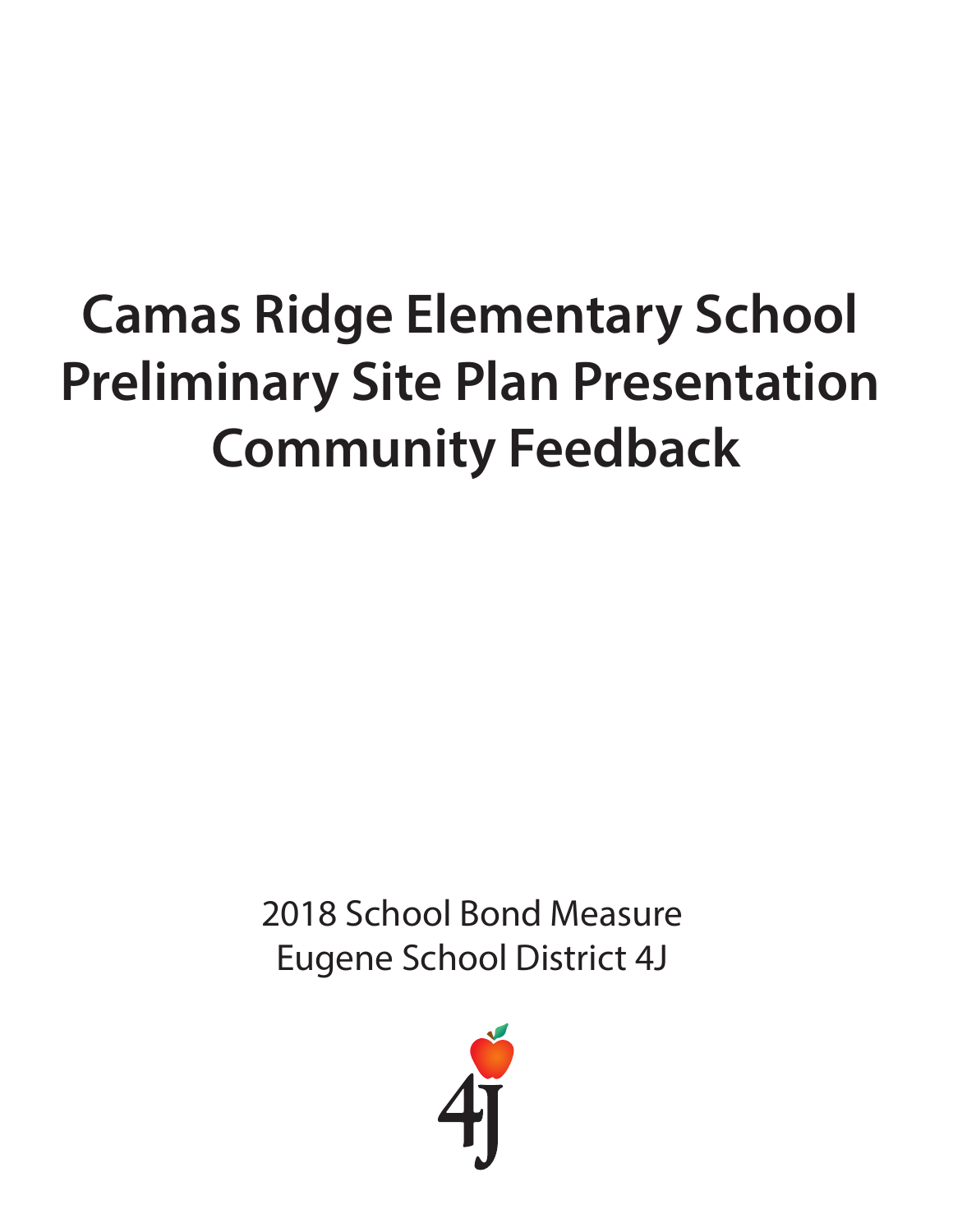# Camas Ridge Elementary School Preliminary Site Plan Presentation Community Feedback

2018 School Bond Measure
Eugene School District 4J

4J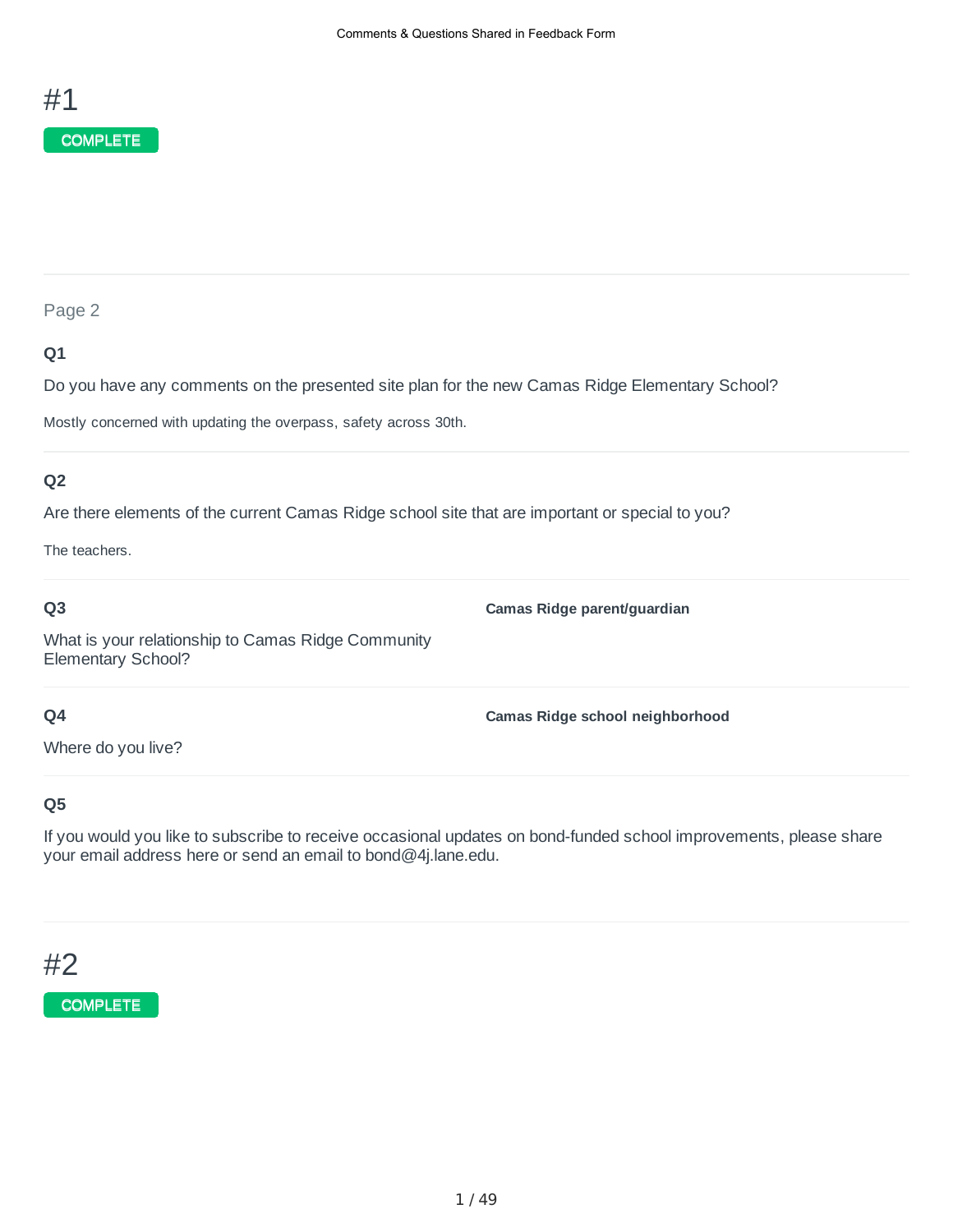# #1

COMPLETE

Page 2

**Q1**

Do you have any comments on the presented site plan for the new Camas Ridge Elementary School?

Mostly concerned with updating the overpass, safety across 30th.

**Q2**

Are there elements of the current Camas Ridge school site that are important or special to you?

The teachers.

**Q3**

What is your relationship to Camas Ridge Community Elementary School?

**Camas Ridge parent/guardian**

**Q4**

Where do you live?

**Camas Ridge school neighborhood**

**Q5**

If you would you like to subscribe to receive occasional updates on bond-funded school improvements, please share your email address here or send an email to bond@4j.lane.edu.

# #2

COMPLETE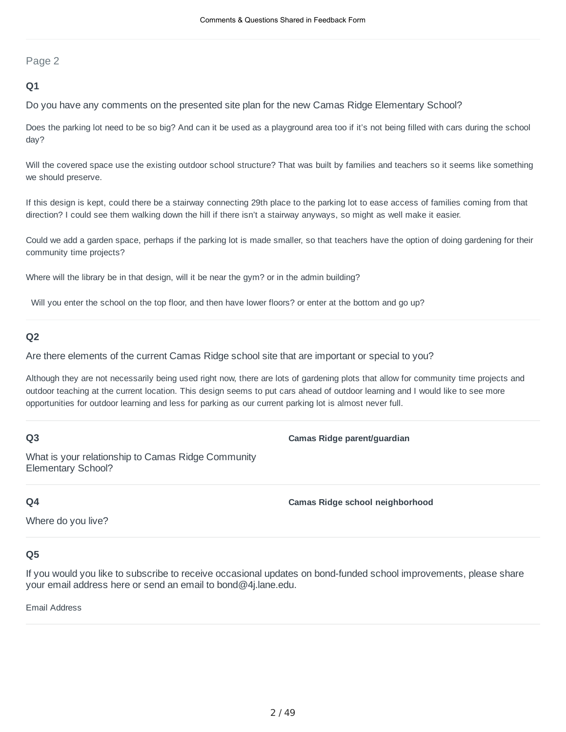Page 2

**Q1**

Do you have any comments on the presented site plan for the new Camas Ridge Elementary School?

Does the parking lot need to be so big? And can it be used as a playground area too if it's not being filled with cars during the school day?

Will the covered space use the existing outdoor school structure? That was built by families and teachers so it seems like something we should preserve.

If this design is kept, could there be a stairway connecting 29th place to the parking lot to ease access of families coming from that direction? I could see them walking down the hill if there isn't a stairway anyways, so might as well make it easier.

Could we add a garden space, perhaps if the parking lot is made smaller, so that teachers have the option of doing gardening for their community time projects?

Where will the library be in that design, will it be near the gym? or in the admin building?

Will you enter the school on the top floor, and then have lower floors? or enter at the bottom and go up?

**Q2**

Are there elements of the current Camas Ridge school site that are important or special to you?

Although they are not necessarily being used right now, there are lots of gardening plots that allow for community time projects and outdoor teaching at the current location. This design seems to put cars ahead of outdoor learning and I would like to see more opportunities for outdoor learning and less for parking as our current parking lot is almost never full.

**Q3**

What is your relationship to Camas Ridge Community Elementary School?

**Camas Ridge parent/guardian**

**Q4**

Where do you live?

**Camas Ridge school neighborhood**

**Q5**

If you would you like to subscribe to receive occasional updates on bond-funded school improvements, please share your email address here or send an email to bond@4j.lane.edu.

Email Address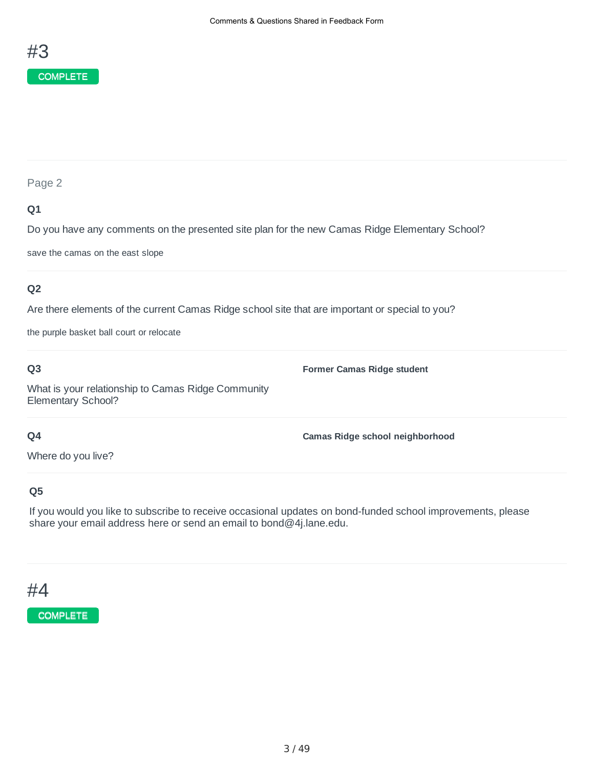# #3

COMPLETE

Page 2

**Q1**

Do you have any comments on the presented site plan for the new Camas Ridge Elementary School?

save the camas on the east slope

**Q2**

Are there elements of the current Camas Ridge school site that are important or special to you?

the purple basket ball court or relocate

**Q3**

What is your relationship to Camas Ridge Community Elementary School?

**Former Camas Ridge student**

**Q4**

Where do you live?

**Camas Ridge school neighborhood**

**Q5**

If you would you like to subscribe to receive occasional updates on bond-funded school improvements, please share your email address here or send an email to bond@4j.lane.edu.

# #4

COMPLETE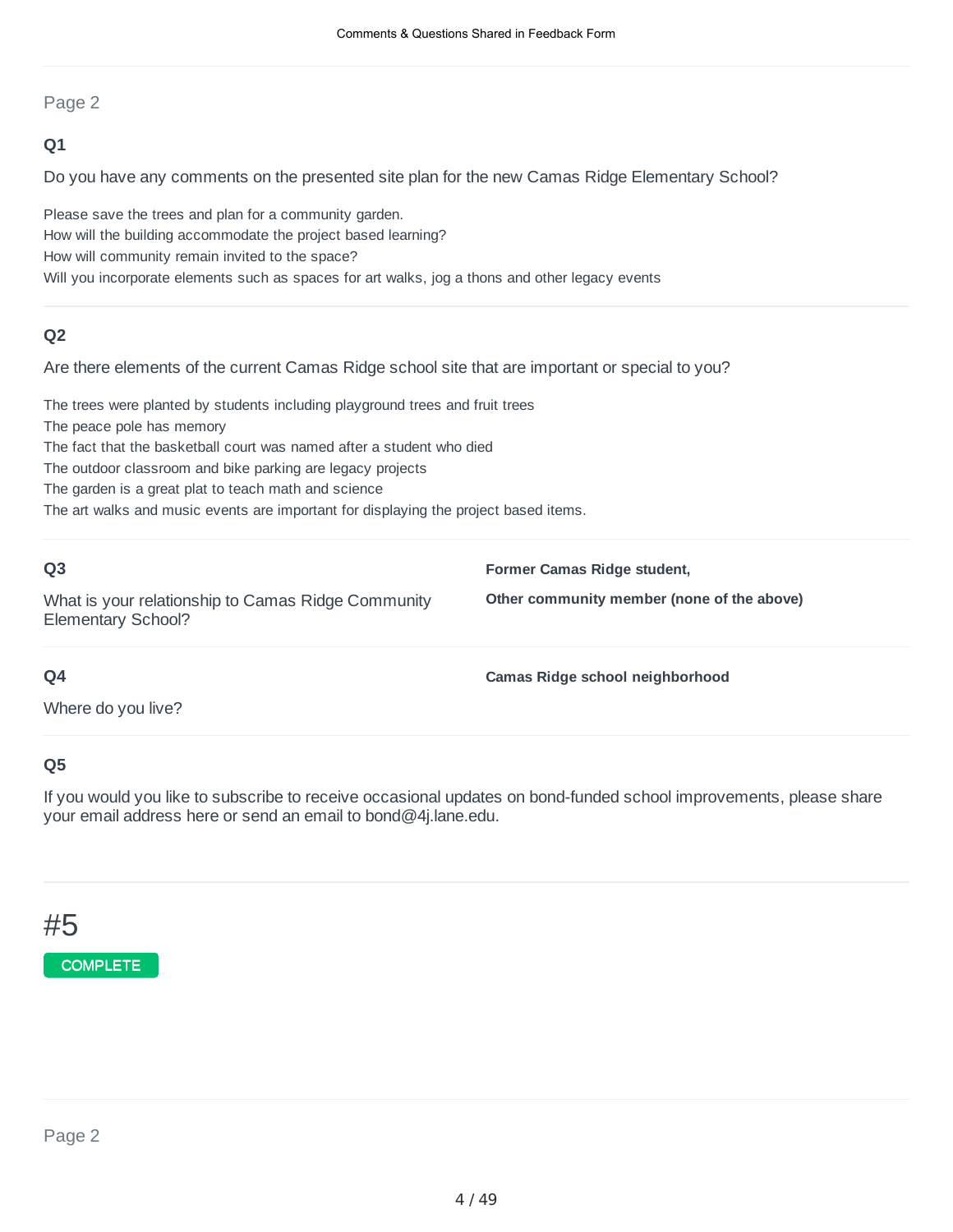Page 2

**Q1**

Do you have any comments on the presented site plan for the new Camas Ridge Elementary School?

Please save the trees and plan for a community garden.
How will the building accommodate the project based learning?
How will community remain invited to the space?
Will you incorporate elements such as spaces for art walks, jog a thons and other legacy events

**Q2**

Are there elements of the current Camas Ridge school site that are important or special to you?

The trees were planted by students including playground trees and fruit trees
The peace pole has memory
The fact that the basketball court was named after a student who died
The outdoor classroom and bike parking are legacy projects
The garden is a great plat to teach math and science
The art walks and music events are important for displaying the project based items.

**Q3**

What is your relationship to Camas Ridge Community Elementary School?

**Former Camas Ridge student,**

**Other community member (none of the above)**

**Q4**

Where do you live?

**Camas Ridge school neighborhood**

**Q5**

If you would you like to subscribe to receive occasional updates on bond-funded school improvements, please share your email address here or send an email to bond@4j.lane.edu.

# #5

COMPLETE

Page 2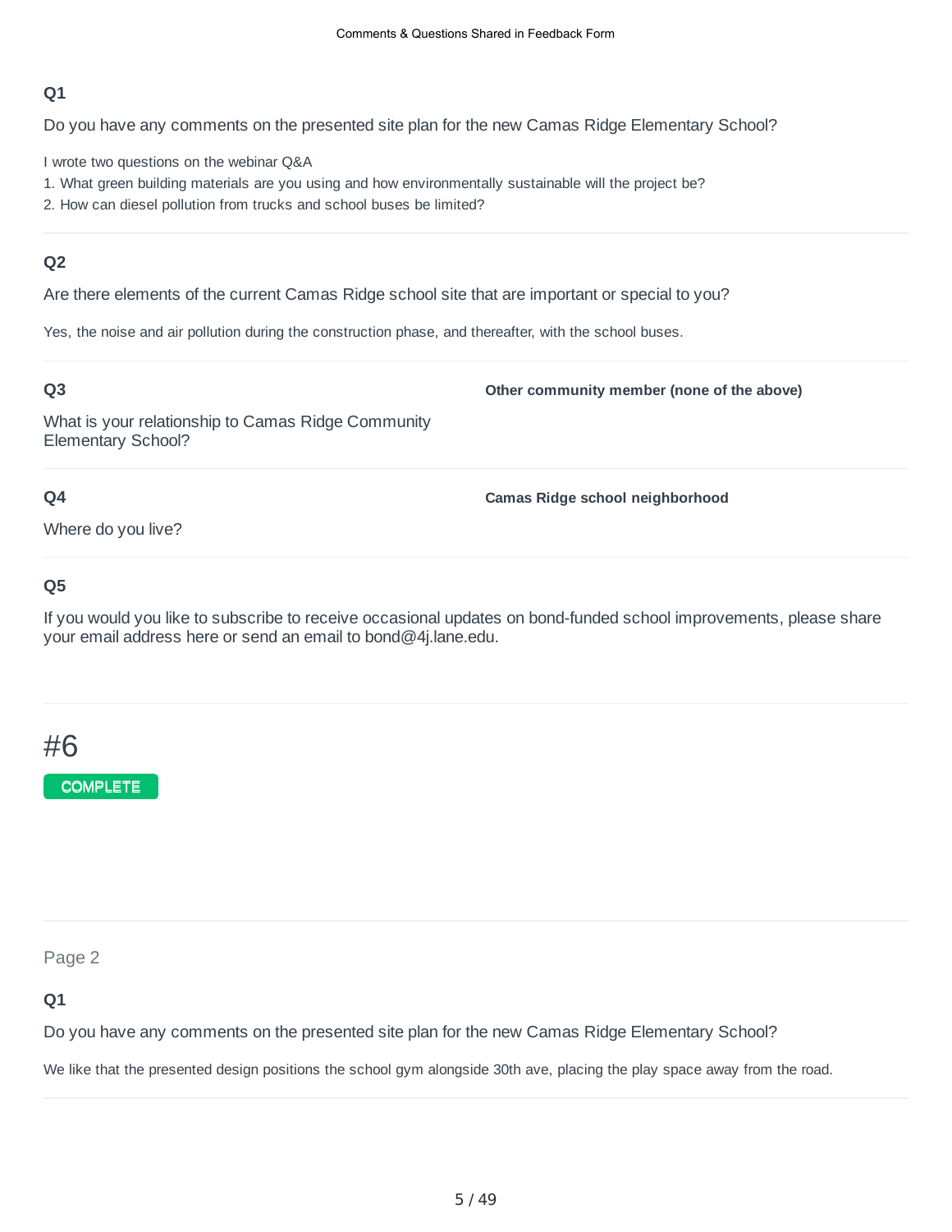### Q1

Do you have any comments on the presented site plan for the new Camas Ridge Elementary School?

I wrote two questions on the webinar Q&A

1. What green building materials are you using and how environmentally sustainable will the project be?
2. How can diesel pollution from trucks and school buses be limited?

---

### Q2

Are there elements of the current Camas Ridge school site that are important or special to you?

Yes, the noise and air pollution during the construction phase, and thereafter, with the school buses.

---

### Q3

What is your relationship to Camas Ridge Community Elementary School?

**Other community member (none of the above)**

---

### Q4

Where do you live?

**Camas Ridge school neighborhood**

---

### Q5

If you would you like to subscribe to receive occasional updates on bond-funded school improvements, please share your email address here or send an email to bond@4j.lane.edu.

---

# #6

COMPLETE

---

Page 2

### Q1

Do you have any comments on the presented site plan for the new Camas Ridge Elementary School?

We like that the presented design positions the school gym alongside 30th ave, placing the play space away from the road.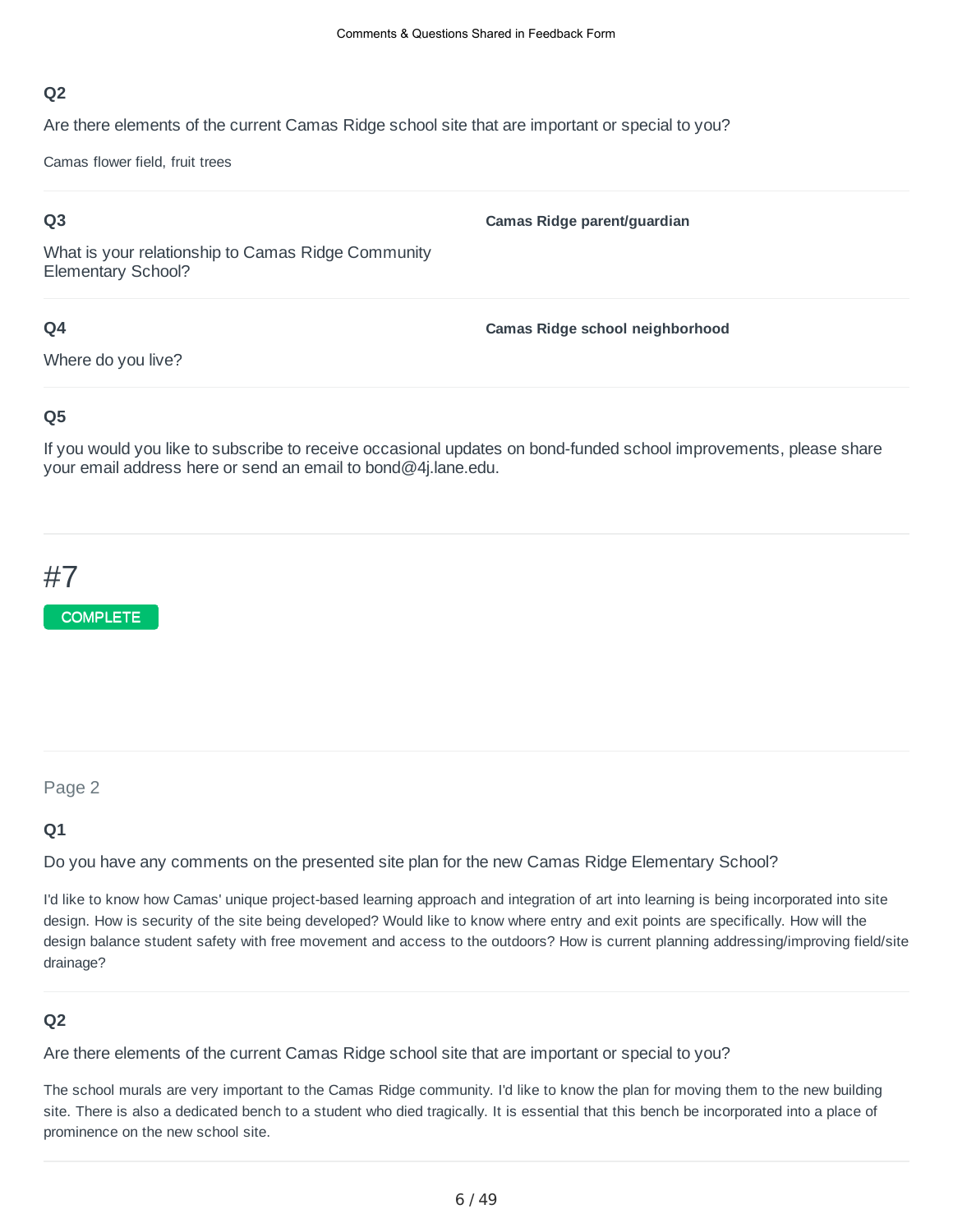**Q2**

Are there elements of the current Camas Ridge school site that are important or special to you?

Camas flower field, fruit trees

**Q3**

What is your relationship to Camas Ridge Community Elementary School?

**Camas Ridge parent/guardian**

**Q4**

Where do you live?

**Camas Ridge school neighborhood**

**Q5**

If you would you like to subscribe to receive occasional updates on bond-funded school improvements, please share your email address here or send an email to bond@4j.lane.edu.

# #7

COMPLETE

Page 2

**Q1**

Do you have any comments on the presented site plan for the new Camas Ridge Elementary School?

I'd like to know how Camas' unique project-based learning approach and integration of art into learning is being incorporated into site design. How is security of the site being developed? Would like to know where entry and exit points are specifically. How will the design balance student safety with free movement and access to the outdoors? How is current planning addressing/improving field/site drainage?

**Q2**

Are there elements of the current Camas Ridge school site that are important or special to you?

The school murals are very important to the Camas Ridge community. I'd like to know the plan for moving them to the new building site. There is also a dedicated bench to a student who died tragically. It is essential that this bench be incorporated into a place of prominence on the new school site.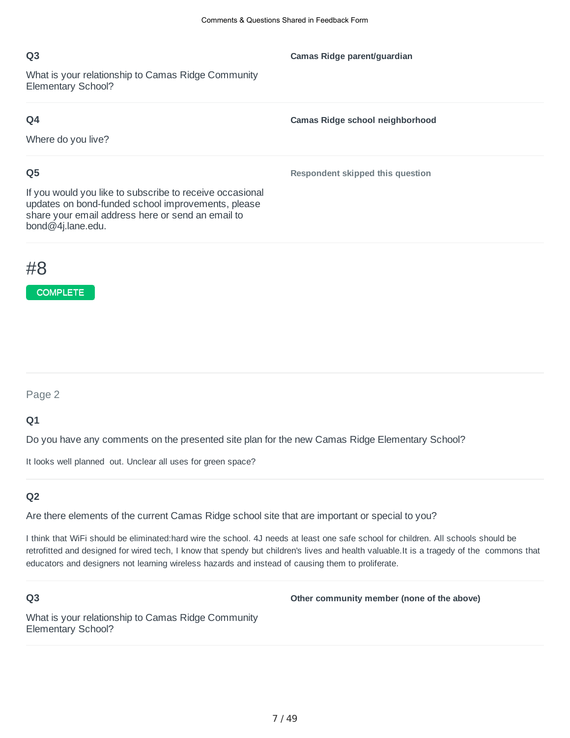**Q3**

What is your relationship to Camas Ridge Community Elementary School?

**Camas Ridge parent/guardian**

**Q4**

Where do you live?

**Camas Ridge school neighborhood**

**Q5**

If you would you like to subscribe to receive occasional updates on bond-funded school improvements, please share your email address here or send an email to bond@4j.lane.edu.

**Respondent skipped this question**

# #8

COMPLETE

Page 2

**Q1**

Do you have any comments on the presented site plan for the new Camas Ridge Elementary School?

It looks well planned  out. Unclear all uses for green space?

**Q2**

Are there elements of the current Camas Ridge school site that are important or special to you?

I think that WiFi should be eliminated:hard wire the school. 4J needs at least one safe school for children. All schools should be retrofitted and designed for wired tech, I know that spendy but children's lives and health valuable.It is a tragedy of the  commons that educators and designers not learning wireless hazards and instead of causing them to proliferate.

**Q3**

What is your relationship to Camas Ridge Community Elementary School?

**Other community member (none of the above)**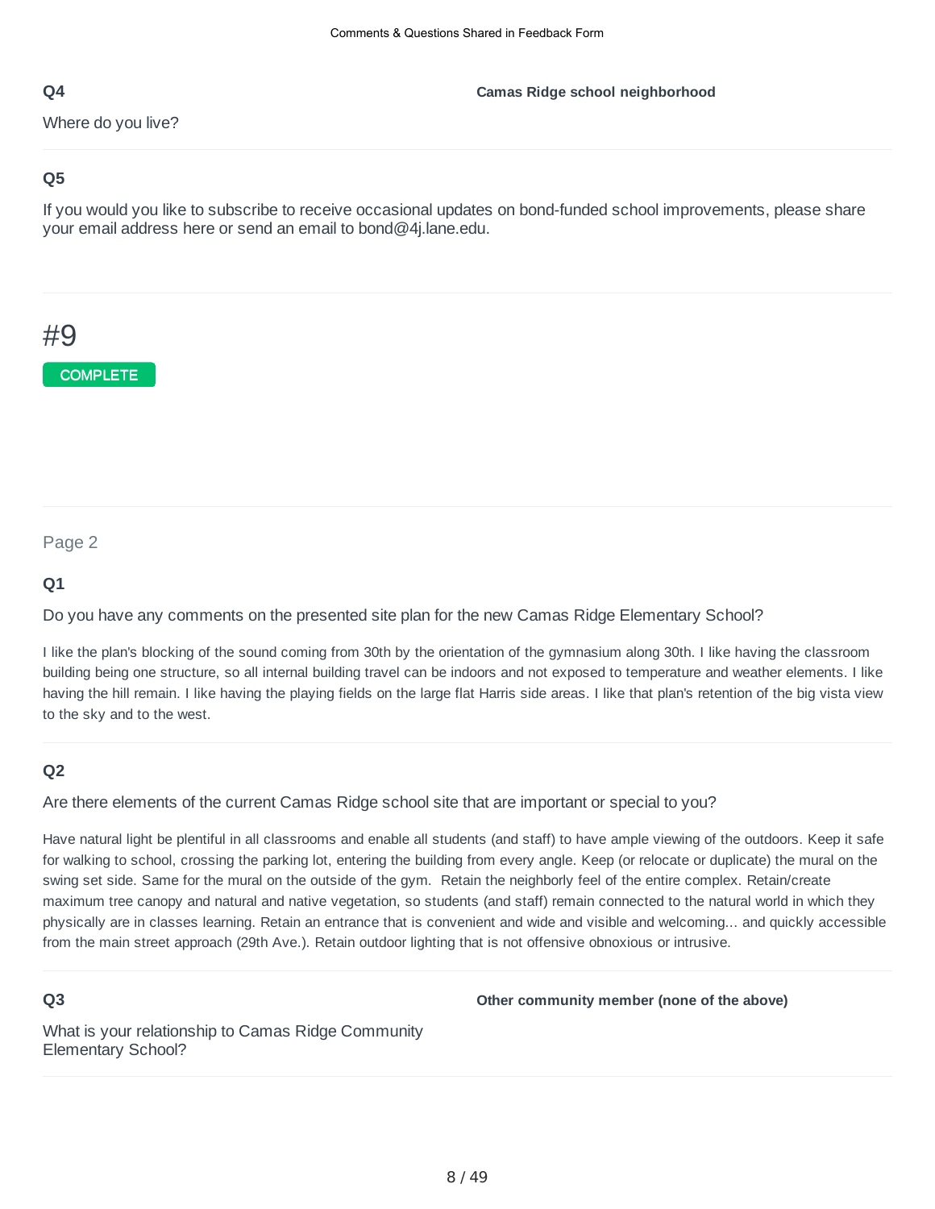**Q4**

Where do you live?

**Camas Ridge school neighborhood**

**Q5**

If you would you like to subscribe to receive occasional updates on bond-funded school improvements, please share your email address here or send an email to bond@4j.lane.edu.

# #9

COMPLETE

Page 2

**Q1**

Do you have any comments on the presented site plan for the new Camas Ridge Elementary School?

I like the plan's blocking of the sound coming from 30th by the orientation of the gymnasium along 30th. I like having the classroom building being one structure, so all internal building travel can be indoors and not exposed to temperature and weather elements. I like having the hill remain. I like having the playing fields on the large flat Harris side areas. I like that plan's retention of the big vista view to the sky and to the west.

**Q2**

Are there elements of the current Camas Ridge school site that are important or special to you?

Have natural light be plentiful in all classrooms and enable all students (and staff) to have ample viewing of the outdoors. Keep it safe for walking to school, crossing the parking lot, entering the building from every angle. Keep (or relocate or duplicate) the mural on the swing set side. Same for the mural on the outside of the gym. Retain the neighborly feel of the entire complex. Retain/create maximum tree canopy and natural and native vegetation, so students (and staff) remain connected to the natural world in which they physically are in classes learning. Retain an entrance that is convenient and wide and visible and welcoming... and quickly accessible from the main street approach (29th Ave.). Retain outdoor lighting that is not offensive obnoxious or intrusive.

**Q3**

What is your relationship to Camas Ridge Community Elementary School?

**Other community member (none of the above)**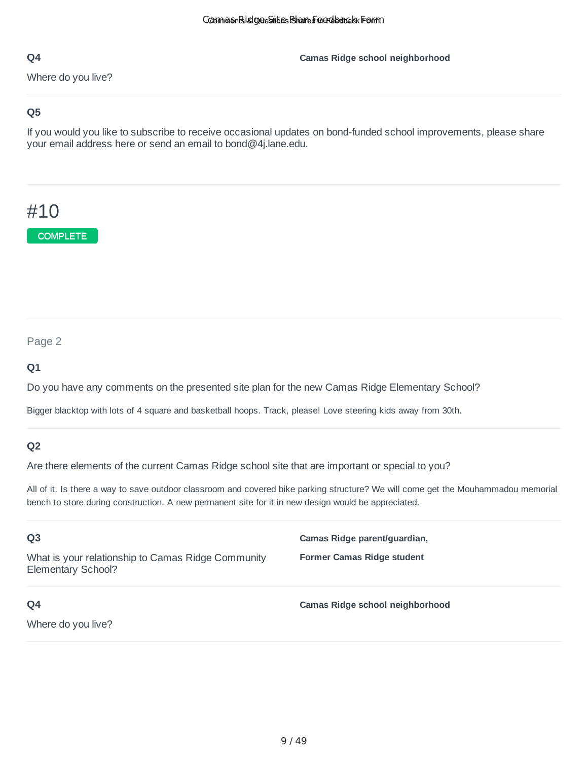**Q4**

Where do you live?

**Camas Ridge school neighborhood**

---

**Q5**

If you would you like to subscribe to receive occasional updates on bond-funded school improvements, please share your email address here or send an email to bond@4j.lane.edu.

---

# #10

COMPLETE

---

Page 2

**Q1**

Do you have any comments on the presented site plan for the new Camas Ridge Elementary School?

Bigger blacktop with lots of 4 square and basketball hoops. Track, please! Love steering kids away from 30th.

---

**Q2**

Are there elements of the current Camas Ridge school site that are important or special to you?

All of it. Is there a way to save outdoor classroom and covered bike parking structure? We will come get the Mouhammadou memorial bench to store during construction. A new permanent site for it in new design would be appreciated.

---

**Q3**

What is your relationship to Camas Ridge Community Elementary School?

**Camas Ridge parent/guardian,**

**Former Camas Ridge student**

---

**Q4**

Where do you live?

**Camas Ridge school neighborhood**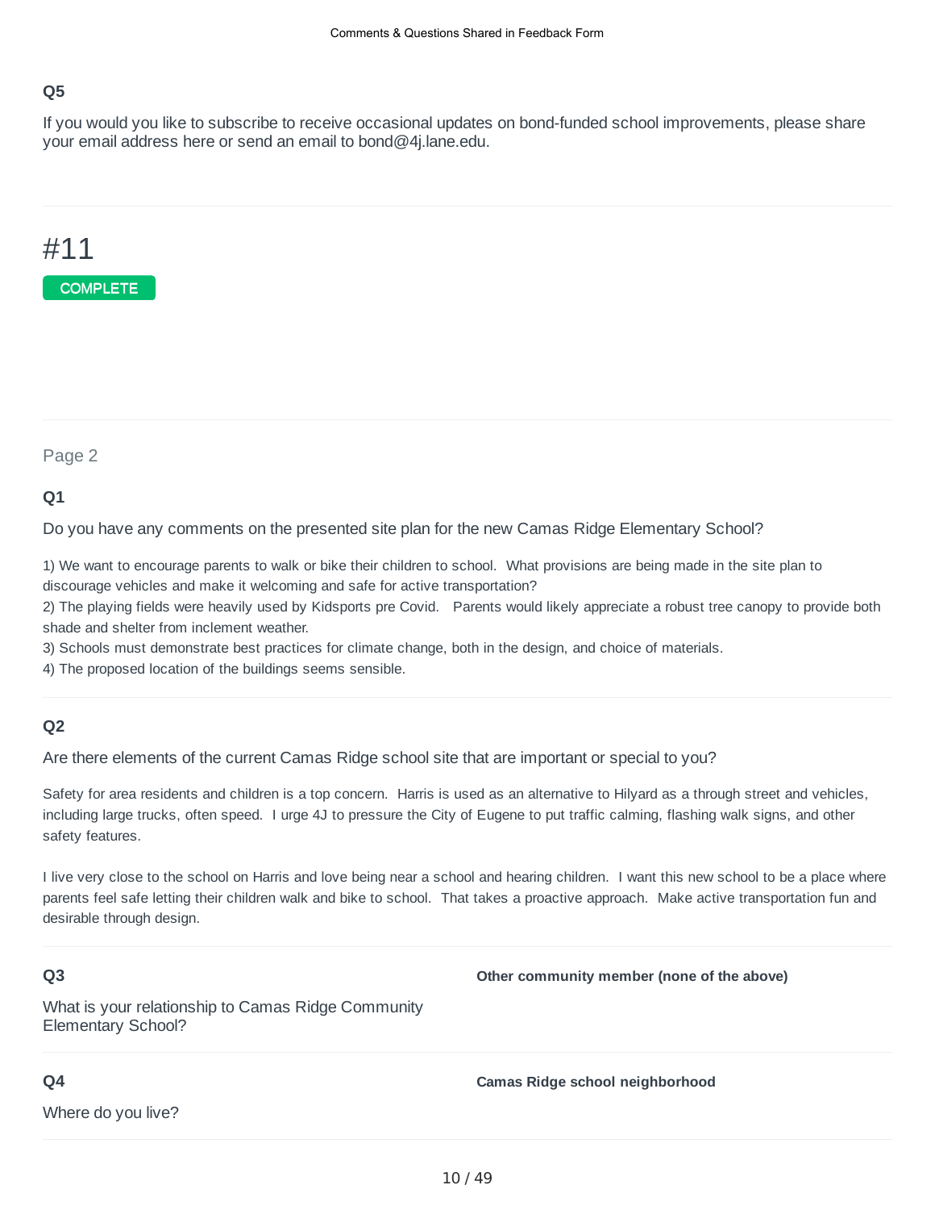### Q5

If you would you like to subscribe to receive occasional updates on bond-funded school improvements, please share your email address here or send an email to bond@4j.lane.edu.

# #11

COMPLETE

Page 2

### Q1

Do you have any comments on the presented site plan for the new Camas Ridge Elementary School?

1) We want to encourage parents to walk or bike their children to school. What provisions are being made in the site plan to discourage vehicles and make it welcoming and safe for active transportation?
2) The playing fields were heavily used by Kidsports pre Covid. Parents would likely appreciate a robust tree canopy to provide both shade and shelter from inclement weather.
3) Schools must demonstrate best practices for climate change, both in the design, and choice of materials.
4) The proposed location of the buildings seems sensible.

### Q2

Are there elements of the current Camas Ridge school site that are important or special to you?

Safety for area residents and children is a top concern. Harris is used as an alternative to Hilyard as a through street and vehicles, including large trucks, often speed. I urge 4J to pressure the City of Eugene to put traffic calming, flashing walk signs, and other safety features.

I live very close to the school on Harris and love being near a school and hearing children. I want this new school to be a place where parents feel safe letting their children walk and bike to school. That takes a proactive approach. Make active transportation fun and desirable through design.

### Q3

What is your relationship to Camas Ridge Community Elementary School?

**Other community member (none of the above)**

### Q4

Where do you live?

**Camas Ridge school neighborhood**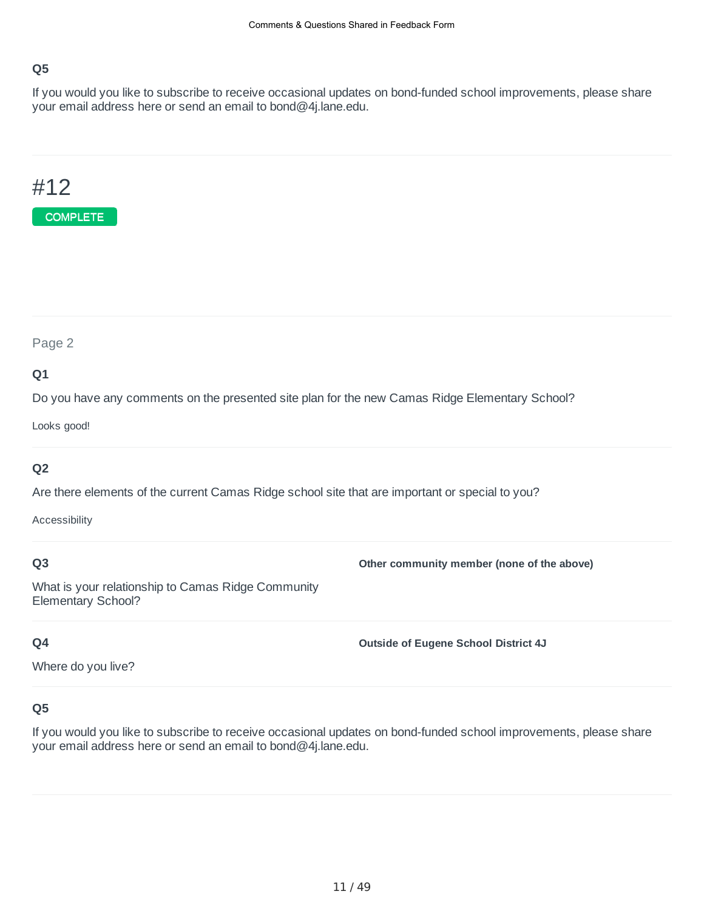### Q5

If you would you like to subscribe to receive occasional updates on bond-funded school improvements, please share your email address here or send an email to bond@4j.lane.edu.

---

# #12

COMPLETE

---

Page 2

### Q1

Do you have any comments on the presented site plan for the new Camas Ridge Elementary School?

Looks good!

### Q2

Are there elements of the current Camas Ridge school site that are important or special to you?

Accessibility

### Q3

What is your relationship to Camas Ridge Community Elementary School?

**Other community member (none of the above)**

### Q4

Where do you live?

**Outside of Eugene School District 4J**

### Q5

If you would you like to subscribe to receive occasional updates on bond-funded school improvements, please share your email address here or send an email to bond@4j.lane.edu.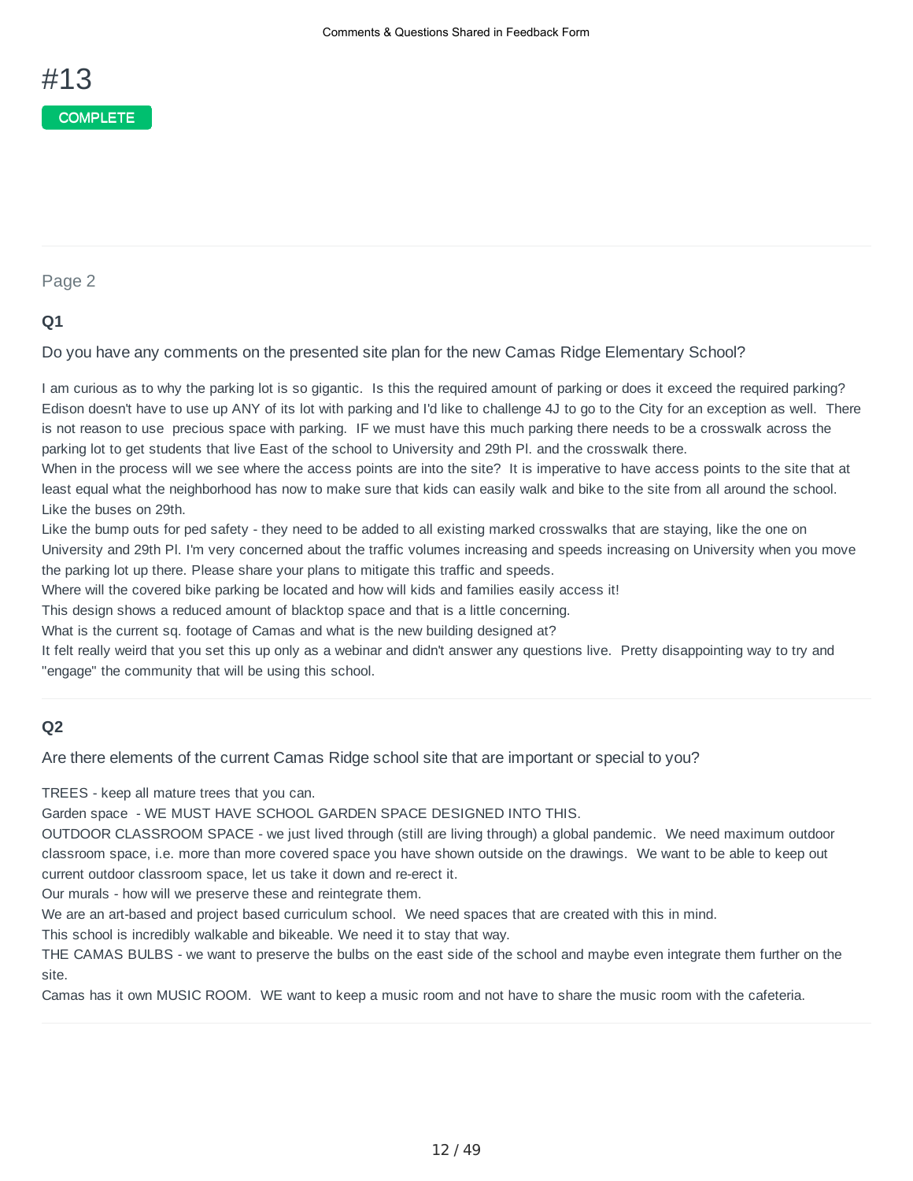# #13

COMPLETE

Page 2

**Q1**

Do you have any comments on the presented site plan for the new Camas Ridge Elementary School?

I am curious as to why the parking lot is so gigantic. Is this the required amount of parking or does it exceed the required parking? Edison doesn't have to use up ANY of its lot with parking and I'd like to challenge 4J to go to the City for an exception as well. There is not reason to use precious space with parking. IF we must have this much parking there needs to be a crosswalk across the parking lot to get students that live East of the school to University and 29th Pl. and the crosswalk there.
When in the process will we see where the access points are into the site? It is imperative to have access points to the site that at least equal what the neighborhood has now to make sure that kids can easily walk and bike to the site from all around the school. Like the buses on 29th.
Like the bump outs for ped safety - they need to be added to all existing marked crosswalks that are staying, like the one on University and 29th Pl. I'm very concerned about the traffic volumes increasing and speeds increasing on University when you move the parking lot up there. Please share your plans to mitigate this traffic and speeds.
Where will the covered bike parking be located and how will kids and families easily access it!
This design shows a reduced amount of blacktop space and that is a little concerning.
What is the current sq. footage of Camas and what is the new building designed at?
It felt really weird that you set this up only as a webinar and didn't answer any questions live. Pretty disappointing way to try and "engage" the community that will be using this school.

**Q2**

Are there elements of the current Camas Ridge school site that are important or special to you?

TREES - keep all mature trees that you can.
Garden space - WE MUST HAVE SCHOOL GARDEN SPACE DESIGNED INTO THIS.
OUTDOOR CLASSROOM SPACE - we just lived through (still are living through) a global pandemic. We need maximum outdoor classroom space, i.e. more than more covered space you have shown outside on the drawings. We want to be able to keep out current outdoor classroom space, let us take it down and re-erect it.
Our murals - how will we preserve these and reintegrate them.
We are an art-based and project based curriculum school. We need spaces that are created with this in mind.
This school is incredibly walkable and bikeable. We need it to stay that way.
THE CAMAS BULBS - we want to preserve the bulbs on the east side of the school and maybe even integrate them further on the site.
Camas has it own MUSIC ROOM. WE want to keep a music room and not have to share the music room with the cafeteria.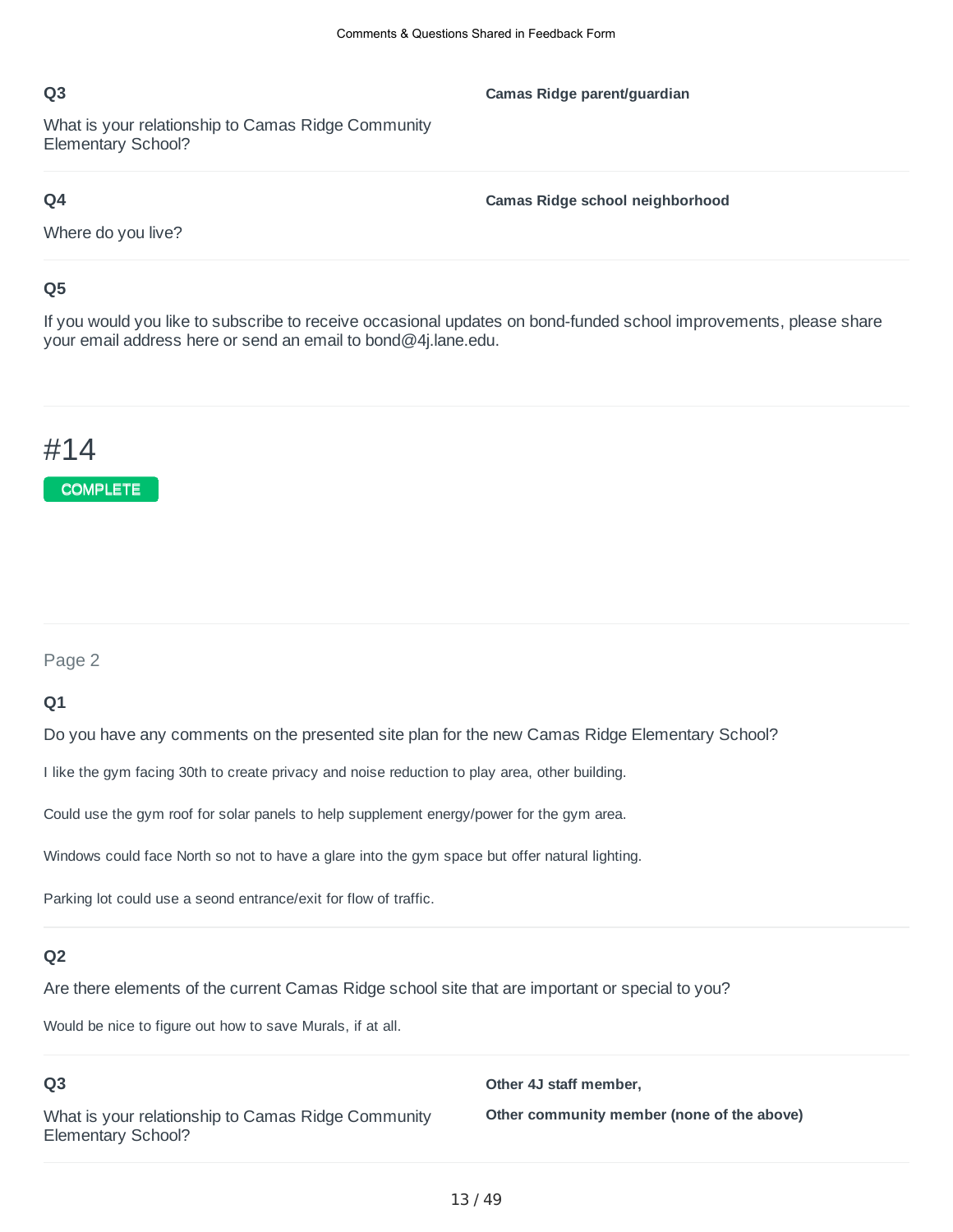**Q3**

What is your relationship to Camas Ridge Community Elementary School?

**Camas Ridge parent/guardian**

**Q4**

Where do you live?

**Camas Ridge school neighborhood**

**Q5**

If you would you like to subscribe to receive occasional updates on bond-funded school improvements, please share your email address here or send an email to bond@4j.lane.edu.

# #14

COMPLETE

Page 2

**Q1**

Do you have any comments on the presented site plan for the new Camas Ridge Elementary School?

I like the gym facing 30th to create privacy and noise reduction to play area, other building.

Could use the gym roof for solar panels to help supplement energy/power for the gym area.

Windows could face North so not to have a glare into the gym space but offer natural lighting.

Parking lot could use a seond entrance/exit for flow of traffic.

**Q2**

Are there elements of the current Camas Ridge school site that are important or special to you?

Would be nice to figure out how to save Murals, if at all.

**Q3**

What is your relationship to Camas Ridge Community Elementary School?

**Other 4J staff member,**

**Other community member (none of the above)**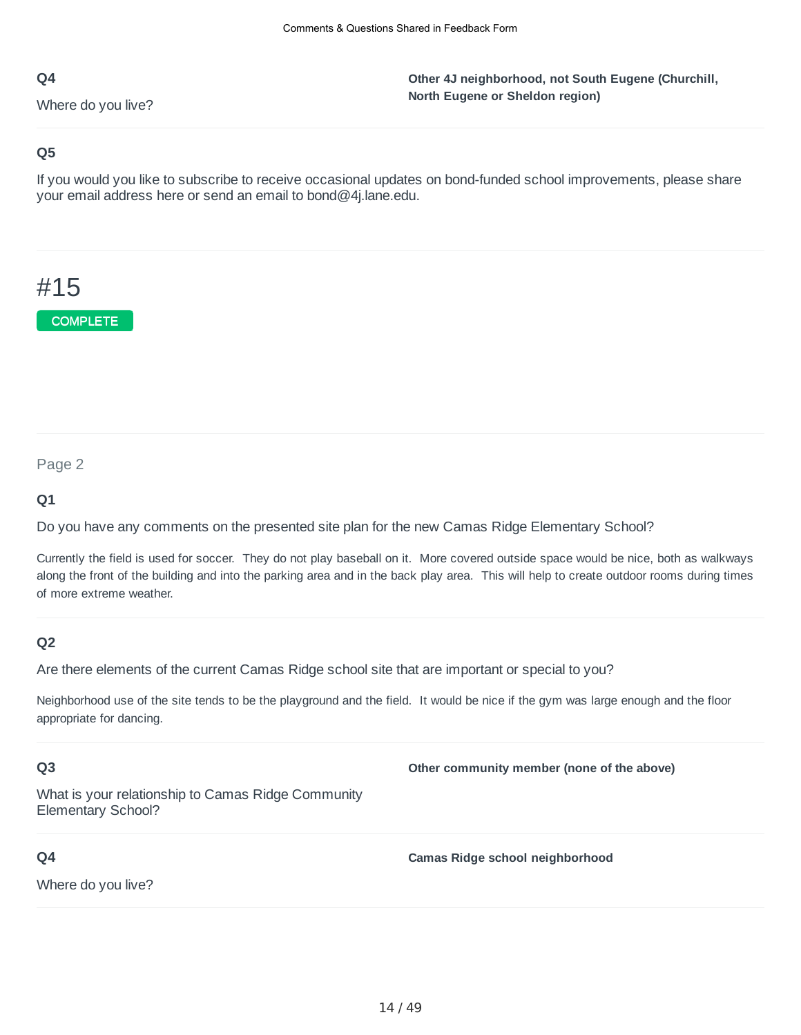**Q4**

Where do you live?

**Other 4J neighborhood, not South Eugene (Churchill, North Eugene or Sheldon region)**

**Q5**

If you would you like to subscribe to receive occasional updates on bond-funded school improvements, please share your email address here or send an email to bond@4j.lane.edu.

# #15

COMPLETE

Page 2

**Q1**

Do you have any comments on the presented site plan for the new Camas Ridge Elementary School?

Currently the field is used for soccer. They do not play baseball on it. More covered outside space would be nice, both as walkways along the front of the building and into the parking area and in the back play area. This will help to create outdoor rooms during times of more extreme weather.

**Q2**

Are there elements of the current Camas Ridge school site that are important or special to you?

Neighborhood use of the site tends to be the playground and the field. It would be nice if the gym was large enough and the floor appropriate for dancing.

**Q3**

What is your relationship to Camas Ridge Community Elementary School?

**Other community member (none of the above)**

**Q4**

Where do you live?

**Camas Ridge school neighborhood**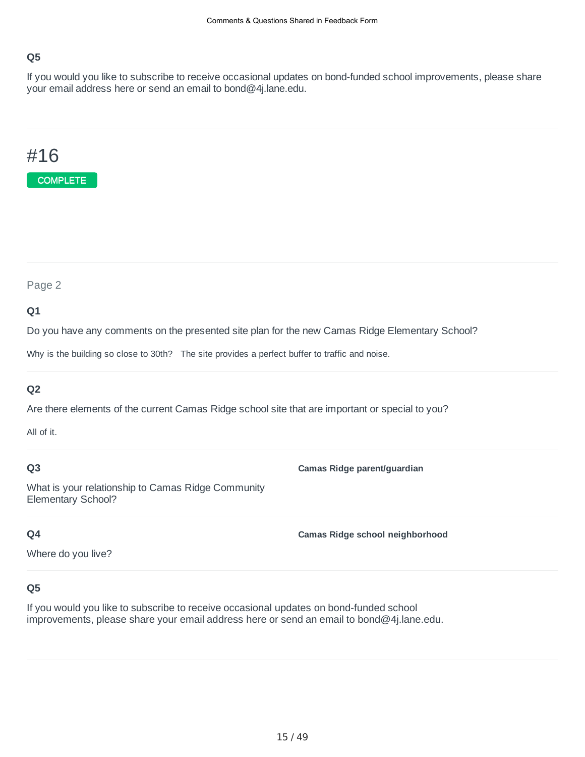**Q5**

If you would you like to subscribe to receive occasional updates on bond-funded school improvements, please share your email address here or send an email to bond@4j.lane.edu.

---

# #16

COMPLETE

---

Page 2

**Q1**

Do you have any comments on the presented site plan for the new Camas Ridge Elementary School?

Why is the building so close to 30th? The site provides a perfect buffer to traffic and noise.

**Q2**

Are there elements of the current Camas Ridge school site that are important or special to you?

All of it.

**Q3**

What is your relationship to Camas Ridge Community Elementary School?

**Camas Ridge parent/guardian**

**Q4**

Where do you live?

**Camas Ridge school neighborhood**

**Q5**

If you would you like to subscribe to receive occasional updates on bond-funded school improvements, please share your email address here or send an email to bond@4j.lane.edu.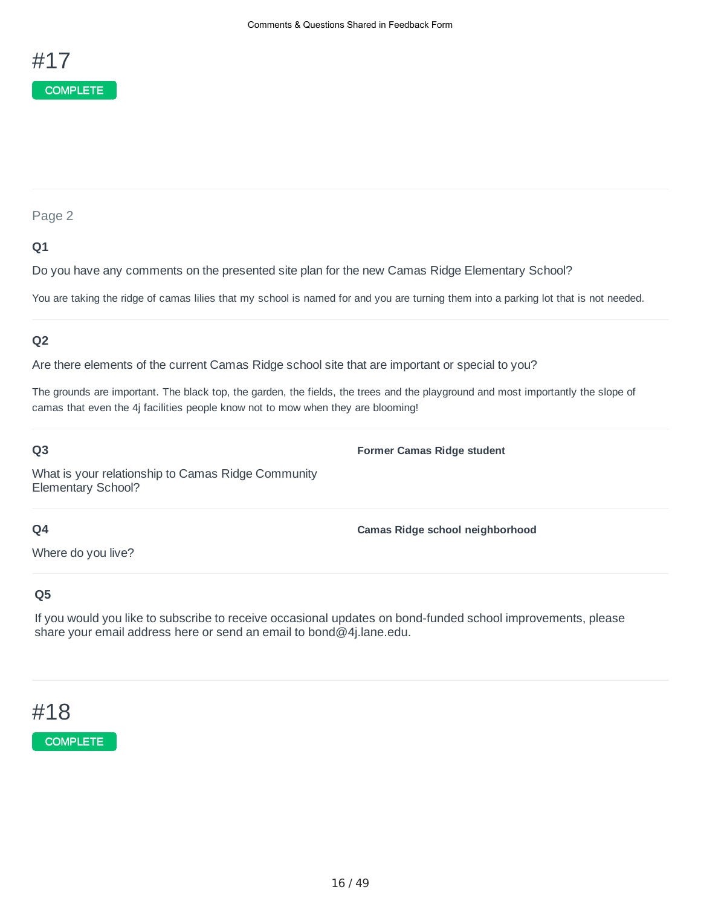# #17

COMPLETE

Page 2

**Q1**

Do you have any comments on the presented site plan for the new Camas Ridge Elementary School?

You are taking the ridge of camas lilies that my school is named for and you are turning them into a parking lot that is not needed.

**Q2**

Are there elements of the current Camas Ridge school site that are important or special to you?

The grounds are important. The black top, the garden, the fields, the trees and the playground and most importantly the slope of camas that even the 4j facilities people know not to mow when they are blooming!

**Q3**

What is your relationship to Camas Ridge Community Elementary School?

**Former Camas Ridge student**

**Q4**

Where do you live?

**Camas Ridge school neighborhood**

**Q5**

If you would you like to subscribe to receive occasional updates on bond-funded school improvements, please share your email address here or send an email to bond@4j.lane.edu.

# #18

COMPLETE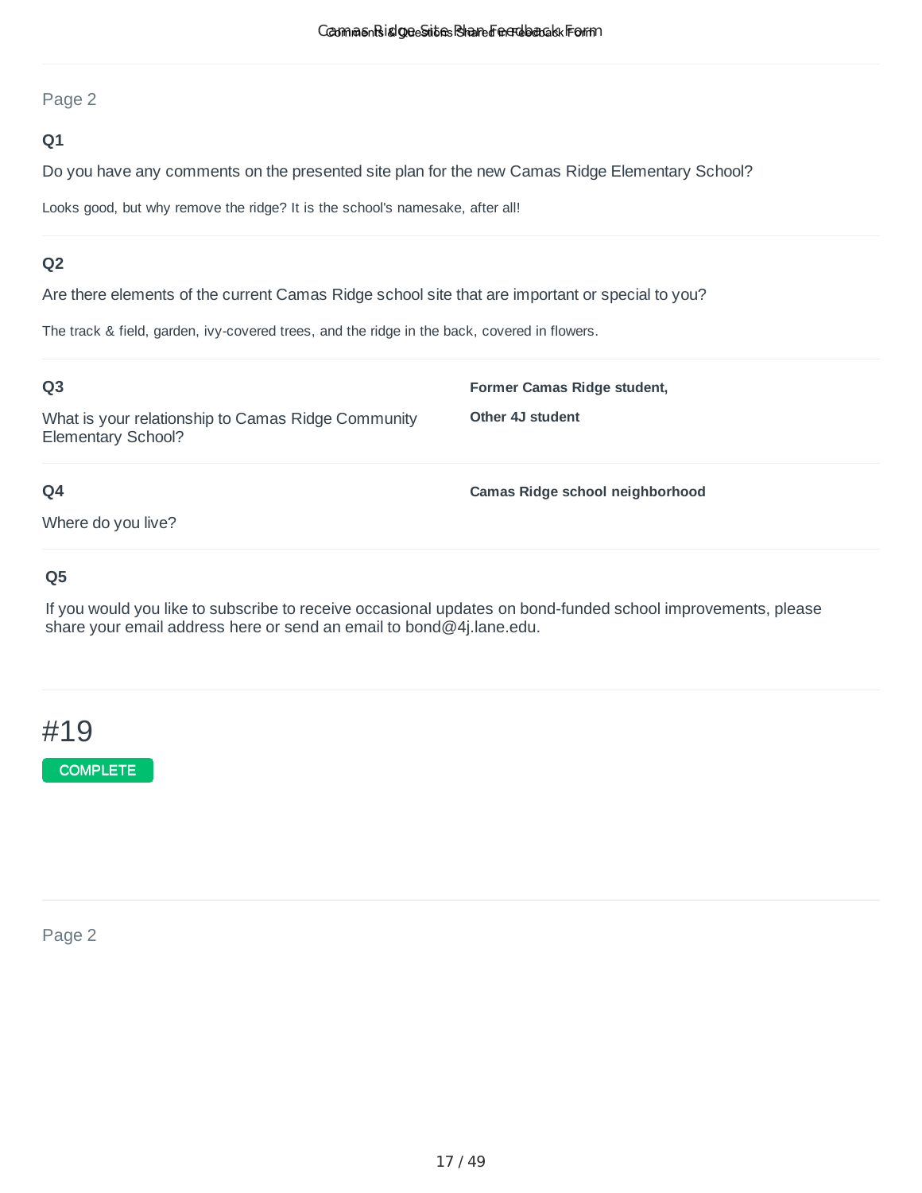Page 2

**Q1**

Do you have any comments on the presented site plan for the new Camas Ridge Elementary School?

Looks good, but why remove the ridge? It is the school's namesake, after all!

**Q2**

Are there elements of the current Camas Ridge school site that are important or special to you?

The track & field, garden, ivy-covered trees, and the ridge in the back, covered in flowers.

**Q3**

What is your relationship to Camas Ridge Community Elementary School?

**Former Camas Ridge student,**

**Other 4J student**

**Q4**

Where do you live?

**Camas Ridge school neighborhood**

**Q5**

If you would you like to subscribe to receive occasional updates on bond-funded school improvements, please share your email address here or send an email to bond@4j.lane.edu.

# #19

COMPLETE

Page 2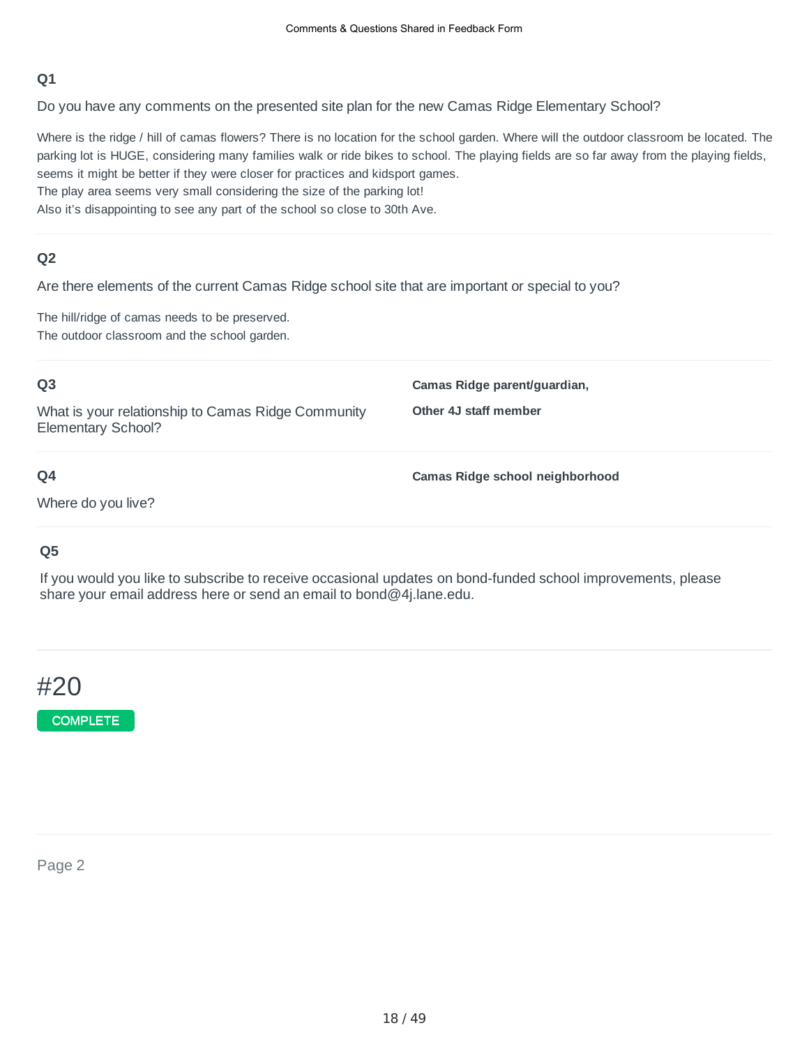## Q1

Do you have any comments on the presented site plan for the new Camas Ridge Elementary School?

Where is the ridge / hill of camas flowers? There is no location for the school garden. Where will the outdoor classroom be located. The parking lot is HUGE, considering many families walk or ride bikes to school. The playing fields are so far away from the playing fields, seems it might be better if they were closer for practices and kidsport games.
The play area seems very small considering the size of the parking lot!
Also it's disappointing to see any part of the school so close to 30th Ave.

## Q2

Are there elements of the current Camas Ridge school site that are important or special to you?

The hill/ridge of camas needs to be preserved.
The outdoor classroom and the school garden.

## Q3

What is your relationship to Camas Ridge Community Elementary School?

**Camas Ridge parent/guardian,**

**Other 4J staff member**

## Q4

Where do you live?

**Camas Ridge school neighborhood**

## Q5

If you would you like to subscribe to receive occasional updates on bond-funded school improvements, please share your email address here or send an email to bond@4j.lane.edu.

# #20

COMPLETE

Page 2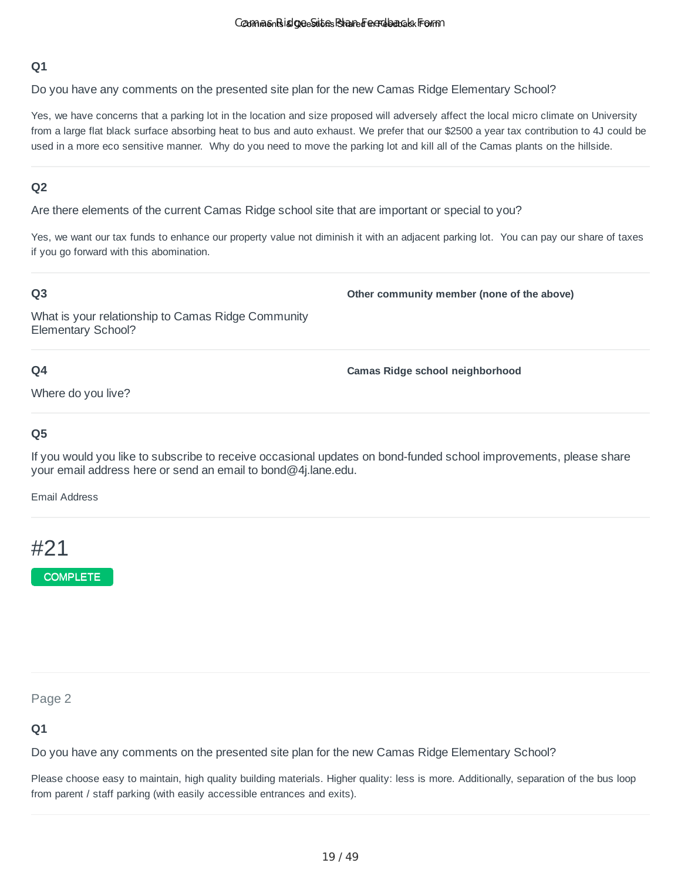### Q1

Do you have any comments on the presented site plan for the new Camas Ridge Elementary School?

Yes, we have concerns that a parking lot in the location and size proposed will adversely affect the local micro climate on University from a large flat black surface absorbing heat to bus and auto exhaust. We prefer that our $2500 a year tax contribution to 4J could be used in a more eco sensitive manner.  Why do you need to move the parking lot and kill all of the Camas plants on the hillside.

### Q2

Are there elements of the current Camas Ridge school site that are important or special to you?

Yes, we want our tax funds to enhance our property value not diminish it with an adjacent parking lot.  You can pay our share of taxes if you go forward with this abomination.

### Q3

What is your relationship to Camas Ridge Community Elementary School?

**Other community member (none of the above)**

### Q4

Where do you live?

**Camas Ridge school neighborhood**

### Q5

If you would you like to subscribe to receive occasional updates on bond-funded school improvements, please share your email address here or send an email to bond@4j.lane.edu.

Email Address

# #21

COMPLETE

Page 2

### Q1

Do you have any comments on the presented site plan for the new Camas Ridge Elementary School?

Please choose easy to maintain, high quality building materials. Higher quality: less is more. Additionally, separation of the bus loop from parent / staff parking (with easily accessible entrances and exits).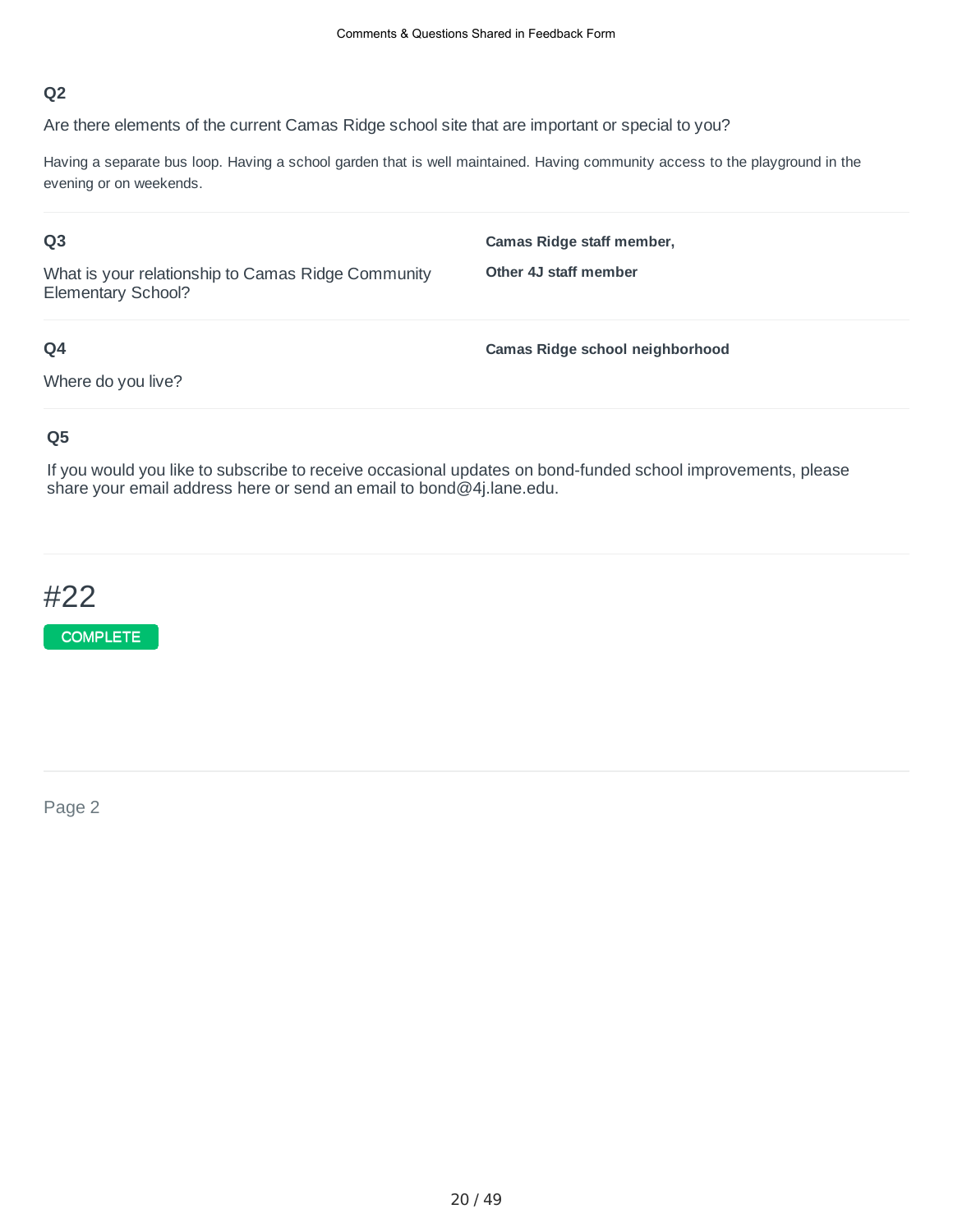**Q2**

Are there elements of the current Camas Ridge school site that are important or special to you?

Having a separate bus loop. Having a school garden that is well maintained. Having community access to the playground in the evening or on weekends.

**Q3**

What is your relationship to Camas Ridge Community Elementary School?

**Camas Ridge staff member,**

**Other 4J staff member**

**Q4**

Where do you live?

**Camas Ridge school neighborhood**

**Q5**

If you would you like to subscribe to receive occasional updates on bond-funded school improvements, please share your email address here or send an email to bond@4j.lane.edu.

# #22

COMPLETE

Page 2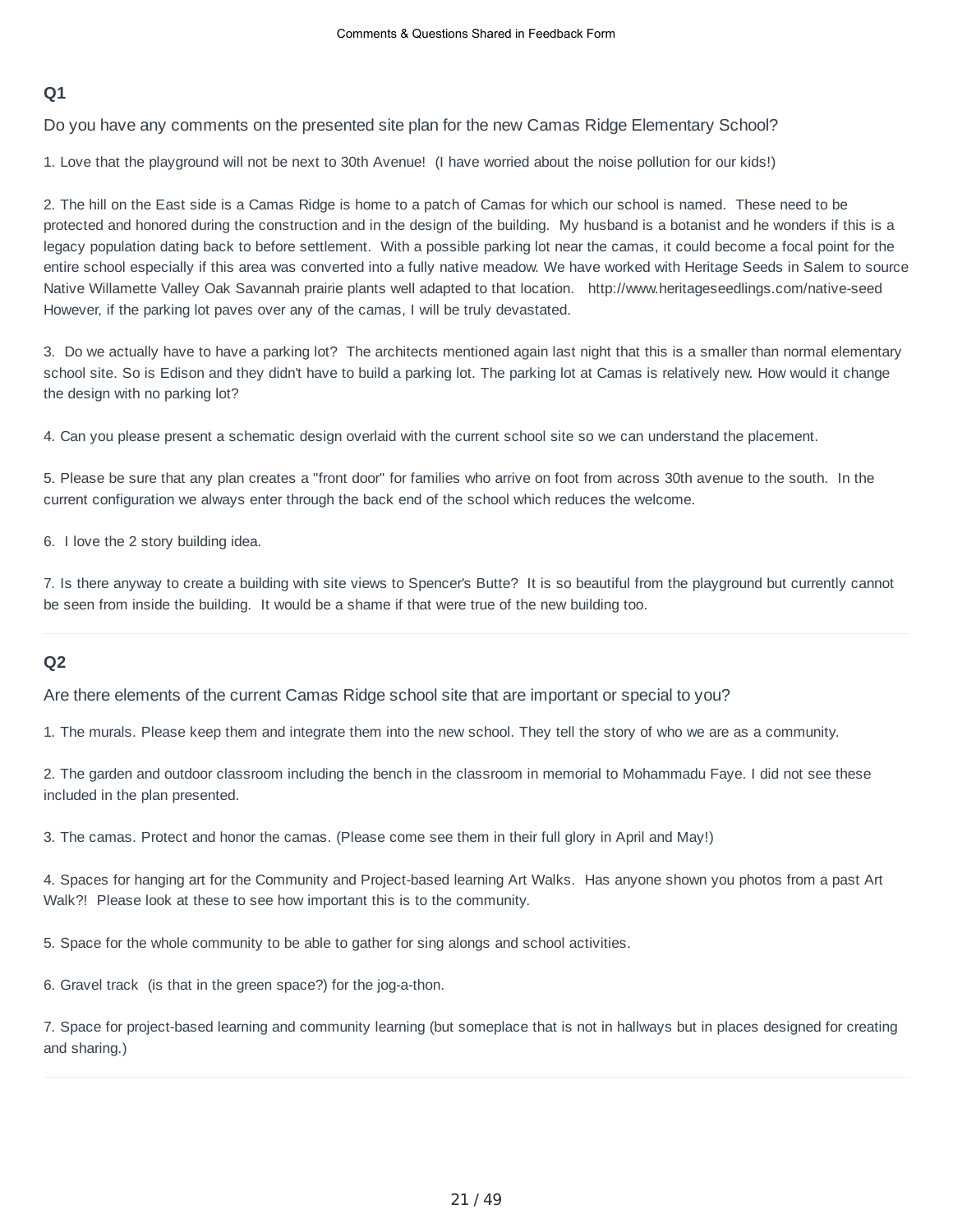## Q1

Do you have any comments on the presented site plan for the new Camas Ridge Elementary School?

1. Love that the playground will not be next to 30th Avenue! (I have worried about the noise pollution for our kids!)

2. The hill on the East side is a Camas Ridge is home to a patch of Camas for which our school is named. These need to be protected and honored during the construction and in the design of the building. My husband is a botanist and he wonders if this is a legacy population dating back to before settlement. With a possible parking lot near the camas, it could become a focal point for the entire school especially if this area was converted into a fully native meadow. We have worked with Heritage Seeds in Salem to source Native Willamette Valley Oak Savannah prairie plants well adapted to that location. http://www.heritageseedlings.com/native-seed However, if the parking lot paves over any of the camas, I will be truly devastated.

3. Do we actually have to have a parking lot? The architects mentioned again last night that this is a smaller than normal elementary school site. So is Edison and they didn't have to build a parking lot. The parking lot at Camas is relatively new. How would it change the design with no parking lot?

4. Can you please present a schematic design overlaid with the current school site so we can understand the placement.

5. Please be sure that any plan creates a "front door" for families who arrive on foot from across 30th avenue to the south. In the current configuration we always enter through the back end of the school which reduces the welcome.

6. I love the 2 story building idea.

7. Is there anyway to create a building with site views to Spencer's Butte? It is so beautiful from the playground but currently cannot be seen from inside the building. It would be a shame if that were true of the new building too.

## Q2

Are there elements of the current Camas Ridge school site that are important or special to you?

1. The murals. Please keep them and integrate them into the new school. They tell the story of who we are as a community.

2. The garden and outdoor classroom including the bench in the classroom in memorial to Mohammadu Faye. I did not see these included in the plan presented.

3. The camas. Protect and honor the camas. (Please come see them in their full glory in April and May!)

4. Spaces for hanging art for the Community and Project-based learning Art Walks. Has anyone shown you photos from a past Art Walk?! Please look at these to see how important this is to the community.

5. Space for the whole community to be able to gather for sing alongs and school activities.

6. Gravel track (is that in the green space?) for the jog-a-thon.

7. Space for project-based learning and community learning (but someplace that is not in hallways but in places designed for creating and sharing.)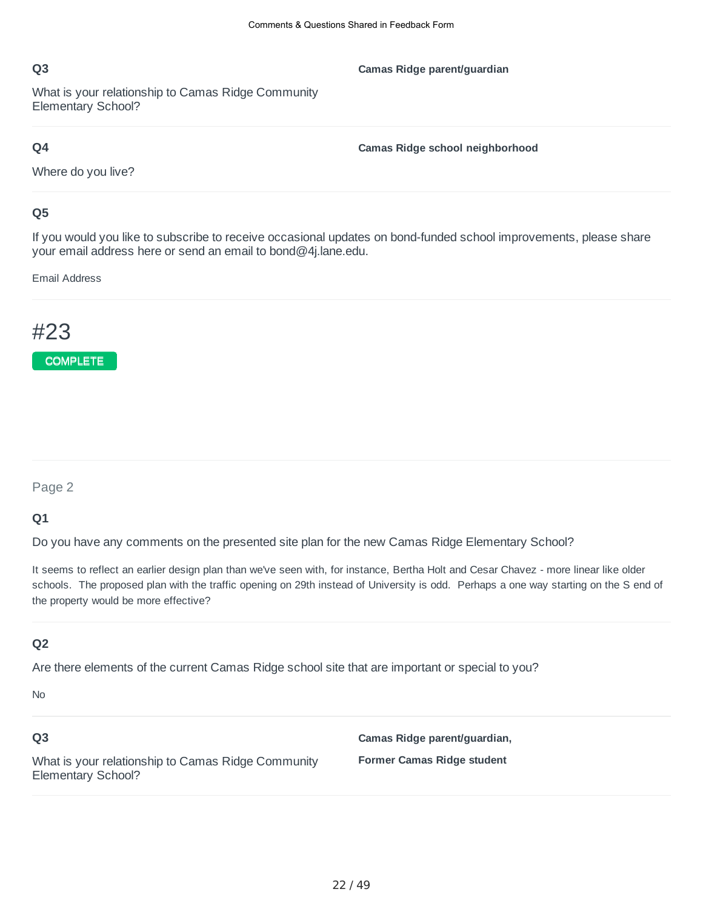**Q3**

What is your relationship to Camas Ridge Community Elementary School?

**Camas Ridge parent/guardian**

**Q4**

Where do you live?

**Camas Ridge school neighborhood**

**Q5**

If you would you like to subscribe to receive occasional updates on bond-funded school improvements, please share your email address here or send an email to bond@4j.lane.edu.

Email Address

# #23

COMPLETE

Page 2

**Q1**

Do you have any comments on the presented site plan for the new Camas Ridge Elementary School?

It seems to reflect an earlier design plan than we've seen with, for instance, Bertha Holt and Cesar Chavez - more linear like older schools. The proposed plan with the traffic opening on 29th instead of University is odd. Perhaps a one way starting on the S end of the property would be more effective?

**Q2**

Are there elements of the current Camas Ridge school site that are important or special to you?

No

**Q3**

What is your relationship to Camas Ridge Community Elementary School?

**Camas Ridge parent/guardian,**

**Former Camas Ridge student**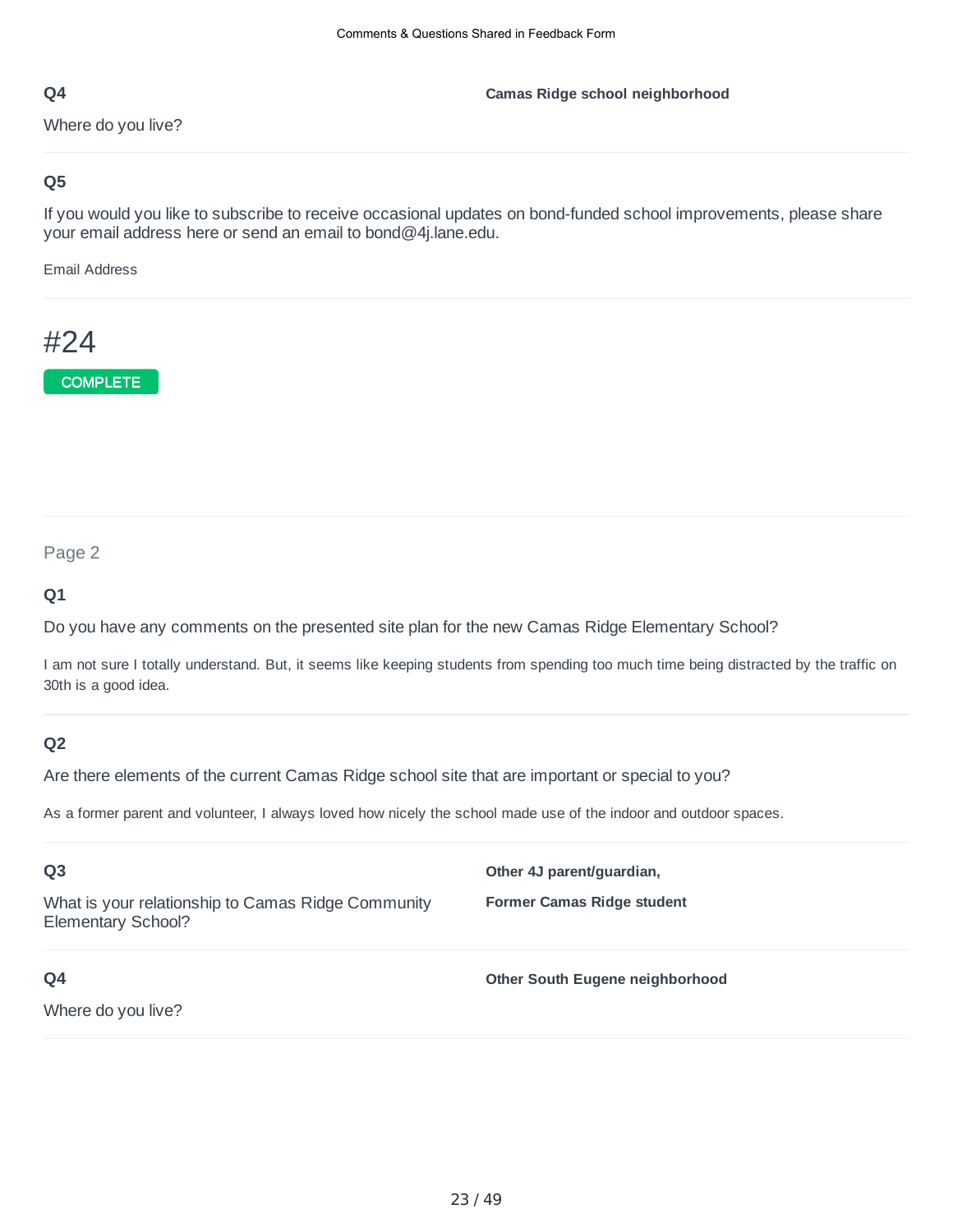**Q4**

Where do you live?

**Camas Ridge school neighborhood**

**Q5**

If you would you like to subscribe to receive occasional updates on bond-funded school improvements, please share your email address here or send an email to bond@4j.lane.edu.

Email Address

# #24

COMPLETE

Page 2

**Q1**

Do you have any comments on the presented site plan for the new Camas Ridge Elementary School?

I am not sure I totally understand. But, it seems like keeping students from spending too much time being distracted by the traffic on 30th is a good idea.

**Q2**

Are there elements of the current Camas Ridge school site that are important or special to you?

As a former parent and volunteer, I always loved how nicely the school made use of the indoor and outdoor spaces.

**Q3**

What is your relationship to Camas Ridge Community Elementary School?

**Other 4J parent/guardian,**

**Former Camas Ridge student**

**Q4**

Where do you live?

**Other South Eugene neighborhood**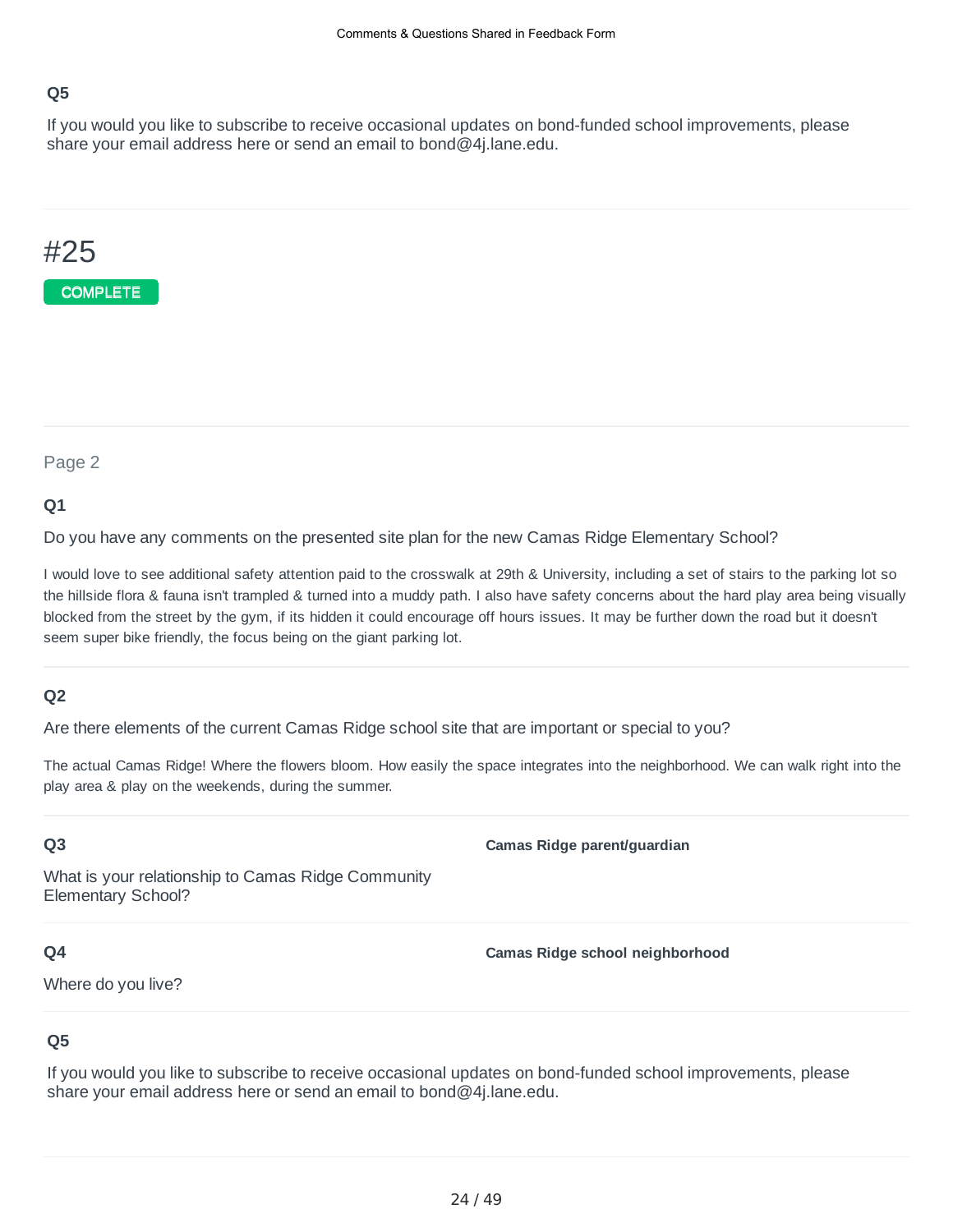### Q5

If you would you like to subscribe to receive occasional updates on bond-funded school improvements, please share your email address here or send an email to bond@4j.lane.edu.

---

# #25

COMPLETE

---

Page 2

### Q1

Do you have any comments on the presented site plan for the new Camas Ridge Elementary School?

I would love to see additional safety attention paid to the crosswalk at 29th & University, including a set of stairs to the parking lot so the hillside flora & fauna isn't trampled & turned into a muddy path. I also have safety concerns about the hard play area being visually blocked from the street by the gym, if its hidden it could encourage off hours issues. It may be further down the road but it doesn't seem super bike friendly, the focus being on the giant parking lot.

### Q2

Are there elements of the current Camas Ridge school site that are important or special to you?

The actual Camas Ridge! Where the flowers bloom. How easily the space integrates into the neighborhood. We can walk right into the play area & play on the weekends, during the summer.

### Q3

What is your relationship to Camas Ridge Community Elementary School?

**Camas Ridge parent/guardian**

### Q4

Where do you live?

**Camas Ridge school neighborhood**

### Q5

If you would you like to subscribe to receive occasional updates on bond-funded school improvements, please share your email address here or send an email to bond@4j.lane.edu.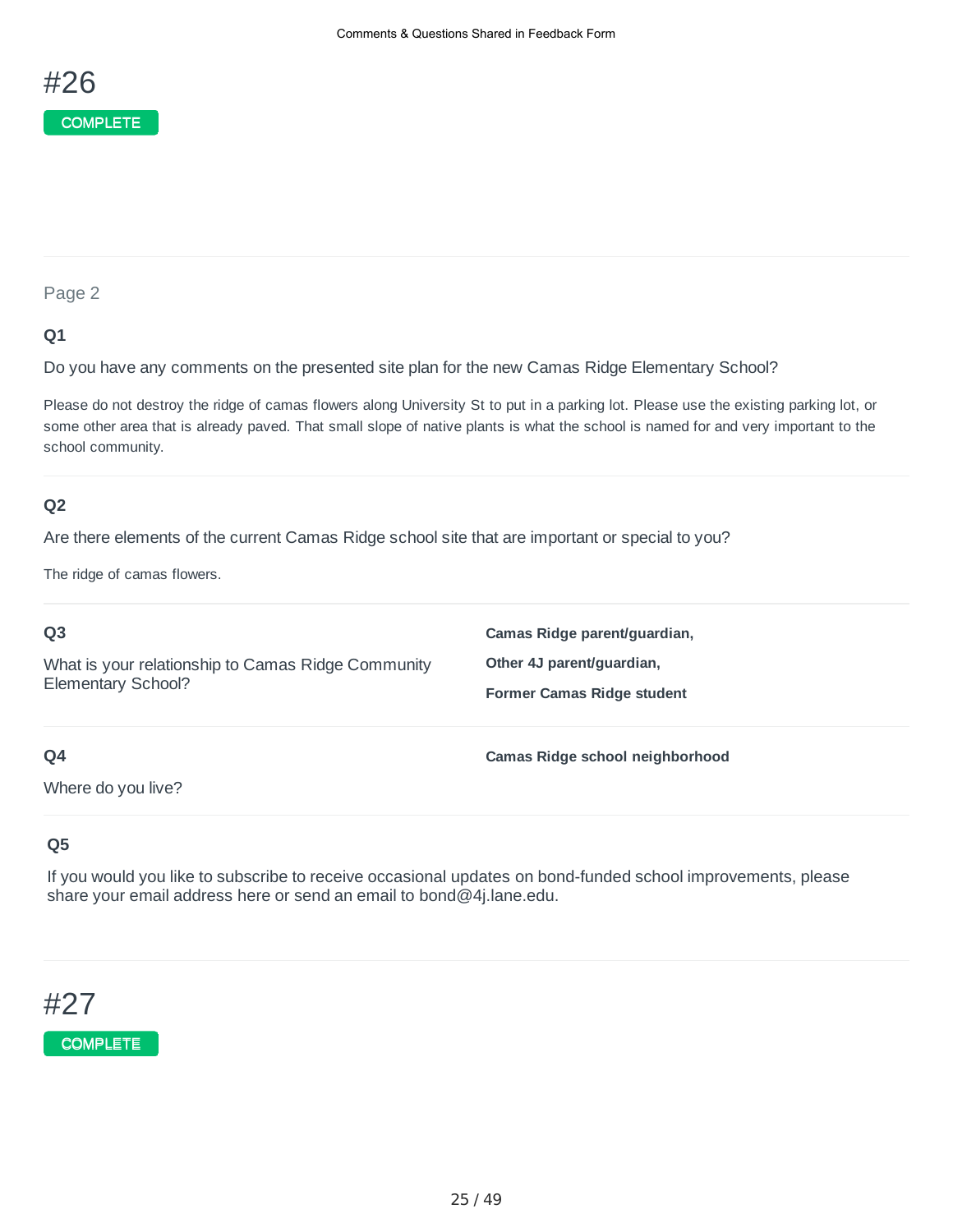# #26

COMPLETE

Page 2

**Q1**

Do you have any comments on the presented site plan for the new Camas Ridge Elementary School?

Please do not destroy the ridge of camas flowers along University St to put in a parking lot. Please use the existing parking lot, or some other area that is already paved. That small slope of native plants is what the school is named for and very important to the school community.

**Q2**

Are there elements of the current Camas Ridge school site that are important or special to you?

The ridge of camas flowers.

**Q3**

What is your relationship to Camas Ridge Community Elementary School?

**Camas Ridge parent/guardian,**

**Other 4J parent/guardian,**

**Former Camas Ridge student**

**Q4**

Where do you live?

**Camas Ridge school neighborhood**

**Q5**

If you would you like to subscribe to receive occasional updates on bond-funded school improvements, please share your email address here or send an email to bond@4j.lane.edu.

# #27

COMPLETE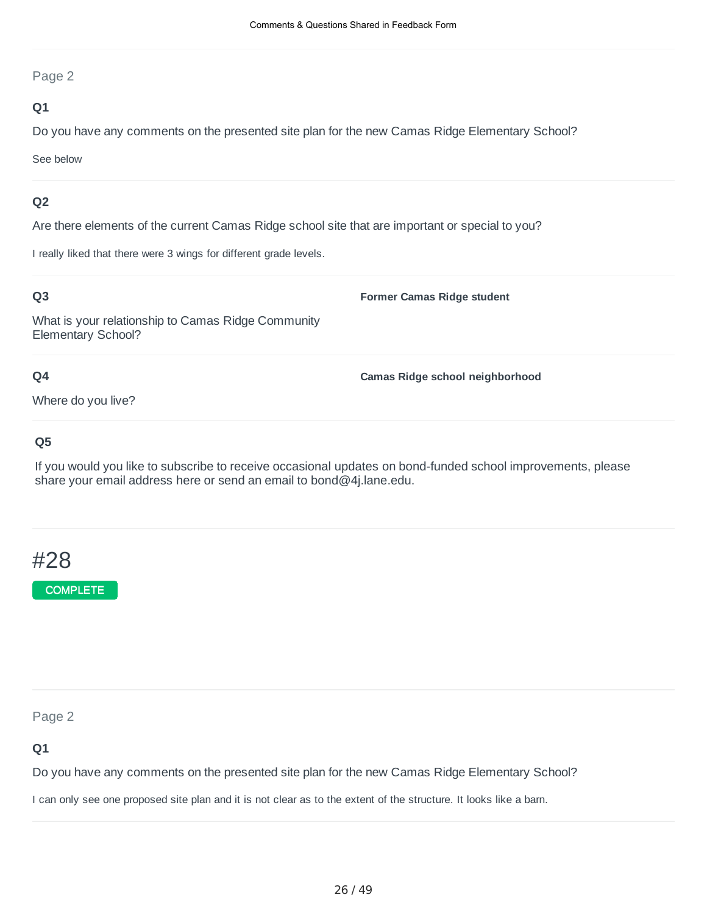Page 2

**Q1**

Do you have any comments on the presented site plan for the new Camas Ridge Elementary School?

See below

**Q2**

Are there elements of the current Camas Ridge school site that are important or special to you?

I really liked that there were 3 wings for different grade levels.

**Q3**

What is your relationship to Camas Ridge Community Elementary School?

**Former Camas Ridge student**

**Q4**

Where do you live?

**Camas Ridge school neighborhood**

**Q5**

If you would you like to subscribe to receive occasional updates on bond-funded school improvements, please share your email address here or send an email to bond@4j.lane.edu.

# #28

COMPLETE

Page 2

**Q1**

Do you have any comments on the presented site plan for the new Camas Ridge Elementary School?

I can only see one proposed site plan and it is not clear as to the extent of the structure. It looks like a barn.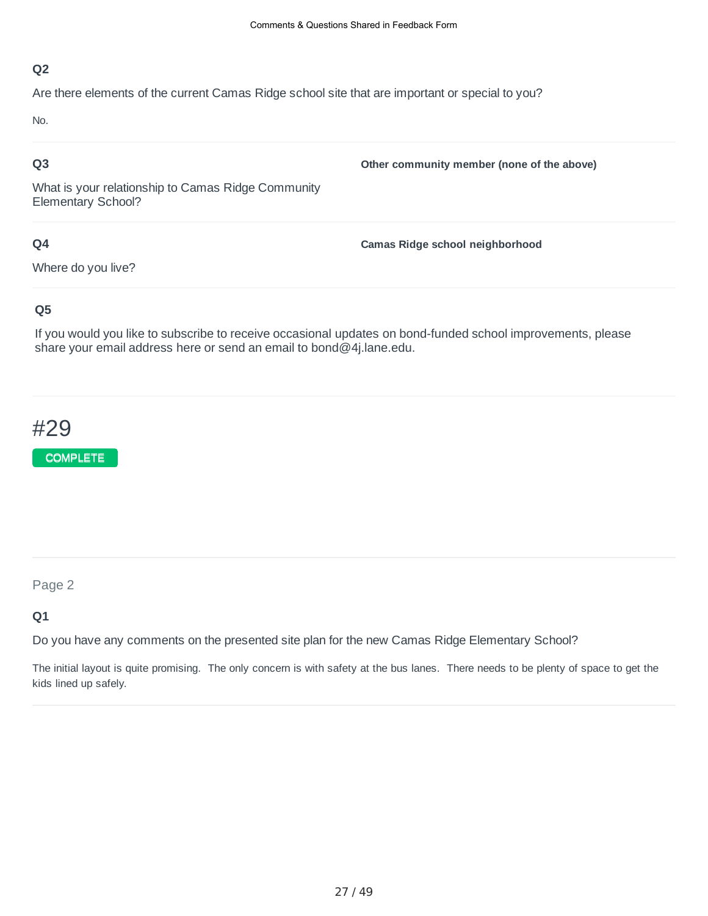**Q2**

Are there elements of the current Camas Ridge school site that are important or special to you?

No.

**Q3**

What is your relationship to Camas Ridge Community Elementary School?

**Other community member (none of the above)**

**Q4**

Where do you live?

**Camas Ridge school neighborhood**

**Q5**

If you would you like to subscribe to receive occasional updates on bond-funded school improvements, please share your email address here or send an email to bond@4j.lane.edu.

# #29

COMPLETE

Page 2

**Q1**

Do you have any comments on the presented site plan for the new Camas Ridge Elementary School?

The initial layout is quite promising.  The only concern is with safety at the bus lanes.  There needs to be plenty of space to get the kids lined up safely.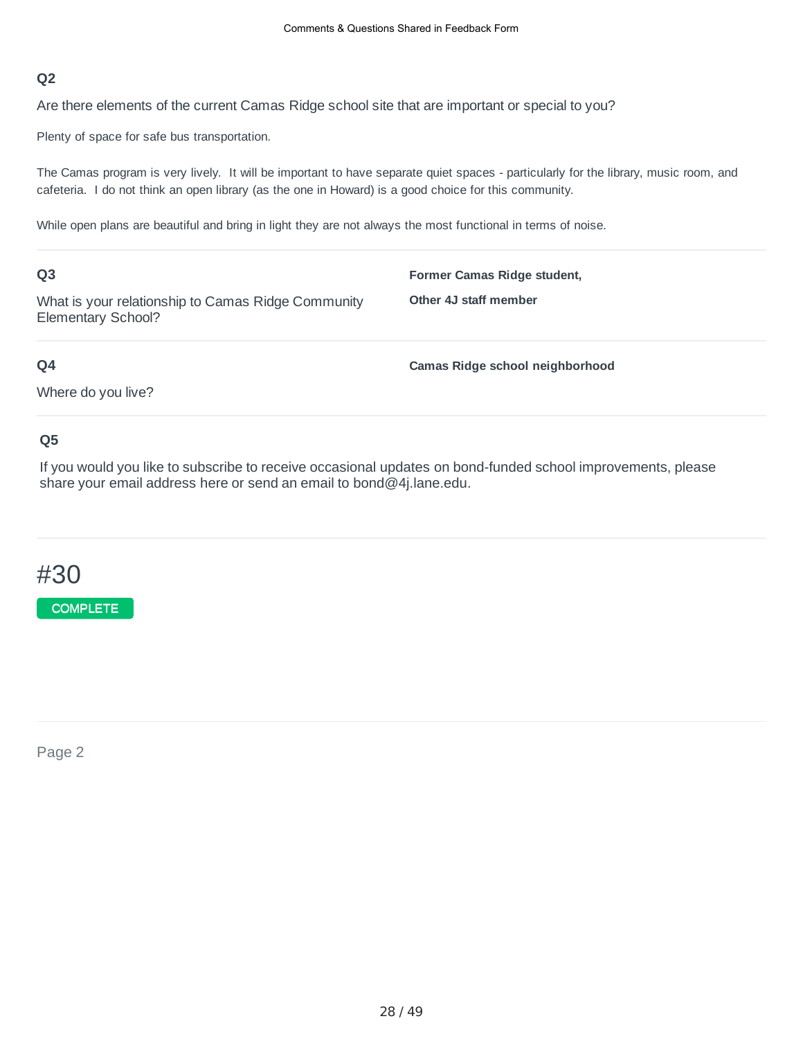### Q2

Are there elements of the current Camas Ridge school site that are important or special to you?

Plenty of space for safe bus transportation.

The Camas program is very lively. It will be important to have separate quiet spaces - particularly for the library, music room, and cafeteria. I do not think an open library (as the one in Howard) is a good choice for this community.

While open plans are beautiful and bring in light they are not always the most functional in terms of noise.

### Q3

What is your relationship to Camas Ridge Community Elementary School?

**Former Camas Ridge student,**

**Other 4J staff member**

### Q4

Where do you live?

**Camas Ridge school neighborhood**

### Q5

If you would you like to subscribe to receive occasional updates on bond-funded school improvements, please share your email address here or send an email to bond@4j.lane.edu.

# #30

COMPLETE

Page 2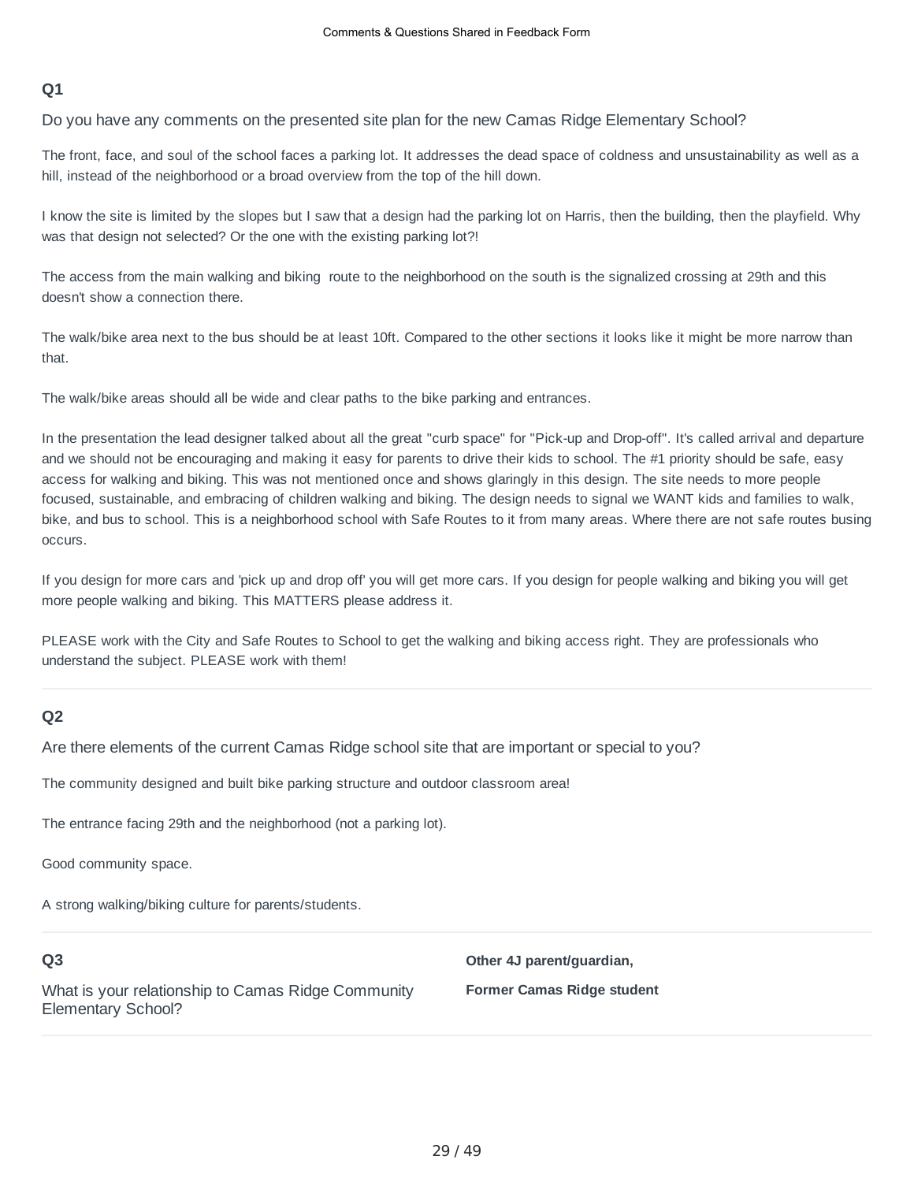## Q1

Do you have any comments on the presented site plan for the new Camas Ridge Elementary School?

The front, face, and soul of the school faces a parking lot. It addresses the dead space of coldness and unsustainability as well as a hill, instead of the neighborhood or a broad overview from the top of the hill down.

I know the site is limited by the slopes but I saw that a design had the parking lot on Harris, then the building, then the playfield. Why was that design not selected? Or the one with the existing parking lot?!

The access from the main walking and biking route to the neighborhood on the south is the signalized crossing at 29th and this doesn't show a connection there.

The walk/bike area next to the bus should be at least 10ft. Compared to the other sections it looks like it might be more narrow than that.

The walk/bike areas should all be wide and clear paths to the bike parking and entrances.

In the presentation the lead designer talked about all the great "curb space" for "Pick-up and Drop-off". It's called arrival and departure and we should not be encouraging and making it easy for parents to drive their kids to school. The #1 priority should be safe, easy access for walking and biking. This was not mentioned once and shows glaringly in this design. The site needs to more people focused, sustainable, and embracing of children walking and biking. The design needs to signal we WANT kids and families to walk, bike, and bus to school. This is a neighborhood school with Safe Routes to it from many areas. Where there are not safe routes busing occurs.

If you design for more cars and 'pick up and drop off' you will get more cars. If you design for people walking and biking you will get more people walking and biking. This MATTERS please address it.

PLEASE work with the City and Safe Routes to School to get the walking and biking access right. They are professionals who understand the subject. PLEASE work with them!

## Q2

Are there elements of the current Camas Ridge school site that are important or special to you?

The community designed and built bike parking structure and outdoor classroom area!

The entrance facing 29th and the neighborhood (not a parking lot).

Good community space.

A strong walking/biking culture for parents/students.

## Q3

What is your relationship to Camas Ridge Community Elementary School?

**Other 4J parent/guardian,**

**Former Camas Ridge student**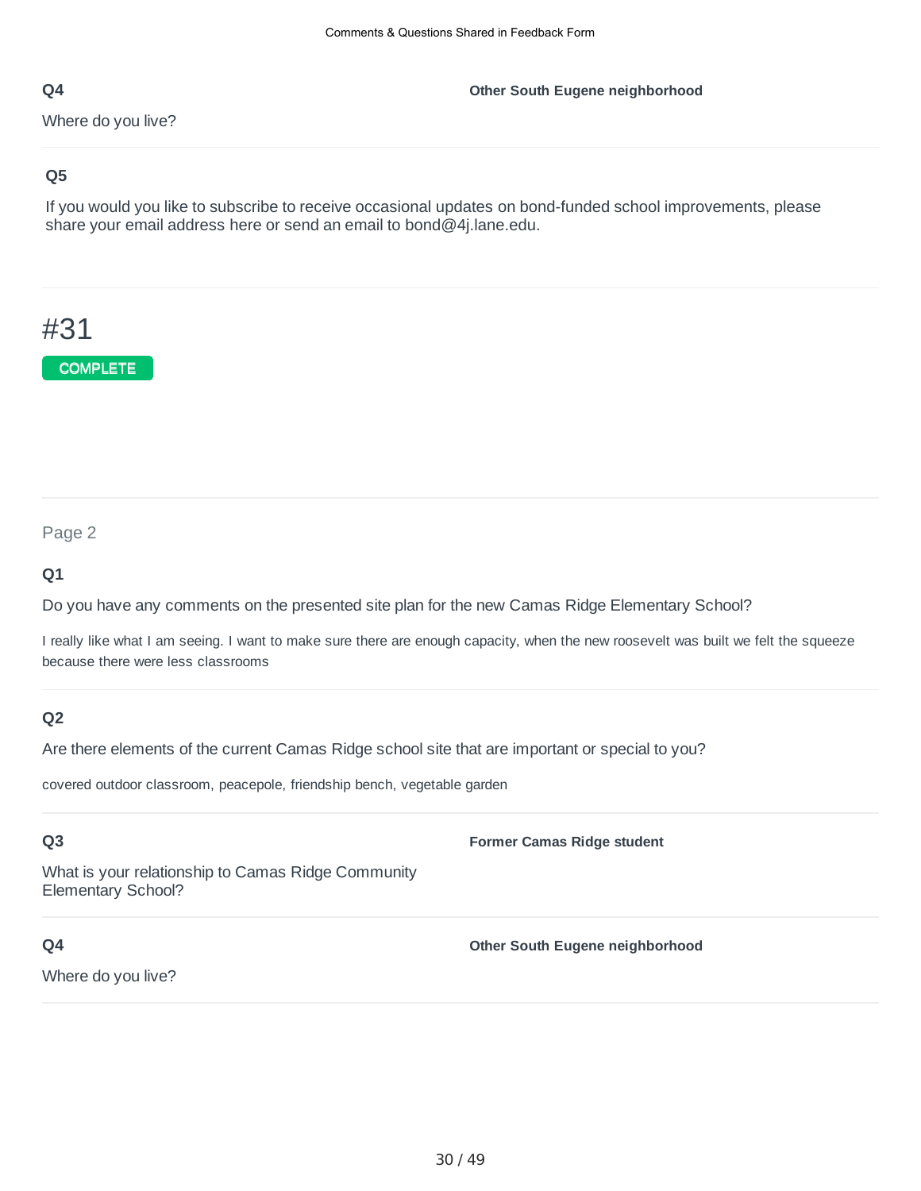**Q4**

Where do you live?

**Other South Eugene neighborhood**

---

**Q5**

If you would you like to subscribe to receive occasional updates on bond-funded school improvements, please share your email address here or send an email to bond@4j.lane.edu.

---

# #31

COMPLETE

---

Page 2

**Q1**

Do you have any comments on the presented site plan for the new Camas Ridge Elementary School?

I really like what I am seeing. I want to make sure there are enough capacity, when the new roosevelt was built we felt the squeeze because there were less classrooms

---

**Q2**

Are there elements of the current Camas Ridge school site that are important or special to you?

covered outdoor classroom, peacepole, friendship bench, vegetable garden

---

**Q3**

What is your relationship to Camas Ridge Community Elementary School?

**Former Camas Ridge student**

---

**Q4**

Where do you live?

**Other South Eugene neighborhood**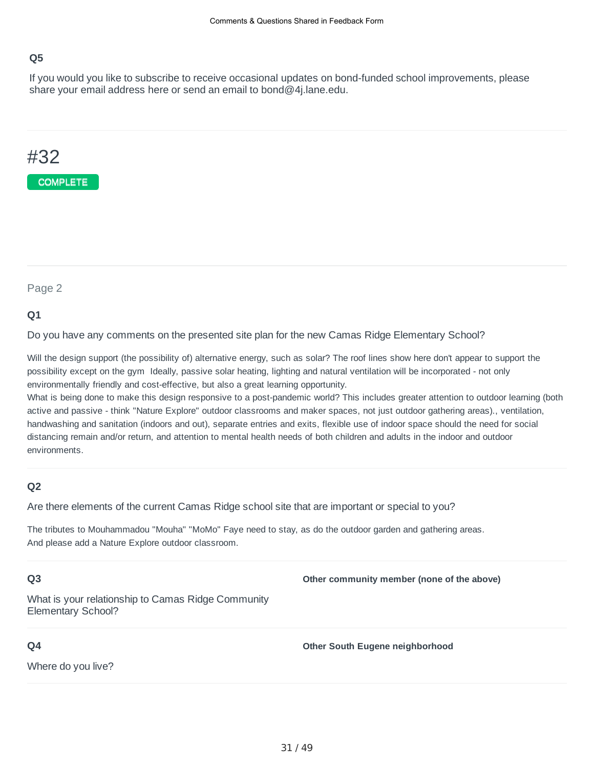### Q5

If you would you like to subscribe to receive occasional updates on bond-funded school improvements, please share your email address here or send an email to bond@4j.lane.edu.

---

# #32

COMPLETE

---

Page 2

### Q1

Do you have any comments on the presented site plan for the new Camas Ridge Elementary School?

Will the design support (the possibility of) alternative energy, such as solar? The roof lines show here don't appear to support the possibility except on the gym  Ideally, passive solar heating, lighting and natural ventilation will be incorporated - not only environmentally friendly and cost-effective, but also a great learning opportunity.
What is being done to make this design responsive to a post-pandemic world? This includes greater attention to outdoor learning (both active and passive - think "Nature Explore" outdoor classrooms and maker spaces, not just outdoor gathering areas)., ventilation, handwashing and sanitation (indoors and out), separate entries and exits, flexible use of indoor space should the need for social distancing remain and/or return, and attention to mental health needs of both children and adults in the indoor and outdoor environments.

### Q2

Are there elements of the current Camas Ridge school site that are important or special to you?

The tributes to Mouhammadou "Mouha" "MoMo" Faye need to stay, as do the outdoor garden and gathering areas.
And please add a Nature Explore outdoor classroom.

### Q3

What is your relationship to Camas Ridge Community Elementary School?

**Other community member (none of the above)**

### Q4

Where do you live?

**Other South Eugene neighborhood**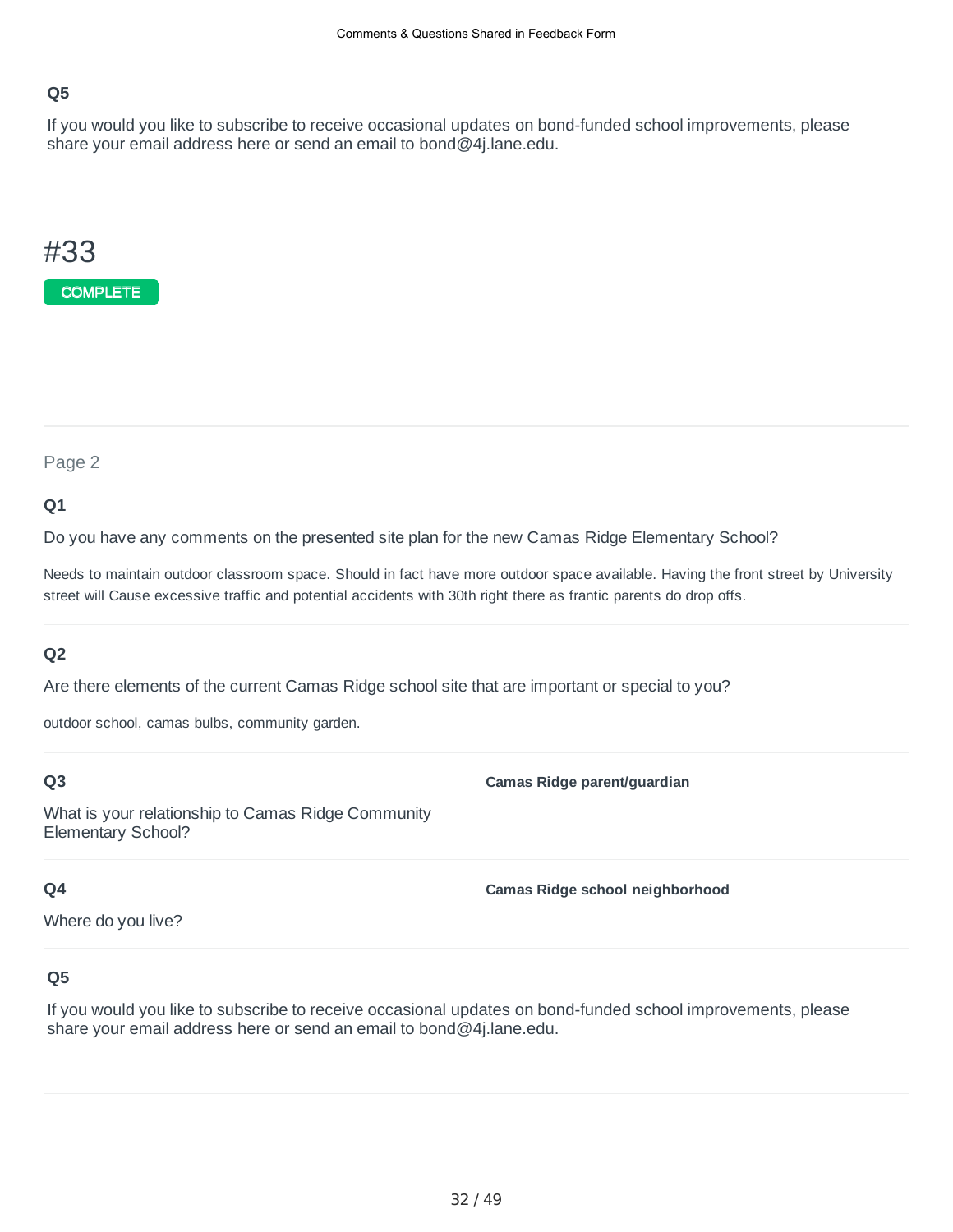### Q5

If you would you like to subscribe to receive occasional updates on bond-funded school improvements, please share your email address here or send an email to bond@4j.lane.edu.

---

# #33

**COMPLETE**

---

Page 2

### Q1

Do you have any comments on the presented site plan for the new Camas Ridge Elementary School?

Needs to maintain outdoor classroom space. Should in fact have more outdoor space available. Having the front street by University street will Cause excessive traffic and potential accidents with 30th right there as frantic parents do drop offs.

### Q2

Are there elements of the current Camas Ridge school site that are important or special to you?

outdoor school, camas bulbs, community garden.

### Q3

What is your relationship to Camas Ridge Community Elementary School?

**Camas Ridge parent/guardian**

### Q4

Where do you live?

**Camas Ridge school neighborhood**

### Q5

If you would you like to subscribe to receive occasional updates on bond-funded school improvements, please share your email address here or send an email to bond@4j.lane.edu.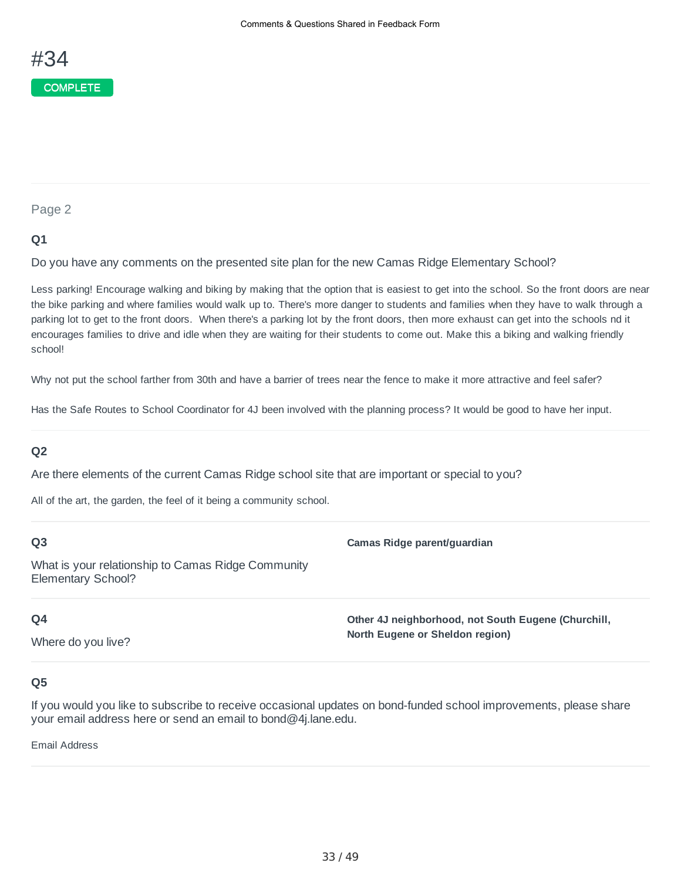# #34

COMPLETE

Page 2

### Q1

Do you have any comments on the presented site plan for the new Camas Ridge Elementary School?

Less parking! Encourage walking and biking by making that the option that is easiest to get into the school. So the front doors are near the bike parking and where families would walk up to. There's more danger to students and families when they have to walk through a parking lot to get to the front doors. When there's a parking lot by the front doors, then more exhaust can get into the schools nd it encourages families to drive and idle when they are waiting for their students to come out. Make this a biking and walking friendly school!

Why not put the school farther from 30th and have a barrier of trees near the fence to make it more attractive and feel safer?

Has the Safe Routes to School Coordinator for 4J been involved with the planning process? It would be good to have her input.

### Q2

Are there elements of the current Camas Ridge school site that are important or special to you?

All of the art, the garden, the feel of it being a community school.

### Q3

What is your relationship to Camas Ridge Community Elementary School?

**Camas Ridge parent/guardian**

### Q4

Where do you live?

**Other 4J neighborhood, not South Eugene (Churchill, North Eugene or Sheldon region)**

### Q5

If you would you like to subscribe to receive occasional updates on bond-funded school improvements, please share your email address here or send an email to bond@4j.lane.edu.

Email Address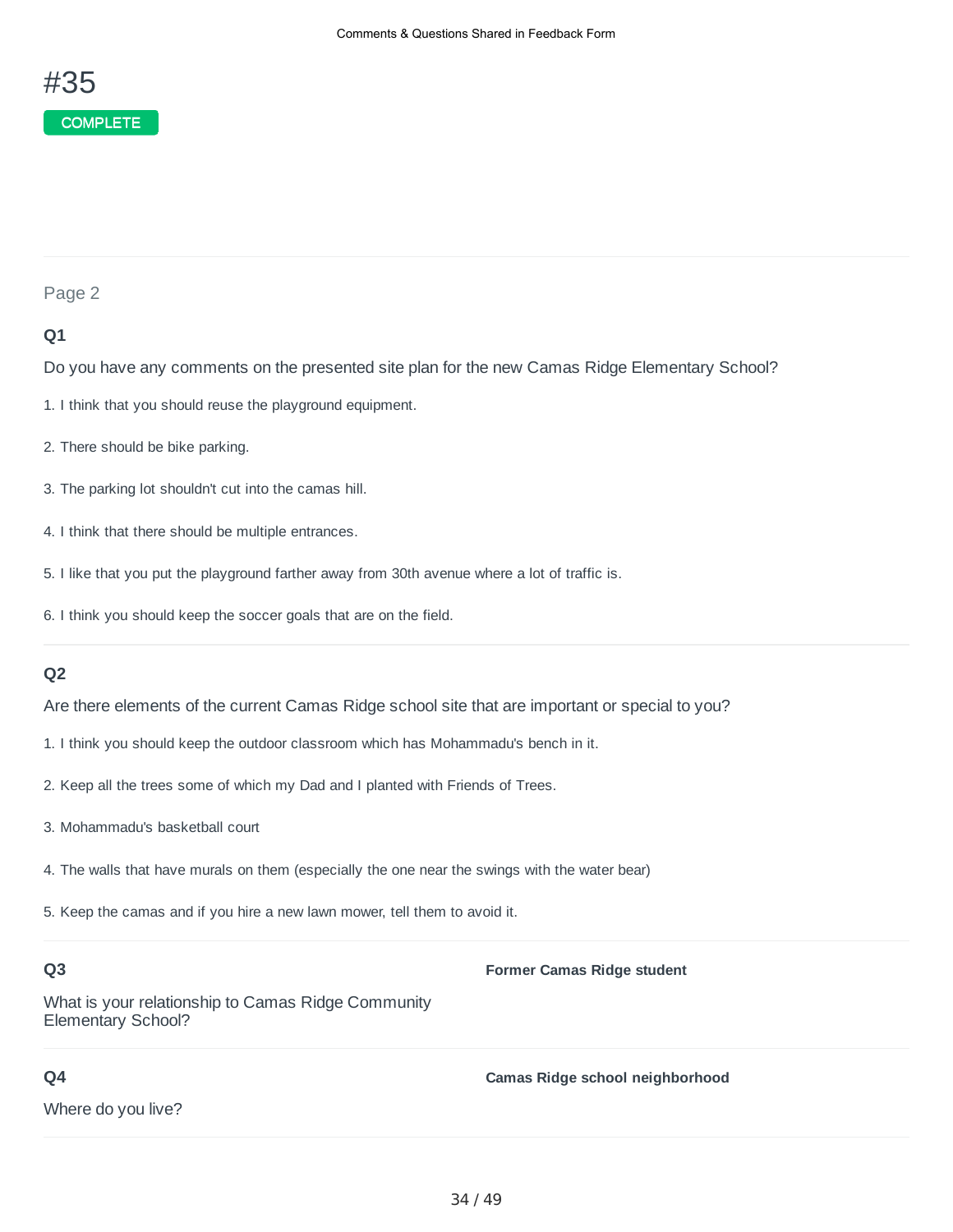# #35

COMPLETE

Page 2

**Q1**

Do you have any comments on the presented site plan for the new Camas Ridge Elementary School?

1. I think that you should reuse the playground equipment.

2. There should be bike parking.

3. The parking lot shouldn't cut into the camas hill.

4. I think that there should be multiple entrances.

5. I like that you put the playground farther away from 30th avenue where a lot of traffic is.

6. I think you should keep the soccer goals that are on the field.

**Q2**

Are there elements of the current Camas Ridge school site that are important or special to you?

1. I think you should keep the outdoor classroom which has Mohammadu's bench in it.

2. Keep all the trees some of which my Dad and I planted with Friends of Trees.

3. Mohammadu's basketball court

4. The walls that have murals on them (especially the one near the swings with the water bear)

5. Keep the camas and if you hire a new lawn mower, tell them to avoid it.

**Q3**

What is your relationship to Camas Ridge Community Elementary School?

**Former Camas Ridge student**

**Q4**

Where do you live?

**Camas Ridge school neighborhood**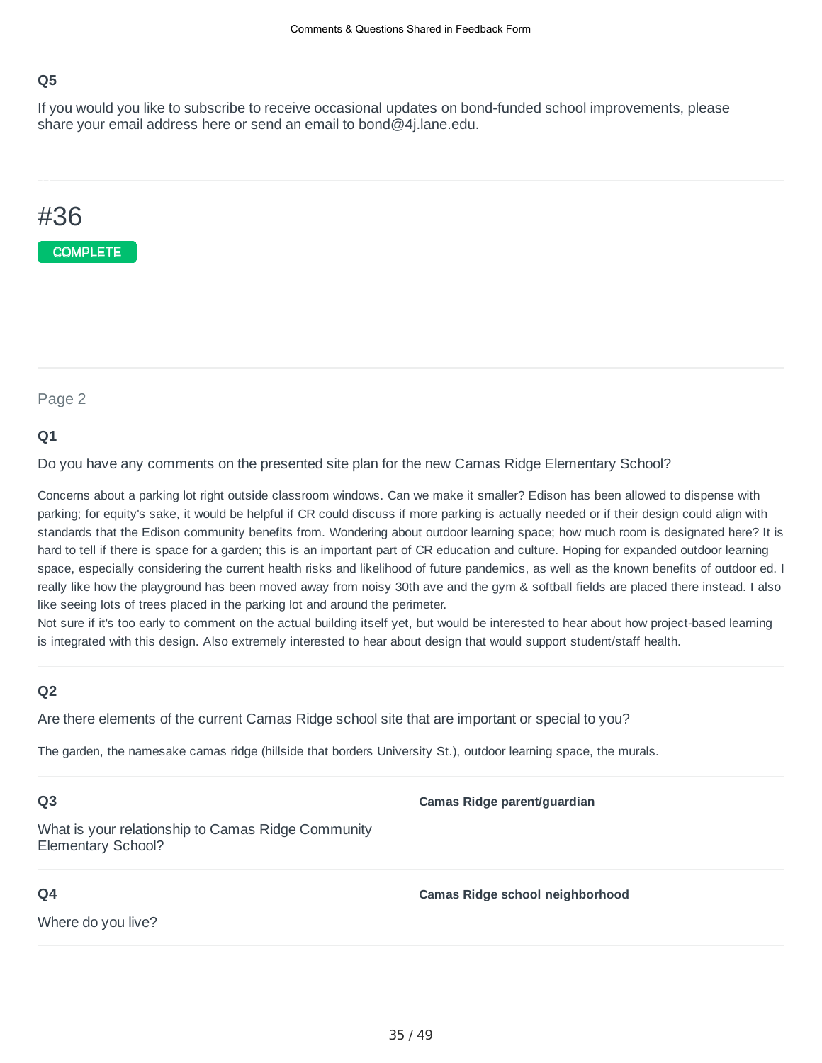### Q5

If you would you like to subscribe to receive occasional updates on bond-funded school improvements, please share your email address here or send an email to bond@4j.lane.edu.

# #36

COMPLETE

Page 2

### Q1

Do you have any comments on the presented site plan for the new Camas Ridge Elementary School?

Concerns about a parking lot right outside classroom windows. Can we make it smaller? Edison has been allowed to dispense with parking; for equity's sake, it would be helpful if CR could discuss if more parking is actually needed or if their design could align with standards that the Edison community benefits from. Wondering about outdoor learning space; how much room is designated here? It is hard to tell if there is space for a garden; this is an important part of CR education and culture. Hoping for expanded outdoor learning space, especially considering the current health risks and likelihood of future pandemics, as well as the known benefits of outdoor ed. I really like how the playground has been moved away from noisy 30th ave and the gym & softball fields are placed there instead. I also like seeing lots of trees placed in the parking lot and around the perimeter.
Not sure if it's too early to comment on the actual building itself yet, but would be interested to hear about how project-based learning is integrated with this design. Also extremely interested to hear about design that would support student/staff health.

### Q2

Are there elements of the current Camas Ridge school site that are important or special to you?

The garden, the namesake camas ridge (hillside that borders University St.), outdoor learning space, the murals.

### Q3

What is your relationship to Camas Ridge Community Elementary School?

**Camas Ridge parent/guardian**

### Q4

Where do you live?

**Camas Ridge school neighborhood**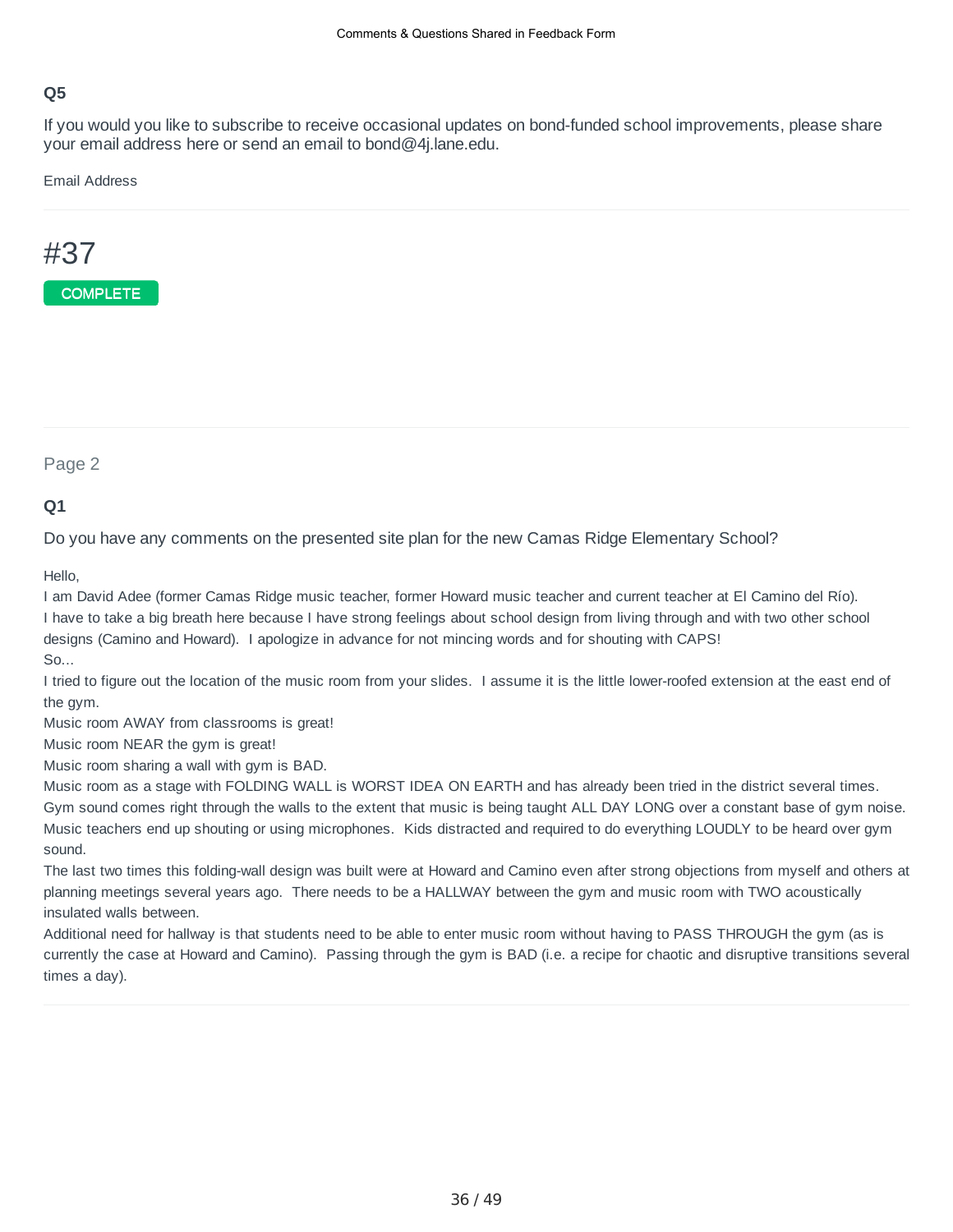### Q5

If you would you like to subscribe to receive occasional updates on bond-funded school improvements, please share your email address here or send an email to bond@4j.lane.edu.

Email Address

---

# #37

COMPLETE

---

Page 2

### Q1

Do you have any comments on the presented site plan for the new Camas Ridge Elementary School?

Hello,
I am David Adee (former Camas Ridge music teacher, former Howard music teacher and current teacher at El Camino del Río).
I have to take a big breath here because I have strong feelings about school design from living through and with two other school designs (Camino and Howard). I apologize in advance for not mincing words and for shouting with CAPS!
So...
I tried to figure out the location of the music room from your slides. I assume it is the little lower-roofed extension at the east end of the gym.
Music room AWAY from classrooms is great!
Music room NEAR the gym is great!
Music room sharing a wall with gym is BAD.
Music room as a stage with FOLDING WALL is WORST IDEA ON EARTH and has already been tried in the district several times.
Gym sound comes right through the walls to the extent that music is being taught ALL DAY LONG over a constant base of gym noise.
Music teachers end up shouting or using microphones. Kids distracted and required to do everything LOUDLY to be heard over gym sound.
The last two times this folding-wall design was built were at Howard and Camino even after strong objections from myself and others at planning meetings several years ago. There needs to be a HALLWAY between the gym and music room with TWO acoustically insulated walls between.
Additional need for hallway is that students need to be able to enter music room without having to PASS THROUGH the gym (as is currently the case at Howard and Camino). Passing through the gym is BAD (i.e. a recipe for chaotic and disruptive transitions several times a day).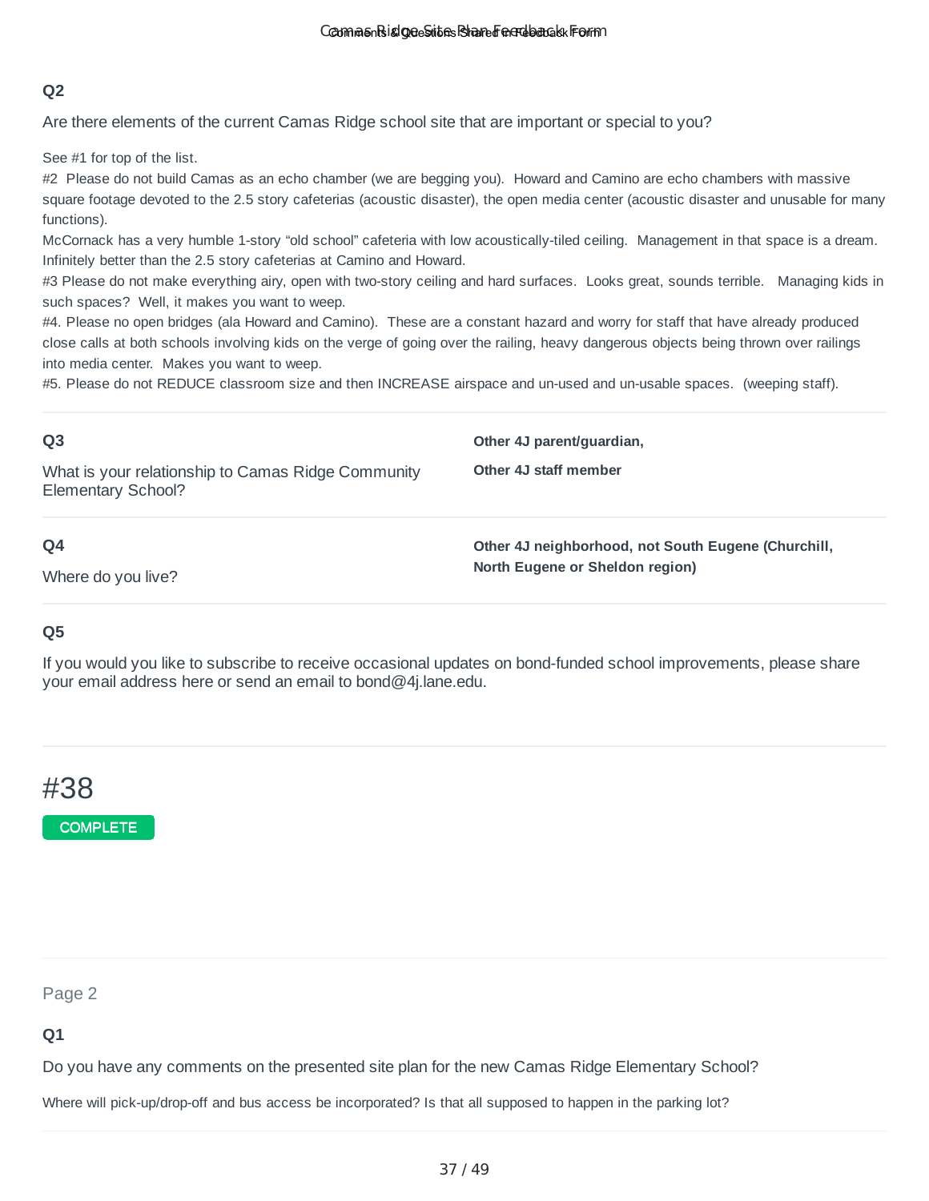**Q2**

Are there elements of the current Camas Ridge school site that are important or special to you?

See #1 for top of the list.
#2 Please do not build Camas as an echo chamber (we are begging you). Howard and Camino are echo chambers with massive square footage devoted to the 2.5 story cafeterias (acoustic disaster), the open media center (acoustic disaster and unusable for many functions).
McCornack has a very humble 1-story "old school" cafeteria with low acoustically-tiled ceiling. Management in that space is a dream. Infinitely better than the 2.5 story cafeterias at Camino and Howard.
#3 Please do not make everything airy, open with two-story ceiling and hard surfaces. Looks great, sounds terrible. Managing kids in such spaces? Well, it makes you want to weep.
#4. Please no open bridges (ala Howard and Camino). These are a constant hazard and worry for staff that have already produced close calls at both schools involving kids on the verge of going over the railing, heavy dangerous objects being thrown over railings into media center. Makes you want to weep.
#5. Please do not REDUCE classroom size and then INCREASE airspace and un-used and un-usable spaces. (weeping staff).

**Q3**

What is your relationship to Camas Ridge Community Elementary School?

**Other 4J parent/guardian,**

**Other 4J staff member**

**Q4**

Where do you live?

**Other 4J neighborhood, not South Eugene (Churchill, North Eugene or Sheldon region)**

**Q5**

If you would you like to subscribe to receive occasional updates on bond-funded school improvements, please share your email address here or send an email to bond@4j.lane.edu.

# #38

COMPLETE

Page 2

**Q1**

Do you have any comments on the presented site plan for the new Camas Ridge Elementary School?

Where will pick-up/drop-off and bus access be incorporated? Is that all supposed to happen in the parking lot?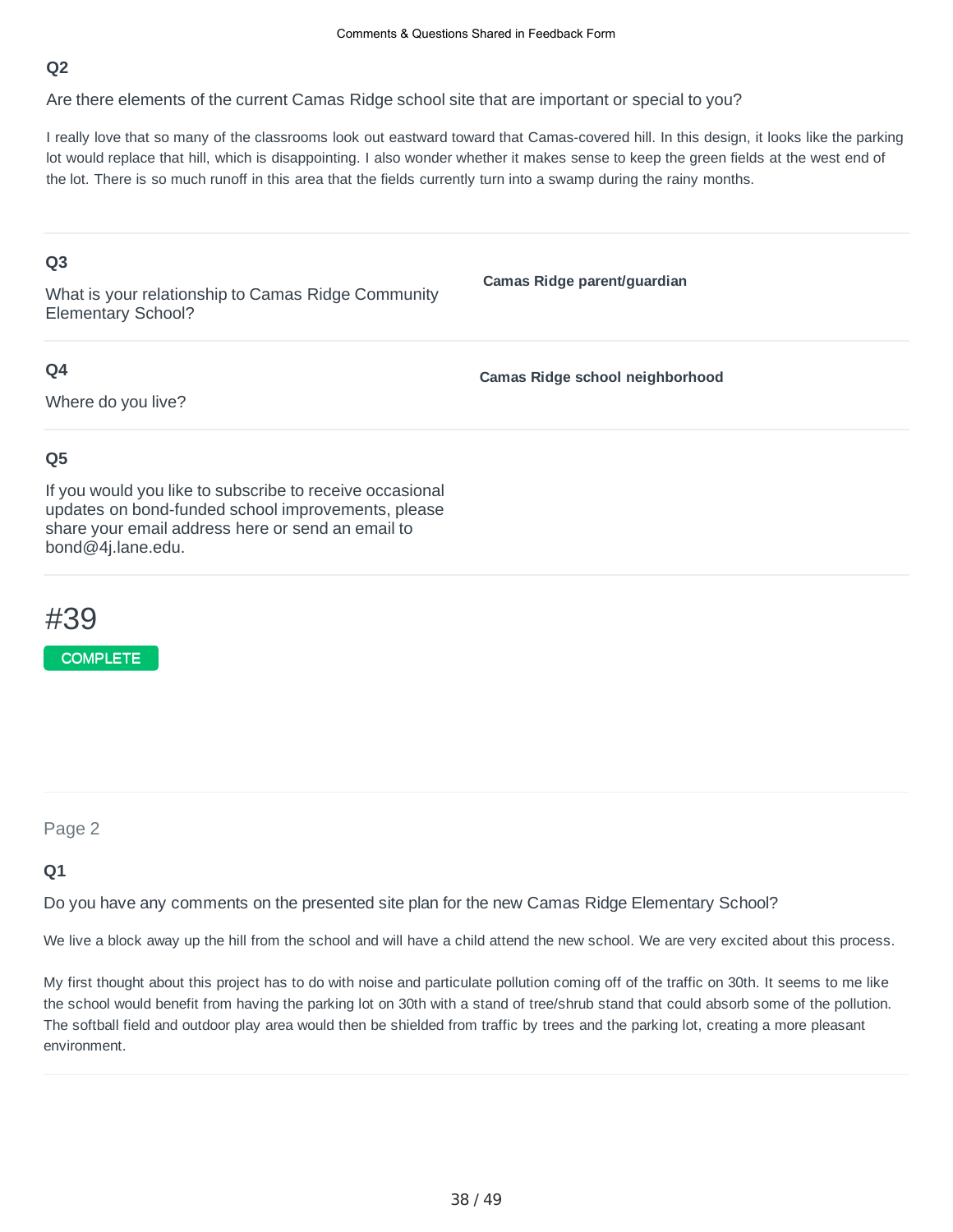## Q2

Are there elements of the current Camas Ridge school site that are important or special to you?

I really love that so many of the classrooms look out eastward toward that Camas-covered hill. In this design, it looks like the parking lot would replace that hill, which is disappointing. I also wonder whether it makes sense to keep the green fields at the west end of the lot. There is so much runoff in this area that the fields currently turn into a swamp during the rainy months.

## Q3

What is your relationship to Camas Ridge Community Elementary School?

**Camas Ridge parent/guardian**

## Q4

Where do you live?

**Camas Ridge school neighborhood**

## Q5

If you would you like to subscribe to receive occasional updates on bond-funded school improvements, please share your email address here or send an email to bond@4j.lane.edu.

# #39

COMPLETE

Page 2

## Q1

Do you have any comments on the presented site plan for the new Camas Ridge Elementary School?

We live a block away up the hill from the school and will have a child attend the new school. We are very excited about this process.

My first thought about this project has to do with noise and particulate pollution coming off of the traffic on 30th. It seems to me like the school would benefit from having the parking lot on 30th with a stand of tree/shrub stand that could absorb some of the pollution. The softball field and outdoor play area would then be shielded from traffic by trees and the parking lot, creating a more pleasant environment.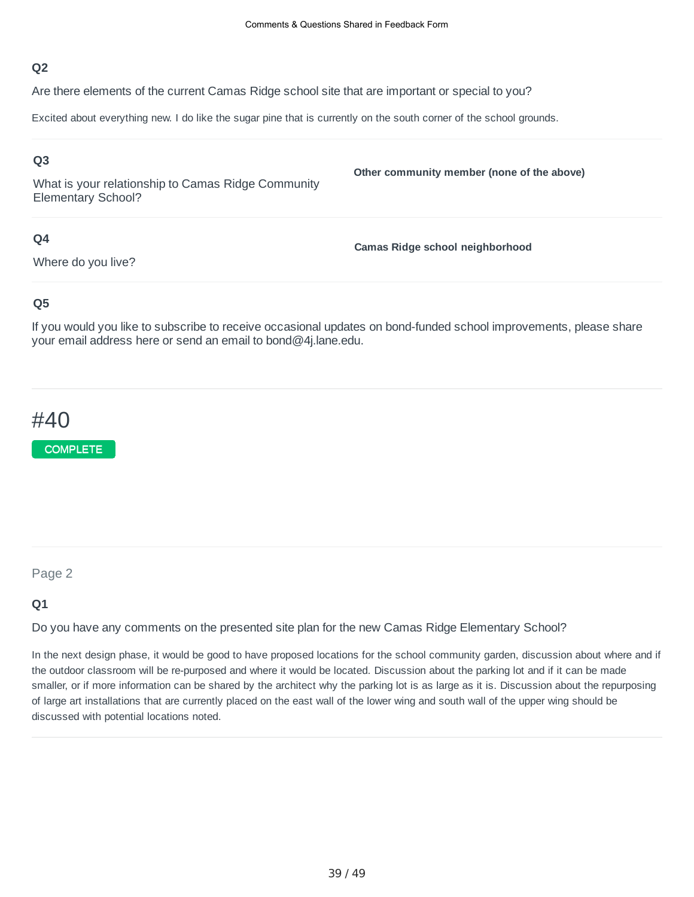**Q2**

Are there elements of the current Camas Ridge school site that are important or special to you?

Excited about everything new. I do like the sugar pine that is currently on the south corner of the school grounds.

**Q3**

What is your relationship to Camas Ridge Community Elementary School?

**Other community member (none of the above)**

**Q4**

Where do you live?

**Camas Ridge school neighborhood**

**Q5**

If you would you like to subscribe to receive occasional updates on bond-funded school improvements, please share your email address here or send an email to bond@4j.lane.edu.

# #40

COMPLETE

Page 2

**Q1**

Do you have any comments on the presented site plan for the new Camas Ridge Elementary School?

In the next design phase, it would be good to have proposed locations for the school community garden, discussion about where and if the outdoor classroom will be re-purposed and where it would be located. Discussion about the parking lot and if it can be made smaller, or if more information can be shared by the architect why the parking lot is as large as it is. Discussion about the repurposing of large art installations that are currently placed on the east wall of the lower wing and south wall of the upper wing should be discussed with potential locations noted.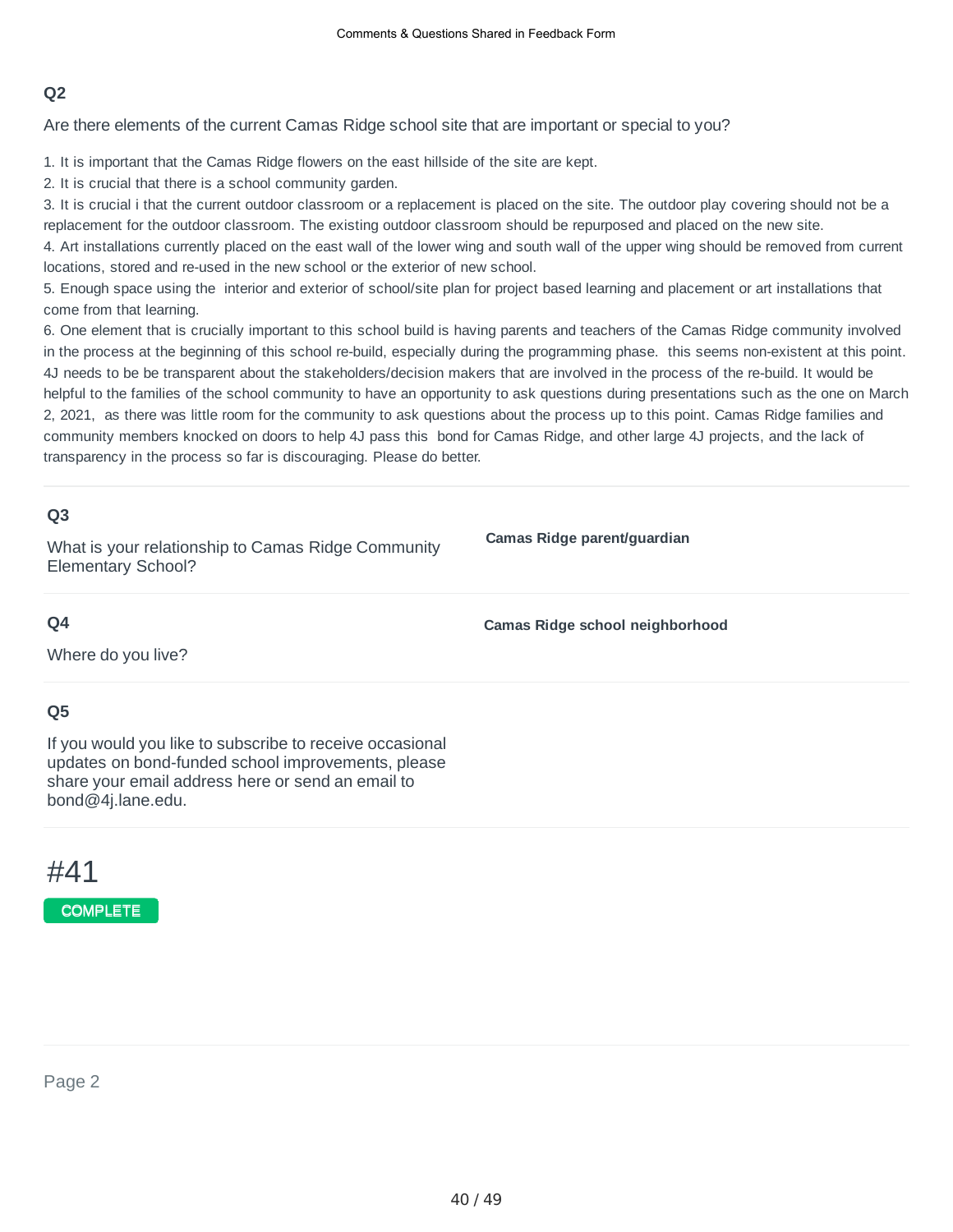## Q2

Are there elements of the current Camas Ridge school site that are important or special to you?

1. It is important that the Camas Ridge flowers on the east hillside of the site are kept.
2. It is crucial that there is a school community garden.
3. It is crucial i that the current outdoor classroom or a replacement is placed on the site. The outdoor play covering should not be a replacement for the outdoor classroom. The existing outdoor classroom should be repurposed and placed on the new site.
4. Art installations currently placed on the east wall of the lower wing and south wall of the upper wing should be removed from current locations, stored and re-used in the new school or the exterior of new school.
5. Enough space using the interior and exterior of school/site plan for project based learning and placement or art installations that come from that learning.
6. One element that is crucially important to this school build is having parents and teachers of the Camas Ridge community involved in the process at the beginning of this school re-build, especially during the programming phase. this seems non-existent at this point. 4J needs to be be transparent about the stakeholders/decision makers that are involved in the process of the re-build. It would be helpful to the families of the school community to have an opportunity to ask questions during presentations such as the one on March 2, 2021, as there was little room for the community to ask questions about the process up to this point. Camas Ridge families and community members knocked on doors to help 4J pass this bond for Camas Ridge, and other large 4J projects, and the lack of transparency in the process so far is discouraging. Please do better.

## Q3

What is your relationship to Camas Ridge Community Elementary School?

**Camas Ridge parent/guardian**

## Q4

Where do you live?

**Camas Ridge school neighborhood**

## Q5

If you would you like to subscribe to receive occasional updates on bond-funded school improvements, please share your email address here or send an email to bond@4j.lane.edu.

# #41

COMPLETE

Page 2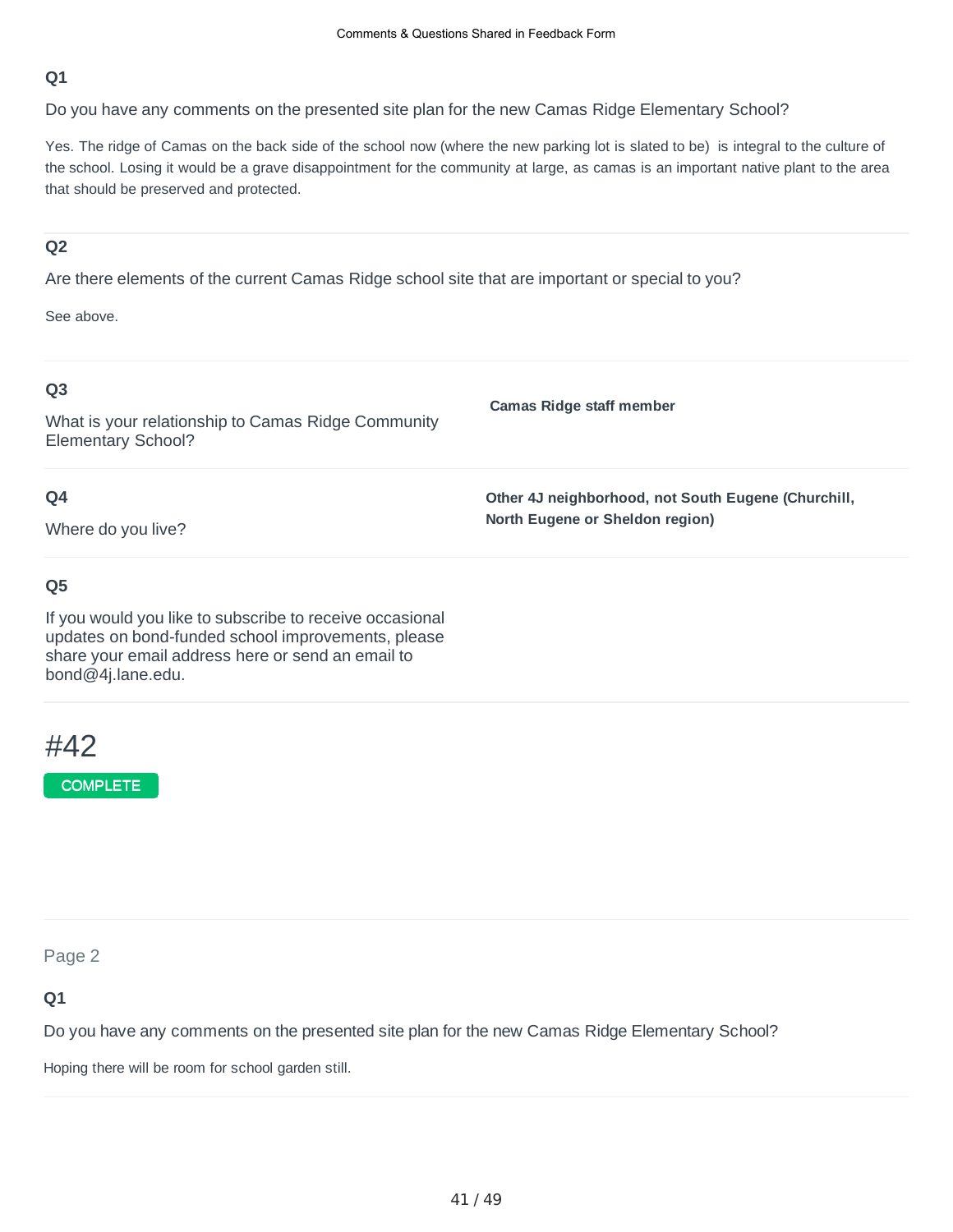### Q1

Do you have any comments on the presented site plan for the new Camas Ridge Elementary School?

Yes. The ridge of Camas on the back side of the school now (where the new parking lot is slated to be) is integral to the culture of the school. Losing it would be a grave disappointment for the community at large, as camas is an important native plant to the area that should be preserved and protected.

### Q2

Are there elements of the current Camas Ridge school site that are important or special to you?

See above.

### Q3

What is your relationship to Camas Ridge Community Elementary School?

**Camas Ridge staff member**

### Q4

Where do you live?

**Other 4J neighborhood, not South Eugene (Churchill, North Eugene or Sheldon region)**

### Q5

If you would you like to subscribe to receive occasional updates on bond-funded school improvements, please share your email address here or send an email to bond@4j.lane.edu.

# #42

COMPLETE

Page 2

### Q1

Do you have any comments on the presented site plan for the new Camas Ridge Elementary School?

Hoping there will be room for school garden still.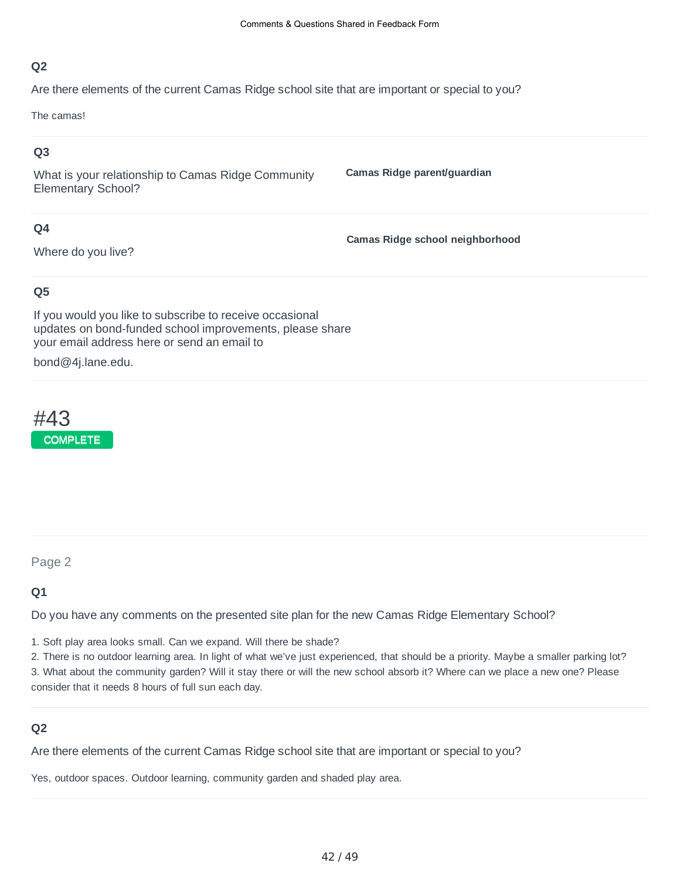### Q2

Are there elements of the current Camas Ridge school site that are important or special to you?

The camas!

### Q3

What is your relationship to Camas Ridge Community Elementary School?

**Camas Ridge parent/guardian**

### Q4

Where do you live?

**Camas Ridge school neighborhood**

### Q5

If you would you like to subscribe to receive occasional updates on bond-funded school improvements, please share your email address here or send an email to

bond@4j.lane.edu.

# #43

COMPLETE

Page 2

### Q1

Do you have any comments on the presented site plan for the new Camas Ridge Elementary School?

1. Soft play area looks small. Can we expand. Will there be shade?
2. There is no outdoor learning area. In light of what we've just experienced, that should be a priority. Maybe a smaller parking lot?
3. What about the community garden? Will it stay there or will the new school absorb it? Where can we place a new one? Please consider that it needs 8 hours of full sun each day.

### Q2

Are there elements of the current Camas Ridge school site that are important or special to you?

Yes, outdoor spaces. Outdoor learning, community garden and shaded play area.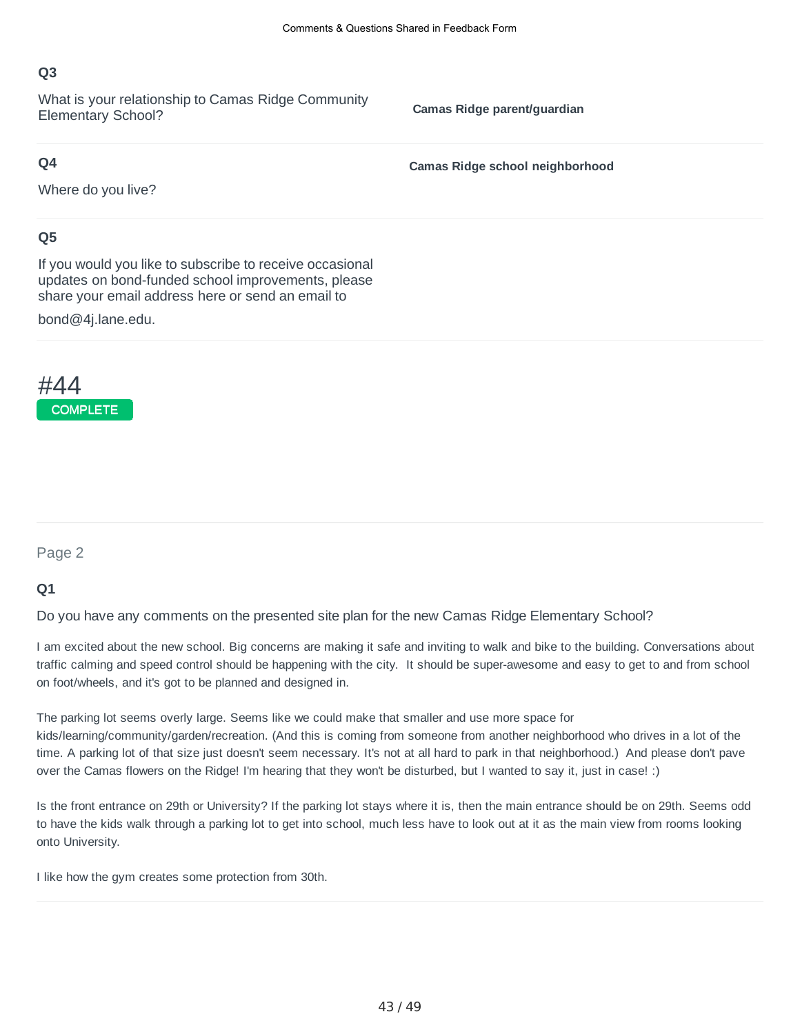**Q3**

What is your relationship to Camas Ridge Community Elementary School?

**Camas Ridge parent/guardian**

**Q4**

Where do you live?

**Camas Ridge school neighborhood**

**Q5**

If you would you like to subscribe to receive occasional updates on bond-funded school improvements, please share your email address here or send an email to

bond@4j.lane.edu.

# #44

COMPLETE

Page 2

**Q1**

Do you have any comments on the presented site plan for the new Camas Ridge Elementary School?

I am excited about the new school. Big concerns are making it safe and inviting to walk and bike to the building. Conversations about traffic calming and speed control should be happening with the city.  It should be super-awesome and easy to get to and from school on foot/wheels, and it's got to be planned and designed in.

The parking lot seems overly large. Seems like we could make that smaller and use more space for kids/learning/community/garden/recreation. (And this is coming from someone from another neighborhood who drives in a lot of the time. A parking lot of that size just doesn't seem necessary. It's not at all hard to park in that neighborhood.)  And please don't pave over the Camas flowers on the Ridge! I'm hearing that they won't be disturbed, but I wanted to say it, just in case! :)

Is the front entrance on 29th or University? If the parking lot stays where it is, then the main entrance should be on 29th. Seems odd to have the kids walk through a parking lot to get into school, much less have to look out at it as the main view from rooms looking onto University.

I like how the gym creates some protection from 30th.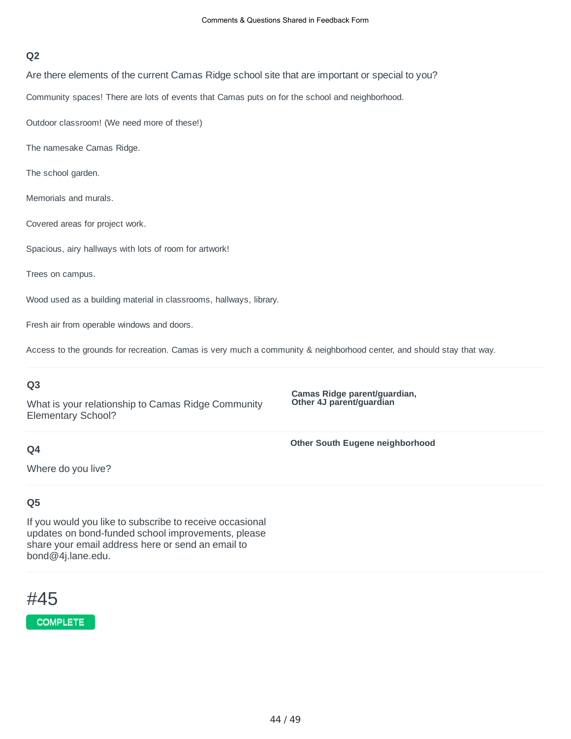### Q2

Are there elements of the current Camas Ridge school site that are important or special to you?

Community spaces! There are lots of events that Camas puts on for the school and neighborhood.

Outdoor classroom! (We need more of these!)

The namesake Camas Ridge.

The school garden.

Memorials and murals.

Covered areas for project work.

Spacious, airy hallways with lots of room for artwork!

Trees on campus.

Wood used as a building material in classrooms, hallways, library.

Fresh air from operable windows and doors.

Access to the grounds for recreation. Camas is very much a community & neighborhood center, and should stay that way.

### Q3

What is your relationship to Camas Ridge Community Elementary School?

**Camas Ridge parent/guardian, Other 4J parent/guardian**

### Q4

Where do you live?

**Other South Eugene neighborhood**

### Q5

If you would you like to subscribe to receive occasional updates on bond-funded school improvements, please share your email address here or send an email to bond@4j.lane.edu.

# #45

COMPLETE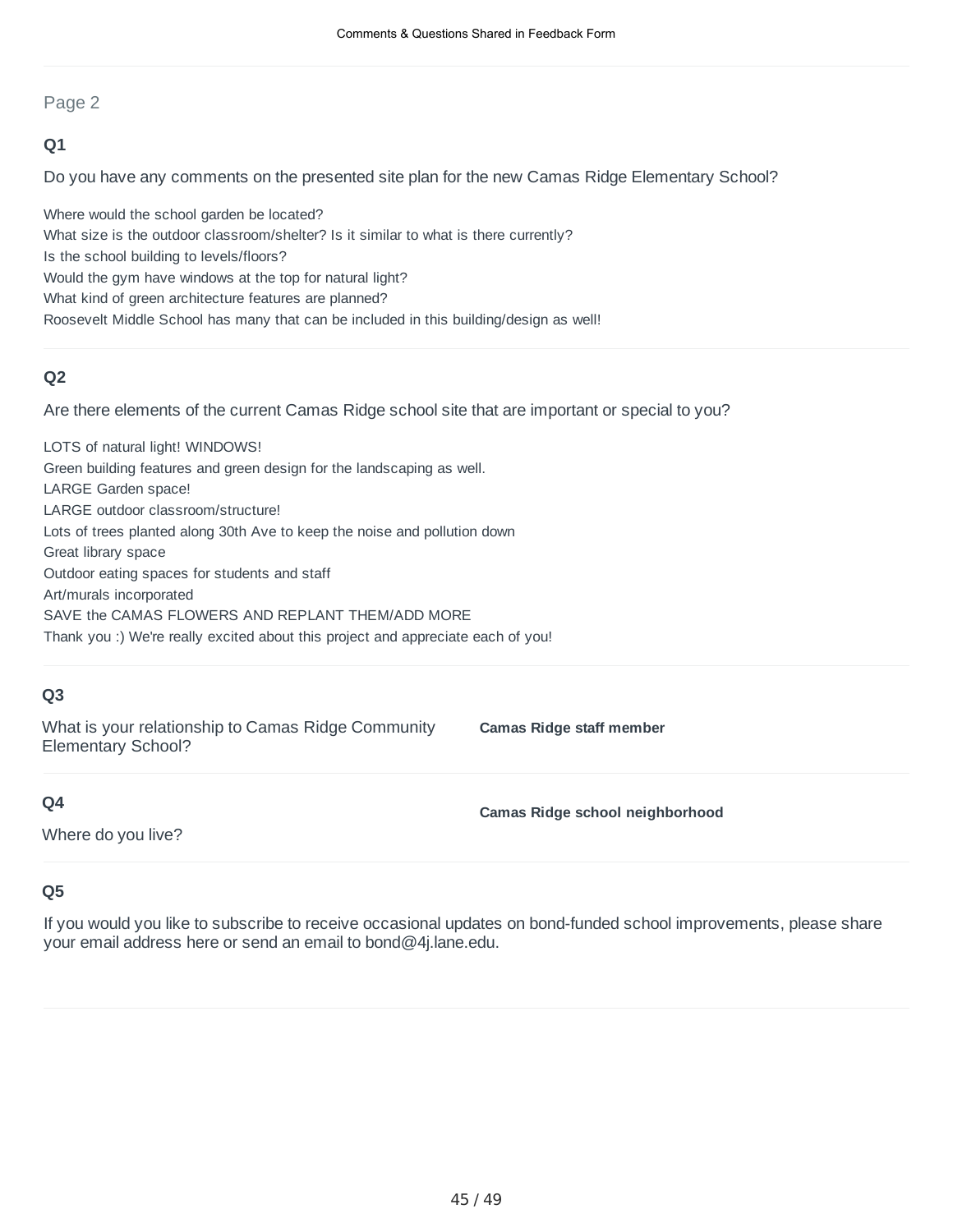Page 2

### Q1

Do you have any comments on the presented site plan for the new Camas Ridge Elementary School?

Where would the school garden be located?
What size is the outdoor classroom/shelter? Is it similar to what is there currently?
Is the school building to levels/floors?
Would the gym have windows at the top for natural light?
What kind of green architecture features are planned?
Roosevelt Middle School has many that can be included in this building/design as well!

### Q2

Are there elements of the current Camas Ridge school site that are important or special to you?

LOTS of natural light! WINDOWS!
Green building features and green design for the landscaping as well.
LARGE Garden space!
LARGE outdoor classroom/structure!
Lots of trees planted along 30th Ave to keep the noise and pollution down
Great library space
Outdoor eating spaces for students and staff
Art/murals incorporated
SAVE the CAMAS FLOWERS AND REPLANT THEM/ADD MORE
Thank you :) We're really excited about this project and appreciate each of you!

### Q3

What is your relationship to Camas Ridge Community Elementary School?

**Camas Ridge staff member**

### Q4

Where do you live?

**Camas Ridge school neighborhood**

### Q5

If you would you like to subscribe to receive occasional updates on bond-funded school improvements, please share your email address here or send an email to bond@4j.lane.edu.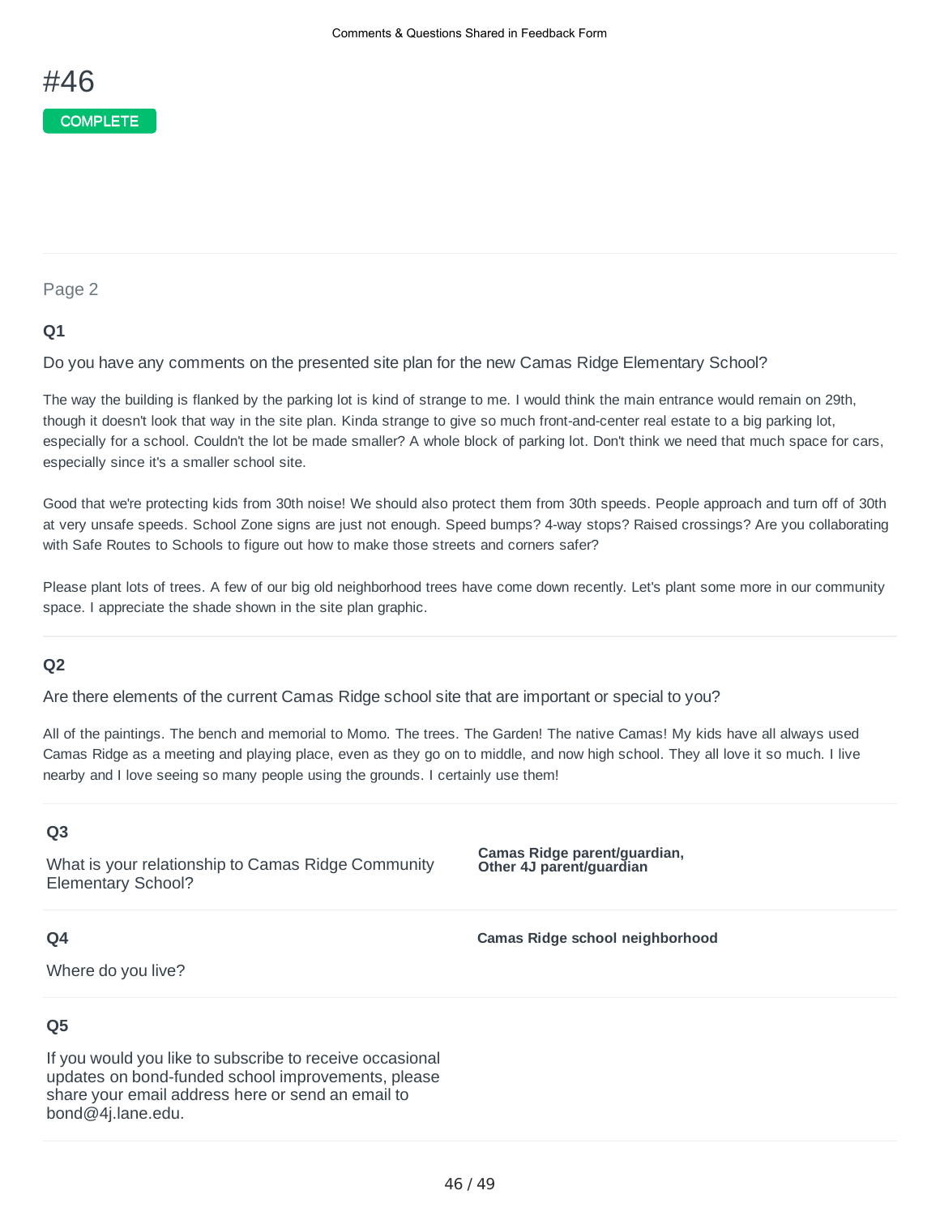# #46

COMPLETE

Page 2

**Q1**

Do you have any comments on the presented site plan for the new Camas Ridge Elementary School?

The way the building is flanked by the parking lot is kind of strange to me. I would think the main entrance would remain on 29th, though it doesn't look that way in the site plan. Kinda strange to give so much front-and-center real estate to a big parking lot, especially for a school. Couldn't the lot be made smaller? A whole block of parking lot. Don't think we need that much space for cars, especially since it's a smaller school site.

Good that we're protecting kids from 30th noise! We should also protect them from 30th speeds. People approach and turn off of 30th at very unsafe speeds. School Zone signs are just not enough. Speed bumps? 4-way stops? Raised crossings? Are you collaborating with Safe Routes to Schools to figure out how to make those streets and corners safer?

Please plant lots of trees. A few of our big old neighborhood trees have come down recently. Let's plant some more in our community space. I appreciate the shade shown in the site plan graphic.

**Q2**

Are there elements of the current Camas Ridge school site that are important or special to you?

All of the paintings. The bench and memorial to Momo. The trees. The Garden! The native Camas! My kids have all always used Camas Ridge as a meeting and playing place, even as they go on to middle, and now high school. They all love it so much. I live nearby and I love seeing so many people using the grounds. I certainly use them!

**Q3**

What is your relationship to Camas Ridge Community Elementary School?

**Camas Ridge parent/guardian, Other 4J parent/guardian**

**Q4**

Where do you live?

**Camas Ridge school neighborhood**

**Q5**

If you would you like to subscribe to receive occasional updates on bond-funded school improvements, please share your email address here or send an email to bond@4j.lane.edu.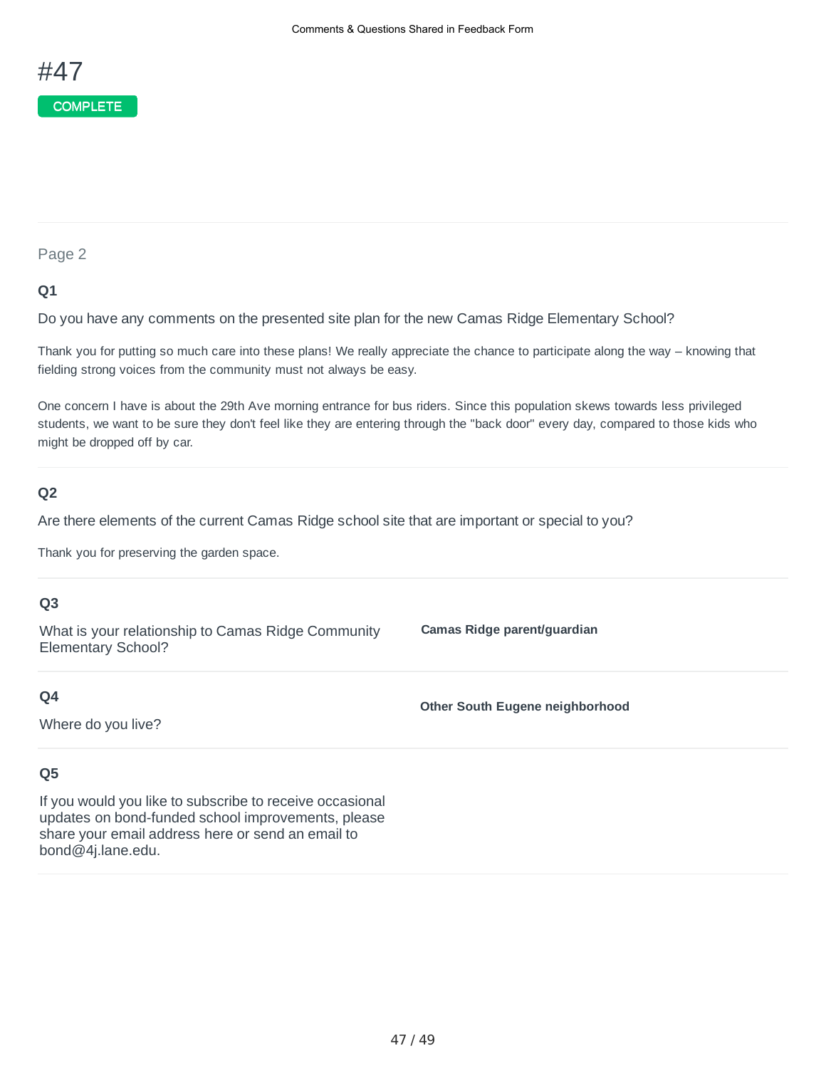# #47

COMPLETE

Page 2

**Q1**

Do you have any comments on the presented site plan for the new Camas Ridge Elementary School?

Thank you for putting so much care into these plans! We really appreciate the chance to participate along the way – knowing that fielding strong voices from the community must not always be easy.

One concern I have is about the 29th Ave morning entrance for bus riders. Since this population skews towards less privileged students, we want to be sure they don't feel like they are entering through the "back door" every day, compared to those kids who might be dropped off by car.

**Q2**

Are there elements of the current Camas Ridge school site that are important or special to you?

Thank you for preserving the garden space.

**Q3**

What is your relationship to Camas Ridge Community Elementary School?

**Camas Ridge parent/guardian**

**Q4**

Where do you live?

**Other South Eugene neighborhood**

**Q5**

If you would you like to subscribe to receive occasional updates on bond-funded school improvements, please share your email address here or send an email to bond@4j.lane.edu.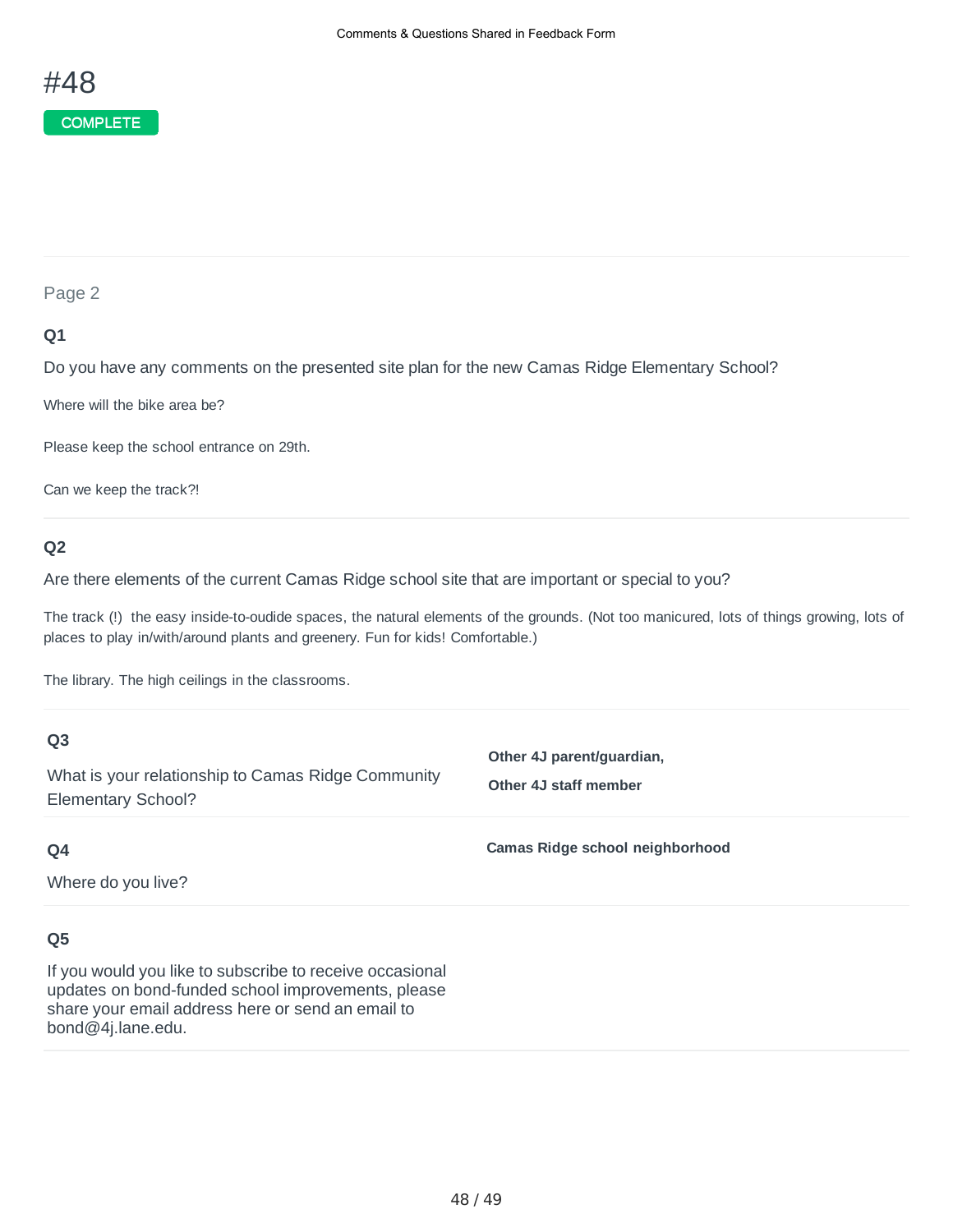# #48

COMPLETE

Page 2

**Q1**

Do you have any comments on the presented site plan for the new Camas Ridge Elementary School?

Where will the bike area be?

Please keep the school entrance on 29th.

Can we keep the track?!

**Q2**

Are there elements of the current Camas Ridge school site that are important or special to you?

The track (!) the easy inside-to-oudide spaces, the natural elements of the grounds. (Not too manicured, lots of things growing, lots of places to play in/with/around plants and greenery. Fun for kids! Comfortable.)

The library. The high ceilings in the classrooms.

**Q3**

What is your relationship to Camas Ridge Community Elementary School?

**Other 4J parent/guardian,**

**Other 4J staff member**

**Q4**

Where do you live?

**Camas Ridge school neighborhood**

**Q5**

If you would you like to subscribe to receive occasional updates on bond-funded school improvements, please share your email address here or send an email to bond@4j.lane.edu.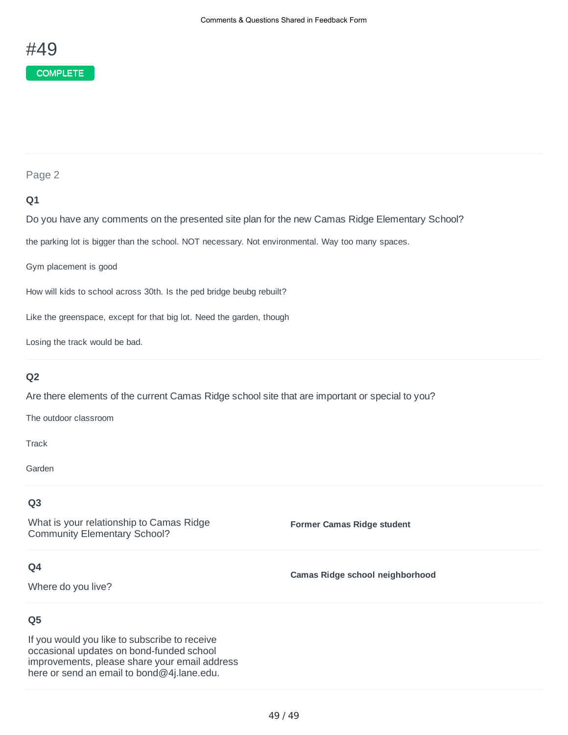# #49

COMPLETE

## Page 2

### Q1

Do you have any comments on the presented site plan for the new Camas Ridge Elementary School?

the parking lot is bigger than the school. NOT necessary. Not environmental. Way too many spaces.

Gym placement is good

How will kids to school across 30th. Is the ped bridge beubg rebuilt?

Like the greenspace, except for that big lot. Need the garden, though

Losing the track would be bad.

### Q2

Are there elements of the current Camas Ridge school site that are important or special to you?

The outdoor classroom

Track

Garden

### Q3

What is your relationship to Camas Ridge Community Elementary School?

**Former Camas Ridge student**

### Q4

Where do you live?

**Camas Ridge school neighborhood**

### Q5

If you would you like to subscribe to receive occasional updates on bond-funded school improvements, please share your email address here or send an email to bond@4j.lane.edu.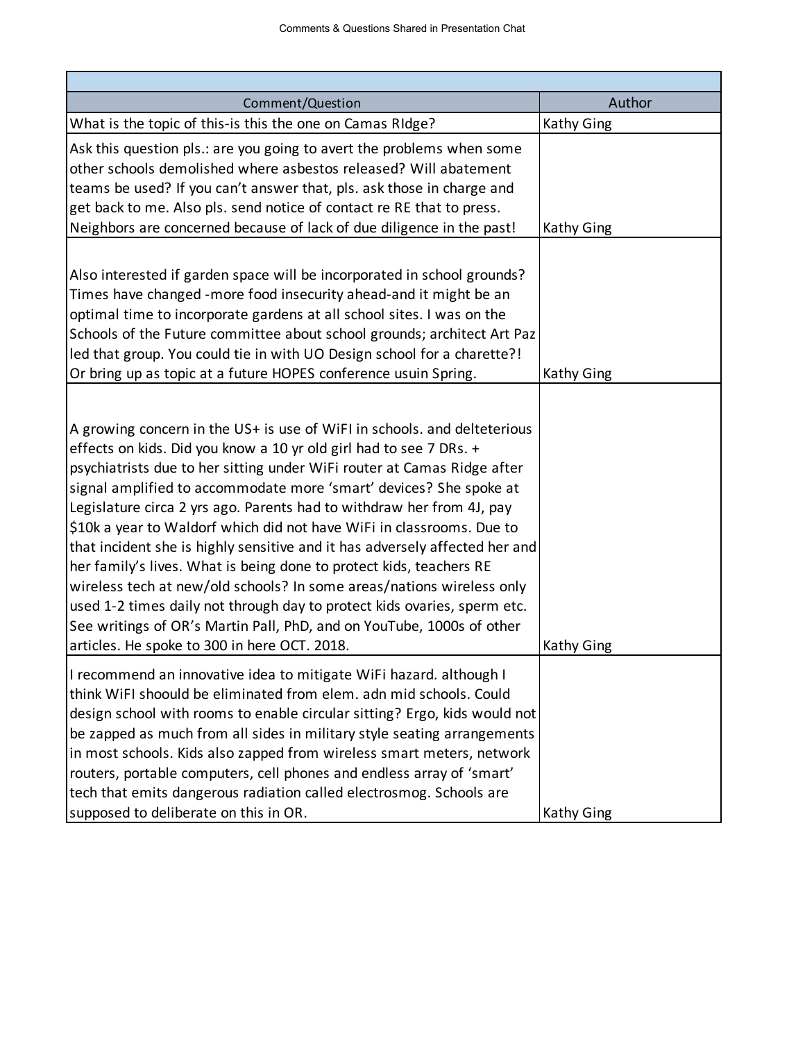Comments & Questions Shared in Presentation Chat

| Comment/Question | Author |
|---|---|
| What is the topic of this-is this the one on Camas RIdge? | Kathy Ging |
| Ask this question pls.: are you going to avert the problems when some other schools demolished where asbestos released? Will abatement teams be used? If you can't answer that, pls. ask those in charge and get back to me. Also pls. send notice of contact re RE that to press. Neighbors are concerned because of lack of due diligence in the past! | Kathy Ging |
| Also interested if garden space will be incorporated in school grounds? Times have changed -more food insecurity ahead-and it might be an optimal time to incorporate gardens at all school sites. I was on the Schools of the Future committee about school grounds; architect Art Paz led that group. You could tie in with UO Design school for a charette?! Or bring up as topic at a future HOPES conference usuin Spring. | Kathy Ging |
| A growing concern in the US+ is use of WiFI in schools. and delteterious effects on kids. Did you know a 10 yr old girl had to see 7 DRs. + psychiatrists due to her sitting under WiFi router at Camas Ridge after signal amplified to accommodate more 'smart' devices? She spoke at Legislature circa 2 yrs ago. Parents had to withdraw her from 4J, pay $10k a year to Waldorf which did not have WiFi in classrooms. Due to that incident she is highly sensitive and it has adversely affected her and her family's lives. What is being done to protect kids, teachers RE wireless tech at new/old schools? In some areas/nations wireless only used 1-2 times daily not through day to protect kids ovaries, sperm etc. See writings of OR's Martin Pall, PhD, and on YouTube, 1000s of other articles. He spoke to 300 in here OCT. 2018. | Kathy Ging |
| I recommend an innovative idea to mitigate WiFi hazard. although I think WiFI shoould be eliminated from elem. adn mid schools. Could design school with rooms to enable circular sitting? Ergo, kids would not be zapped as much from all sides in military style seating arrangements in most schools. Kids also zapped from wireless smart meters, network routers, portable computers, cell phones and endless array of 'smart' tech that emits dangerous radiation called electrosmog. Schools are supposed to deliberate on this in OR. | Kathy Ging |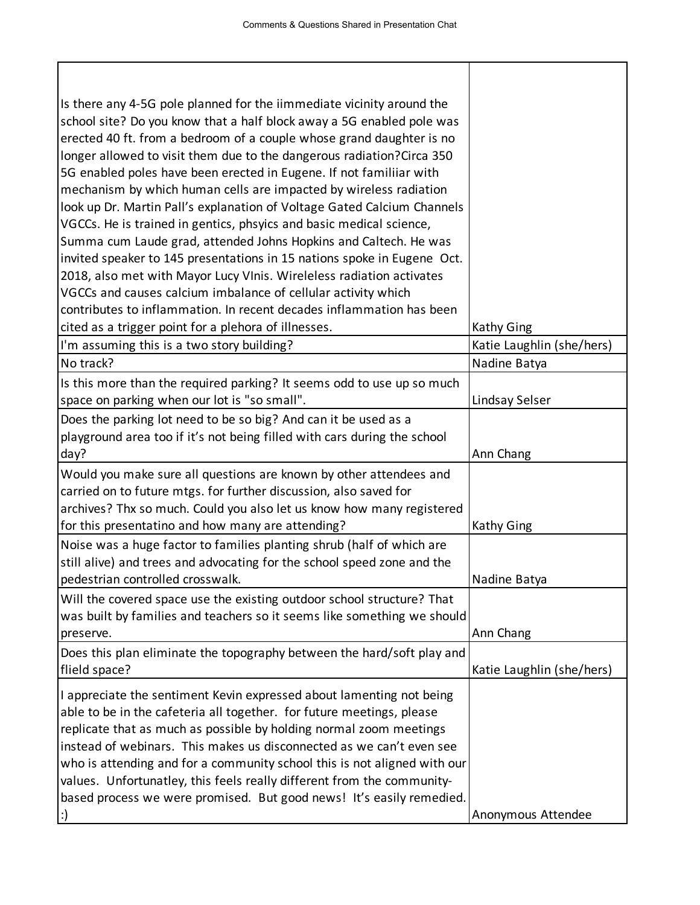| | |
|---|---|
| Is there any 4-5G pole planned for the iimmediate vicinity around the school site? Do you know that a half block away a 5G enabled pole was erected 40 ft. from a bedroom of a couple whose grand daughter is no longer allowed to visit them due to the dangerous radiation?Circa 350 5G enabled poles have been erected in Eugene. If not familiiar with mechanism by which human cells are impacted by wireless radiation look up Dr. Martin Pall's explanation of Voltage Gated Calcium Channels VGCCs. He is trained in gentics, phsyics and basic medical science, Summa cum Laude grad, attended Johns Hopkins and Caltech. He was invited speaker to 145 presentations in 15 nations spoke in Eugene Oct. 2018, also met with Mayor Lucy VInis. Wireleless radiation activates VGCCs and causes calcium imbalance of cellular activity which contributes to inflammation. In recent decades inflammation has been cited as a trigger point for a plehora of illnesses. | Kathy Ging |
| I'm assuming this is a two story building? | Katie Laughlin (she/hers) |
| No track? | Nadine Batya |
| Is this more than the required parking? It seems odd to use up so much space on parking when our lot is "so small". | Lindsay Selser |
| Does the parking lot need to be so big? And can it be used as a playground area too if it's not being filled with cars during the school day? | Ann Chang |
| Would you make sure all questions are known by other attendees and carried on to future mtgs. for further discussion, also saved for archives? Thx so much. Could you also let us know how many registered for this presentatino and how many are attending? | Kathy Ging |
| Noise was a huge factor to families planting shrub (half of which are still alive) and trees and advocating for the school speed zone and the pedestrian controlled crosswalk. | Nadine Batya |
| Will the covered space use the existing outdoor school structure? That was built by families and teachers so it seems like something we should preserve. | Ann Chang |
| Does this plan eliminate the topography between the hard/soft play and flield space? | Katie Laughlin (she/hers) |
| I appreciate the sentiment Kevin expressed about lamenting not being able to be in the cafeteria all together. for future meetings, please replicate that as much as possible by holding normal zoom meetings instead of webinars. This makes us disconnected as we can't even see who is attending and for a community school this is not aligned with our values. Unfortunatley, this feels really different from the community-based process we were promised. But good news! It's easily remedied. :) | Anonymous Attendee |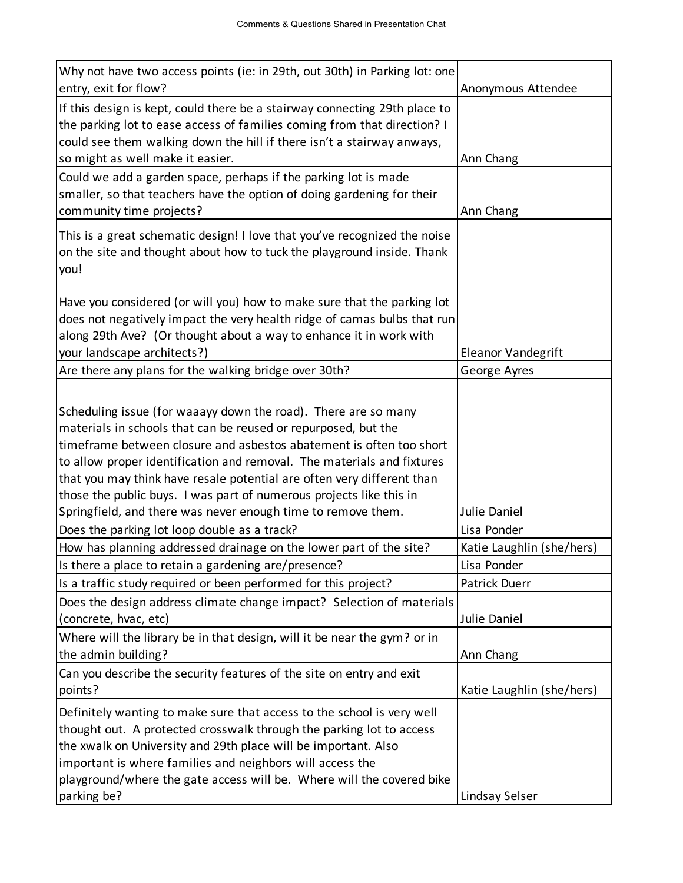| Comment / Question | Name |
|---|---|
| Why not have two access points (ie: in 29th, out 30th) in Parking lot: one entry, exit for flow? | Anonymous Attendee |
| If this design is kept, could there be a stairway connecting 29th place to the parking lot to ease access of families coming from that direction? I could see them walking down the hill if there isn't a stairway anways, so might as well make it easier. | Ann Chang |
| Could we add a garden space, perhaps if the parking lot is made smaller, so that teachers have the option of doing gardening for their community time projects? | Ann Chang |
| This is a great schematic design! I love that you've recognized the noise on the site and thought about how to tuck the playground inside. Thank you!<br><br>Have you considered (or will you) how to make sure that the parking lot does not negatively impact the very health ridge of camas bulbs that run along 29th Ave? (Or thought about a way to enhance it in work with your landscape architects?) | Eleanor Vandegrift |
| Are there any plans for the walking bridge over 30th? | George Ayres |
| Scheduling issue (for waaayy down the road). There are so many materials in schools that can be reused or repurposed, but the timeframe between closure and asbestos abatement is often too short to allow proper identification and removal. The materials and fixtures that you may think have resale potential are often very different than those the public buys. I was part of numerous projects like this in Springfield, and there was never enough time to remove them. | Julie Daniel |
| Does the parking lot loop double as a track? | Lisa Ponder |
| How has planning addressed drainage on the lower part of the site? | Katie Laughlin (she/hers) |
| Is there a place to retain a gardening are/presence? | Lisa Ponder |
| Is a traffic study required or been performed for this project? | Patrick Duerr |
| Does the design address climate change impact? Selection of materials (concrete, hvac, etc) | Julie Daniel |
| Where will the library be in that design, will it be near the gym? or in the admin building? | Ann Chang |
| Can you describe the security features of the site on entry and exit points? | Katie Laughlin (she/hers) |
| Definitely wanting to make sure that access to the school is very well thought out. A protected crosswalk through the parking lot to access the xwalk on University and 29th place will be important. Also important is where families and neighbors will access the playground/where the gate access will be. Where will the covered bike parking be? | Lindsay Selser |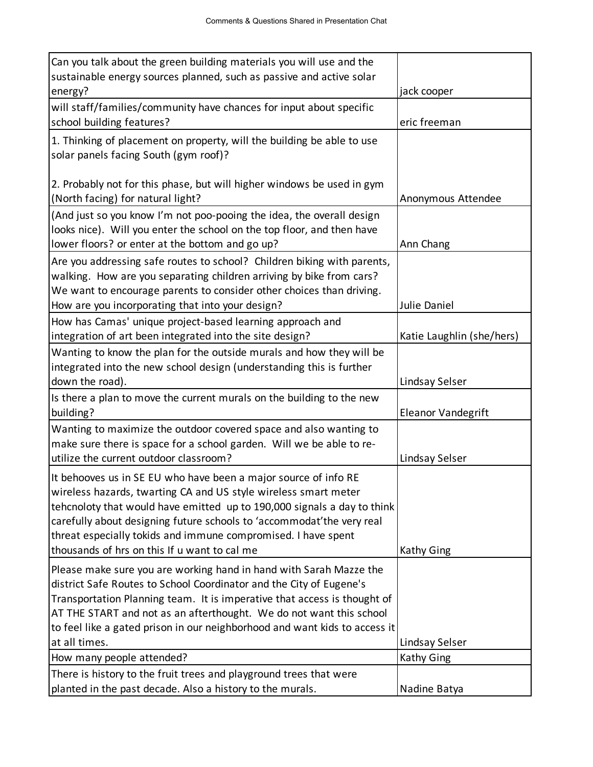| Comment / Question | Name |
|---|---|
| Can you talk about the green building materials you will use and the sustainable energy sources planned, such as passive and active solar energy? | jack cooper |
| will staff/families/community have chances for input about specific school building features? | eric freeman |
| 1. Thinking of placement on property, will the building be able to use solar panels facing South (gym roof)?<br><br>2. Probably not for this phase, but will higher windows be used in gym (North facing) for natural light? | Anonymous Attendee |
| (And just so you know I'm not poo-pooing the idea, the overall design looks nice). Will you enter the school on the top floor, and then have lower floors? or enter at the bottom and go up? | Ann Chang |
| Are you addressing safe routes to school? Children biking with parents, walking. How are you separating children arriving by bike from cars? We want to encourage parents to consider other choices than driving. How are you incorporating that into your design? | Julie Daniel |
| How has Camas' unique project-based learning approach and integration of art been integrated into the site design? | Katie Laughlin (she/hers) |
| Wanting to know the plan for the outside murals and how they will be integrated into the new school design (understanding this is further down the road). | Lindsay Selser |
| Is there a plan to move the current murals on the building to the new building? | Eleanor Vandegrift |
| Wanting to maximize the outdoor covered space and also wanting to make sure there is space for a school garden. Will we be able to re-utilize the current outdoor classroom? | Lindsay Selser |
| It behooves us in SE EU who have been a major source of info RE wireless hazards, twarting CA and US style wireless smart meter tehcnoloty that would have emitted up to 190,000 signals a day to think carefully about designing future schools to 'accommodat'the very real threat especially tokids and immune compromised. I have spent thousands of hrs on this If u want to cal me | Kathy Ging |
| Please make sure you are working hand in hand with Sarah Mazze the district Safe Routes to School Coordinator and the City of Eugene's Transportation Planning team. It is imperative that access is thought of AT THE START and not as an afterthought. We do not want this school to feel like a gated prison in our neighborhood and want kids to access it at all times. | Lindsay Selser |
| How many people attended? | Kathy Ging |
| There is history to the fruit trees and playground trees that were planted in the past decade. Also a history to the murals. | Nadine Batya |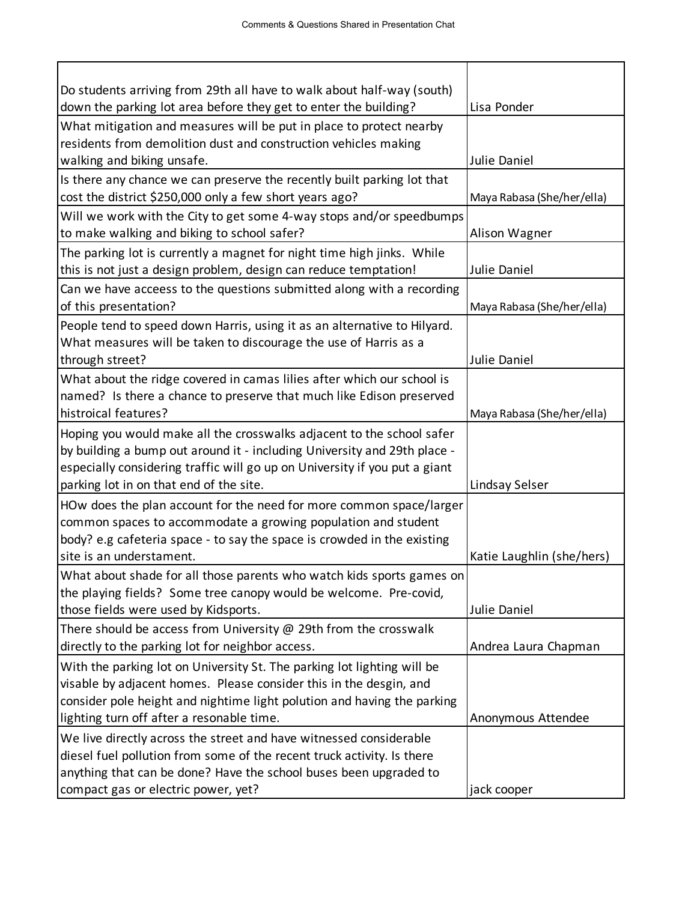Comments & Questions Shared in Presentation Chat

| | |
|---|---|
| Do students arriving from 29th all have to walk about half-way (south) down the parking lot area before they get to enter the building? | Lisa Ponder |
| What mitigation and measures will be put in place to protect nearby residents from demolition dust and construction vehicles making walking and biking unsafe. | Julie Daniel |
| Is there any chance we can preserve the recently built parking lot that cost the district $250,000 only a few short years ago? | Maya Rabasa (She/her/ella) |
| Will we work with the City to get some 4-way stops and/or speedbumps to make walking and biking to school safer? | Alison Wagner |
| The parking lot is currently a magnet for night time high jinks. While this is not just a design problem, design can reduce temptation! | Julie Daniel |
| Can we have access to the questions submitted along with a recording of this presentation? | Maya Rabasa (She/her/ella) |
| People tend to speed down Harris, using it as an alternative to Hilyard. What measures will be taken to discourage the use of Harris as a through street? | Julie Daniel |
| What about the ridge covered in camas lilies after which our school is named? Is there a chance to preserve that much like Edison preserved histroical features? | Maya Rabasa (She/her/ella) |
| Hoping you would make all the crosswalks adjacent to the school safer by building a bump out around it - including University and 29th place - especially considering traffic will go up on University if you put a giant parking lot in on that end of the site. | Lindsay Selser |
| HOw does the plan account for the need for more common space/larger common spaces to accommodate a growing population and student body? e.g cafeteria space - to say the space is crowded in the existing site is an understament. | Katie Laughlin (she/hers) |
| What about shade for all those parents who watch kids sports games on the playing fields? Some tree canopy would be welcome. Pre-covid, those fields were used by Kidsports. | Julie Daniel |
| There should be access from University @ 29th from the crosswalk directly to the parking lot for neighbor access. | Andrea Laura Chapman |
| With the parking lot on University St. The parking lot lighting will be visable by adjacent homes. Please consider this in the desgin, and consider pole height and nightime light polution and having the parking lighting turn off after a resonable time. | Anonymous Attendee |
| We live directly across the street and have witnessed considerable diesel fuel pollution from some of the recent truck activity. Is there anything that can be done? Have the school buses been upgraded to compact gas or electric power, yet? | jack cooper |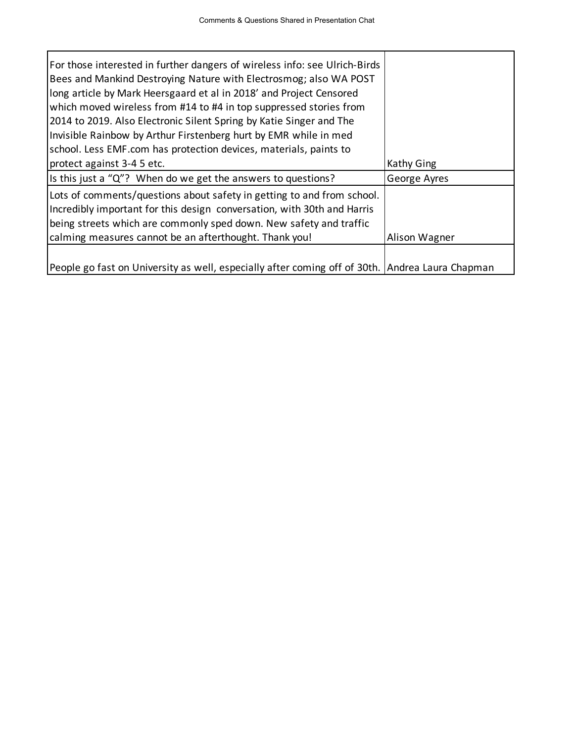| | |
|---|---|
| For those interested in further dangers of wireless info: see Ulrich-Birds Bees and Mankind Destroying Nature with Electrosmog; also WA POST long article by Mark Heersgaard et al in 2018' and Project Censored which moved wireless from #14 to #4 in top suppressed stories from 2014 to 2019. Also Electronic Silent Spring by Katie Singer and The Invisible Rainbow by Arthur Firstenberg hurt by EMR while in med school. Less EMF.com has protection devices, materials, paints to protect against 3-4 5 etc. | Kathy Ging |
| Is this just a "Q"? When do we get the answers to questions? | George Ayres |
| Lots of comments/questions about safety in getting to and from school. Incredibly important for this design conversation, with 30th and Harris being streets which are commonly sped down. New safety and traffic calming measures cannot be an afterthought. Thank you! | Alison Wagner |
| People go fast on University as well, especially after coming off of 30th. | Andrea Laura Chapman |